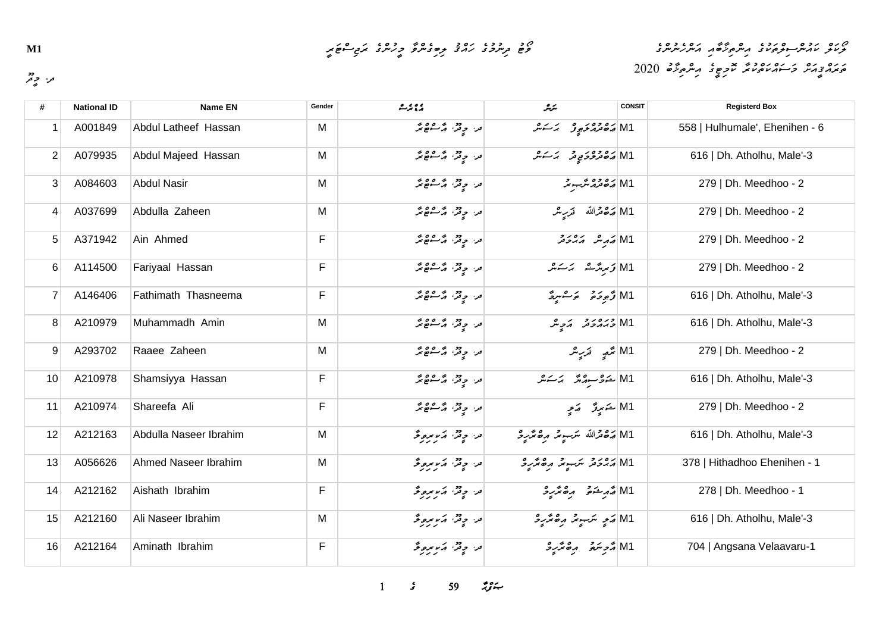ޕާޓީ ދާއިރާގެ ހުޅުމާލެ ދެކުނު ދާއިރާ ތަރައްޤީއާއި ރައްޔިތުންގެ ޑިމޮކްރެޓިކް ޕާޓީ M1

ތަރައްޤީއަށް ޖަމާވެފައިވާ ޝަރުޠާނުބީ ތަރައްޤީއާ ރަޖިސްޓްރޭޝަން 2020

ދ. މީދޫ

| # | National ID | Name EN | Gender | ދާއިރާ | ނަން | CONSIT | Registerd Box |
|---|---|---|---|---|---|---|---|
| 1 | A001849 | Abdul Latheef Hassan | M | ދ. މީދޫ، އާސްޓޭރު | އަބްދުލްލަޠީފް ހަސަން | M1 | 558 \| Hulhumale', Ehenihen - 6 |
| 2 | A079935 | Abdul Majeed Hassan | M | ދ. މީދޫ، އާސްޓޭރު | އަބްދުލްމަޖީދު ހަސަން | M1 | 616 \| Dh. Atholhu, Male'-3 |
| 3 | A084603 | Abdul Nasir | M | ދ. މީދޫ، އާސްޓޭރު | އަބްދުލްނާސިރު | M1 | 279 \| Dh. Meedhoo - 2 |
| 4 | A037699 | Abdulla Zaheen | M | ދ. މީދޫ، އާސްޓޭރު | އަބްދުﷲ ޒަހީން | M1 | 279 \| Dh. Meedhoo - 2 |
| 5 | A371942 | Ain Ahmed | F | ދ. މީދޫ، އާސްޓޭރު | އައިން އަޙްމަދު | M1 | 279 \| Dh. Meedhoo - 2 |
| 6 | A114500 | Fariyaal Hassan | F | ދ. މީދޫ، އާސްޓޭރު | ފަރިޔާލް ހަސަން | M1 | 279 \| Dh. Meedhoo - 2 |
| 7 | A146406 | Fathimath Thasneema | F | ދ. މީދޫ، އާސްޓޭރު | ފާތިމަތު ތަސްނީމާ | M1 | 616 \| Dh. Atholhu, Male'-3 |
| 8 | A210979 | Muhammadh Amin | M | ދ. މީދޫ، އާސްޓޭރު | މުޙައްމަދު އަމީން | M1 | 616 \| Dh. Atholhu, Male'-3 |
| 9 | A293702 | Raaee Zaheen | M | ދ. މީދޫ، އާސްޓޭރު | ރާއީ ޒަހީން | M1 | 279 \| Dh. Meedhoo - 2 |
| 10 | A210978 | Shamsiyya Hassan | F | ދ. މީދޫ، އާސްޓޭރު | ޝަމްސިއްޔާ ހަސަން | M1 | 616 \| Dh. Atholhu, Male'-3 |
| 11 | A210974 | Shareefa Ali | F | ދ. މީދޫ، އާސްޓޭރު | ޝަރީފާ އަލީ | M1 | 279 \| Dh. Meedhoo - 2 |
| 12 | A212163 | Abdulla Naseer Ibrahim | M | ދ. މީދޫ، އަލިރިވާގެ | އަބްދުﷲ ނަސީރު އިބްރާހީމް | M1 | 616 \| Dh. Atholhu, Male'-3 |
| 13 | A056626 | Ahmed Naseer Ibrahim | M | ދ. މީދޫ، އަލިރިވާގެ | އަޙްމަދު ނަސީރު އިބްރާހީމް | M1 | 378 \| Hithadhoo Ehenihen - 1 |
| 14 | A212162 | Aishath Ibrahim | F | ދ. މީދޫ، އަލިރިވާގެ | އާއިޝަތު އިބްރާހީމް | M1 | 278 \| Dh. Meedhoo - 1 |
| 15 | A212160 | Ali Naseer Ibrahim | M | ދ. މީދޫ، އަލިރިވާގެ | އަލީ ނަސީރު އިބްރާހީމް | M1 | 616 \| Dh. Atholhu, Male'-3 |
| 16 | A212164 | Aminath Ibrahim | F | ދ. މީދޫ، އަލިރިވާގެ | އާމިނަތު އިބްރާހީމް | M1 | 704 \| Angsana Velaavaru-1 |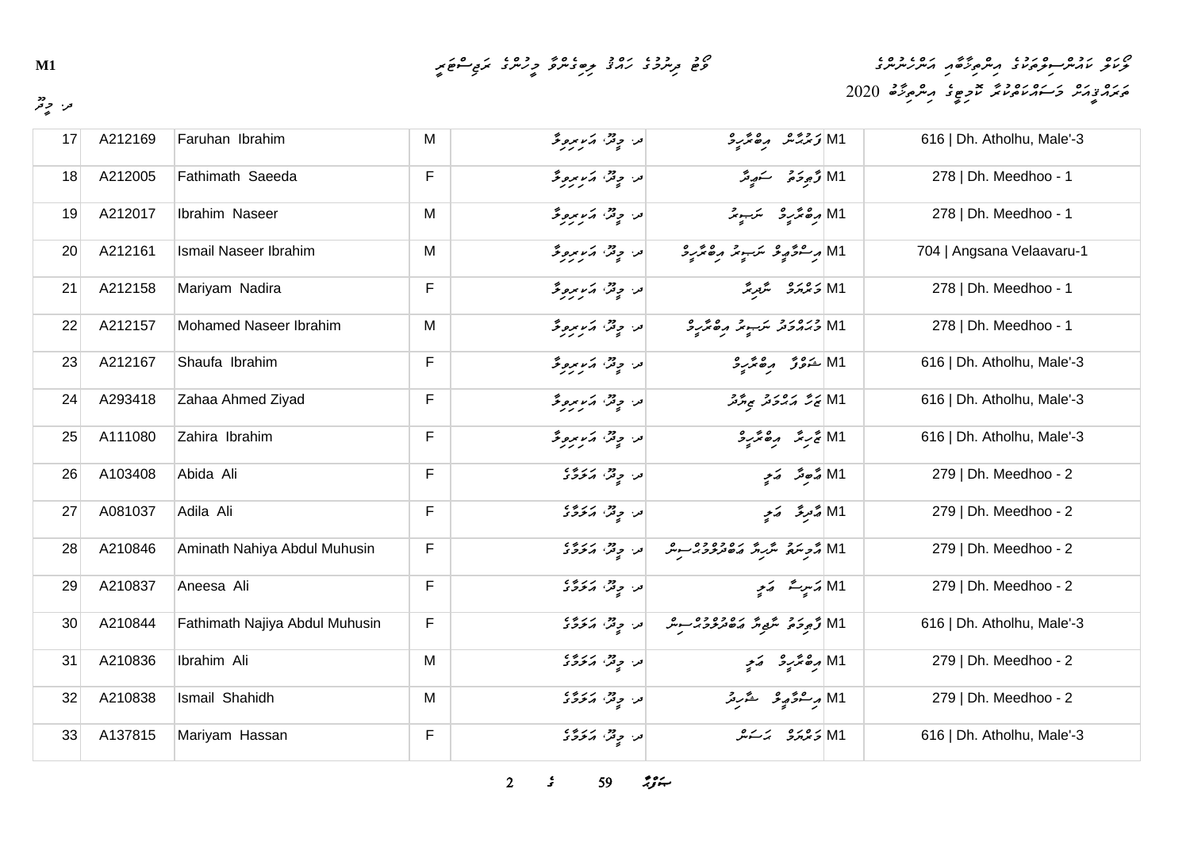M1

ތާޖު ދިރާގު ހައުސް ލިމިޓެޑް އޮޑިޓަރު ހިސާބު

ދ. މީދޫ

| 17 | A212169 | Faruhan Ibrahim | M | ދ. މީދޫ، އަބަރިވާ | ފަރުހާން އިބްރާހީމް M1 | 616 \| Dh. Atholhu, Male'-3 |
|---|---|---|---|---|---|---|
| 18 | A212005 | Fathimath Saeeda | F | ދ. މީދޫ، އަބަރިވާ | ފާތިމަތު ސައީދާ M1 | 278 \| Dh. Meedhoo - 1 |
| 19 | A212017 | Ibrahim Naseer | M | ދ. މީދޫ، އަބަރިވާ | އިބްރާހީމް ނަސީރު M1 | 278 \| Dh. Meedhoo - 1 |
| 20 | A212161 | Ismail Naseer Ibrahim | M | ދ. މީދޫ، އަބަރިވާ | އިސްމާޢީލް ނަސީރު އިބްރާހީމް M1 | 704 \| Angsana Velaavaru-1 |
| 21 | A212158 | Mariyam Nadira | F | ދ. މީދޫ، އަބަރިވާ | މަރިޔަމް ނާދިރާ M1 | 278 \| Dh. Meedhoo - 1 |
| 22 | A212157 | Mohamed Naseer Ibrahim | M | ދ. މީދޫ، އަބަރިވާ | މުޙައްމަދު ނަސީރު އިބްރާހީމް M1 | 278 \| Dh. Meedhoo - 1 |
| 23 | A212167 | Shaufa Ibrahim | F | ދ. މީދޫ، އަބަރިވާ | ޝައުފާ އިބްރާހީމް M1 | 616 \| Dh. Atholhu, Male'-3 |
| 24 | A293418 | Zahaa Ahmed Ziyad | F | ދ. މީދޫ، އަބަރިވާ | ޒަހާ އަޙްމަދު ޒިޔާދު M1 | 616 \| Dh. Atholhu, Male'-3 |
| 25 | A111080 | Zahira Ibrahim | F | ދ. މީދޫ، އަބަރިވާ | ޒާހިރާ އިބްރާހީމް M1 | 616 \| Dh. Atholhu, Male'-3 |
| 26 | A103408 | Abida Ali | F | ދ. މީދޫ، އަލަމާގެ | އާބިދާ އަލީ M1 | 279 \| Dh. Meedhoo - 2 |
| 27 | A081037 | Adila Ali | F | ދ. މީދޫ، އަލަމާގެ | އާދިލާ އަލީ M1 | 279 \| Dh. Meedhoo - 2 |
| 28 | A210846 | Aminath Nahiya Abdul Muhusin | F | ދ. މީދޫ، އަލަމާގެ | އާމިނަތު ނާހިޔާ އަބްދުލްމުޙުސިން M1 | 279 \| Dh. Meedhoo - 2 |
| 29 | A210837 | Aneesa Ali | F | ދ. މީދޫ، އަލަމާގެ | އަނީސާ އަލީ M1 | 279 \| Dh. Meedhoo - 2 |
| 30 | A210844 | Fathimath Najiya Abdul Muhusin | F | ދ. މީދޫ، އަލަމާގެ | ފާތިމަތު ނާޖިޔާ އަބްދުލްމުޙުސިން M1 | 616 \| Dh. Atholhu, Male'-3 |
| 31 | A210836 | Ibrahim Ali | M | ދ. މީދޫ، އަލަމާގެ | އިބްރާހީމް އަލީ M1 | 279 \| Dh. Meedhoo - 2 |
| 32 | A210838 | Ismail Shahidh | M | ދ. މީދޫ، އަލަމާގެ | އިސްމާޢީލް ޝާހިދު M1 | 279 \| Dh. Meedhoo - 2 |
| 33 | A137815 | Mariyam Hassan | F | ދ. މީދޫ، އަލަމާގެ | މަރިޔަމް ހަސަން M1 | 616 \| Dh. Atholhu, Male'-3 |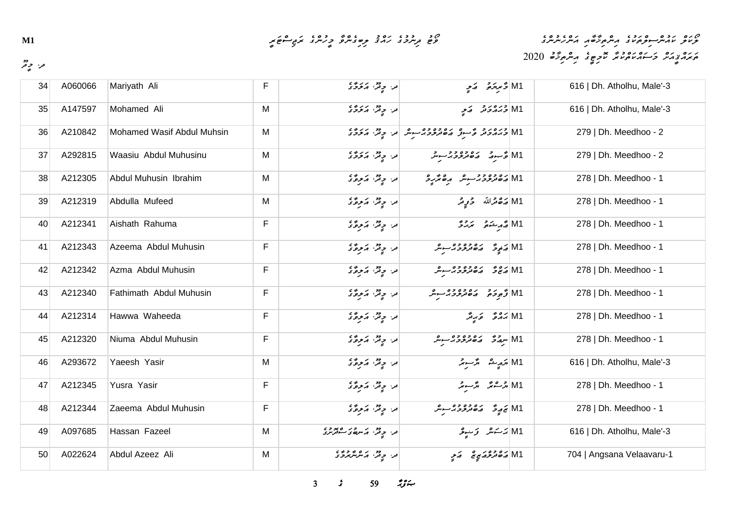| 34 | A060066 | Mariyath Ali | F | ދ. މީދޫ، އަވަމާގެ | M1  މާރިޔަތު ޢަލީ | 616 \| Dh. Atholhu, Male'-3 |
|---|---|---|---|---|---|---|
| 35 | A147597 | Mohamed Ali | M | ދ. މީދޫ، އަވަމާގެ | M1 މުހައްމަދު ޢަލީ | 616 \| Dh. Atholhu, Male'-3 |
| 36 | A210842 | Mohamed Wasif Abdul Muhsin | M | ދ. މީދޫ، އަވަމާގެ | M1 މުހައްމަދު ވާސިފު ޢަބްދުލްމުޙްސިން | 279 \| Dh. Meedhoo - 2 |
| 37 | A292815 | Waasiu Abdul Muhusinu | M | ދ. މީދޫ، އަވަމާގެ | M1 ވާސިޢު ޢަބްދުލްމުހުސިނު | 279 \| Dh. Meedhoo - 2 |
| 38 | A212305 | Abdul Muhusin Ibrahim | M | ދ. މީދޫ، އަލިވާގެ | M1 ޢަބްދުލްމުހުސިން އިބްރާހީމް | 278 \| Dh. Meedhoo - 1 |
| 39 | A212319 | Abdulla Mufeed | M | ދ. މީދޫ، އަލިވާގެ | M1 ޢަބްދުﷲ މުފީދު | 278 \| Dh. Meedhoo - 1 |
| 40 | A212341 | Aishath Rahuma | F | ދ. މީދޫ، އަލިވާގެ | M1 ޢާއިޝަތު ރަހުމާ | 278 \| Dh. Meedhoo - 1 |
| 41 | A212343 | Azeema Abdul Muhusin | F | ދ. މީދޫ، އަލިވާގެ | M1 އަޒީމާ ޢަބްދުލްމުހުސިން | 278 \| Dh. Meedhoo - 1 |
| 42 | A212342 | Azma Abdul Muhusin | F | ދ. މީދޫ، އަލިވާގެ | M1 އަޒްމާ ޢަބްދުލްމުހުސިން | 278 \| Dh. Meedhoo - 1 |
| 43 | A212340 | Fathimath Abdul Muhusin | F | ދ. މީދޫ، އަލިވާގެ | M1 ފާތިމަތު ޢަބްދުލްމުހުސިން | 278 \| Dh. Meedhoo - 1 |
| 44 | A212314 | Hawwa Waheeda | F | ދ. މީދޫ، އަލިވާގެ | M1 ހައްވާ ވަހީދާ | 278 \| Dh. Meedhoo - 1 |
| 45 | A212320 | Niuma Abdul Muhusin | F | ދ. މީދޫ، އަލިވާގެ | M1 ނިޢުމާ ޢަބްދުލްމުހުސިން | 278 \| Dh. Meedhoo - 1 |
| 46 | A293672 | Yaeesh Yasir | M | ދ. މީދޫ، އަލިވާގެ | M1 ޔައީޝް ޔާސިރު | 616 \| Dh. Atholhu, Male'-3 |
| 47 | A212345 | Yusra Yasir | F | ދ. މީދޫ، އަލިވާގެ | M1 ޔުސްރާ ޔާސިރު | 278 \| Dh. Meedhoo - 1 |
| 48 | A212344 | Zaeema Abdul Muhusin | F | ދ. މީދޫ، އަލިވާގެ | M1 ޒަޢީމާ ޢަބްދުލްމުހުސިން | 278 \| Dh. Meedhoo - 1 |
| 49 | A097685 | Hassan Fazeel | M | ދ. މީދޫ، އަސްރެޓްސްޓޫރޫ | M1 ހަސަން ފަޟީލު | 616 \| Dh. Atholhu, Male'-3 |
| 50 | A022624 | Abdul Azeez Ali | M | ދ. މީދޫ، އަންނާރާގެ | M1 ޢަބްދުލްޢަޒީޒް ޢަލީ | 704 \| Angsana Velaavaru-1 |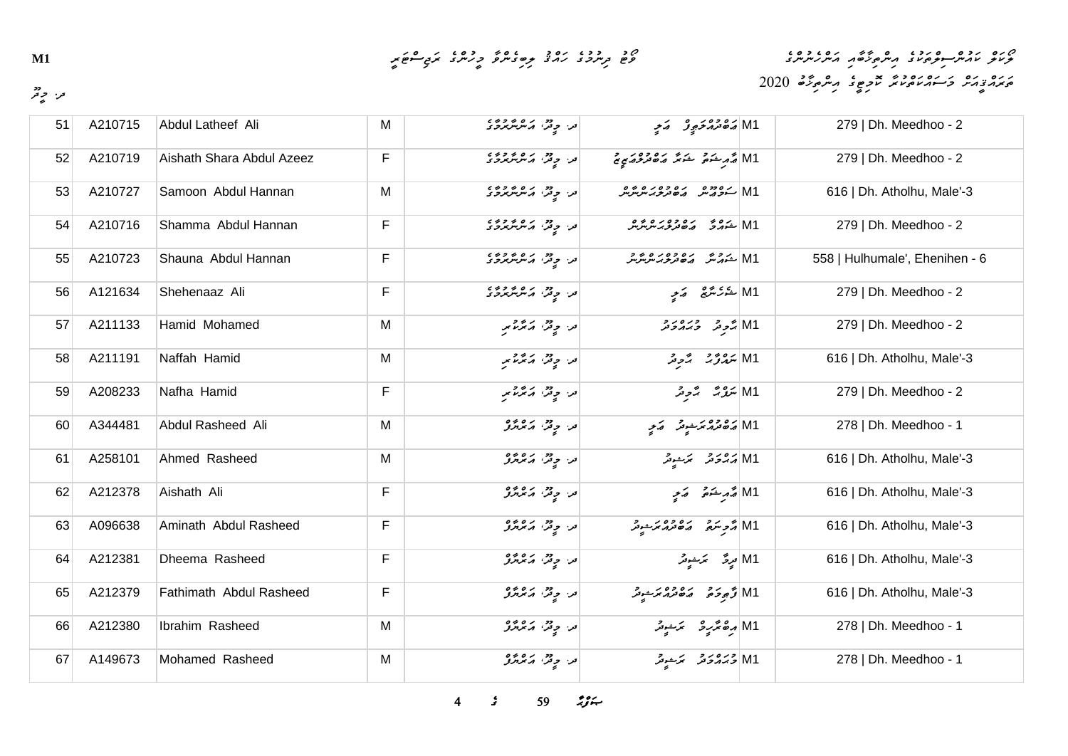ދ. މީދޫ

| 51 | A210715 | Abdul Latheef Ali | M | ދ. މީދޫ، އަންނާރާގެ | އަބްދުއްލަޠީފް އަލި M1 | 279 \| Dh. Meedhoo - 2 |
|---|---|---|---|---|---|---|
| 52 | A210719 | Aishath Shara Abdul Azeez | F | ދ. މީދޫ، އަންނާރާގެ | އައިޝަތު ޝަރާ އަބްދުލްޢަޒީޒު M1 | 279 \| Dh. Meedhoo - 2 |
| 53 | A210727 | Samoon Abdul Hannan | M | ދ. މީދޫ، އަންނާރާގެ | ސަމޫން އަބްދުލްޙައްނާން M1 | 616 \| Dh. Atholhu, Male'-3 |
| 54 | A210716 | Shamma Abdul Hannan | F | ދ. މީދޫ، އަންނާރާގެ | ޝައްމާ އަބްދުލްޙައްނާން M1 | 279 \| Dh. Meedhoo - 2 |
| 55 | A210723 | Shauna Abdul Hannan | F | ދ. މީދޫ، އަންނާރާގެ | ޝައުނާ އަބްދުލްޙައްނާން M1 | 558 \| Hulhumale', Ehenihen - 6 |
| 56 | A121634 | Shehenaaz Ali | F | ދ. މީދޫ، އަންނާރާގެ | ޝެހެނާޒް އަލި M1 | 279 \| Dh. Meedhoo - 2 |
| 57 | A211133 | Hamid Mohamed | M | ދ. މީދޫ، އަރާމާ | ހާމިދު މުޙައްމަދު M1 | 279 \| Dh. Meedhoo - 2 |
| 58 | A211191 | Naffah Hamid | M | ދ. މީދޫ، އަރާމާ | ނައްފާހު ހާމިދު M1 | 616 \| Dh. Atholhu, Male'-3 |
| 59 | A208233 | Nafha Hamid | F | ދ. މީދޫ، އަރާމާ | ނަފްހާ ހާމިދު M1 | 279 \| Dh. Meedhoo - 2 |
| 60 | A344481 | Abdul Rasheed Ali | M | ދ. މީދޫ، އަރުނާލް | އަބްދުއްރަޝީދު އަލި M1 | 278 \| Dh. Meedhoo - 1 |
| 61 | A258101 | Ahmed Rasheed | M | ދ. މީދޫ، އަރުނާލް | އަޙްމަދު ރަޝީދު M1 | 616 \| Dh. Atholhu, Male'-3 |
| 62 | A212378 | Aishath Ali | F | ދ. މީދޫ، އަރުނާލް | އައިޝަތު އަލި M1 | 616 \| Dh. Atholhu, Male'-3 |
| 63 | A096638 | Aminath Abdul Rasheed | F | ދ. މީދޫ، އަރުނާލް | އާމިނަތު އަބްދުއްރަޝީދު M1 | 616 \| Dh. Atholhu, Male'-3 |
| 64 | A212381 | Dheema Rasheed | F | ދ. މީދޫ، އަރުނާލް | ދީމާ ރަޝީދު M1 | 616 \| Dh. Atholhu, Male'-3 |
| 65 | A212379 | Fathimath Abdul Rasheed | F | ދ. މީދޫ، އަރުނާލް | ފާތިމަތު އަބްދުއްރަޝީދު M1 | 616 \| Dh. Atholhu, Male'-3 |
| 66 | A212380 | Ibrahim Rasheed | M | ދ. މީދޫ، އަރުނާލް | އިބްރާހީމް ރަޝީދު M1 | 278 \| Dh. Meedhoo - 1 |
| 67 | A149673 | Mohamed Rasheed | M | ދ. މީދޫ، އަރުނާލް | މުޙައްމަދު ރަޝީދު M1 | 278 \| Dh. Meedhoo - 1 |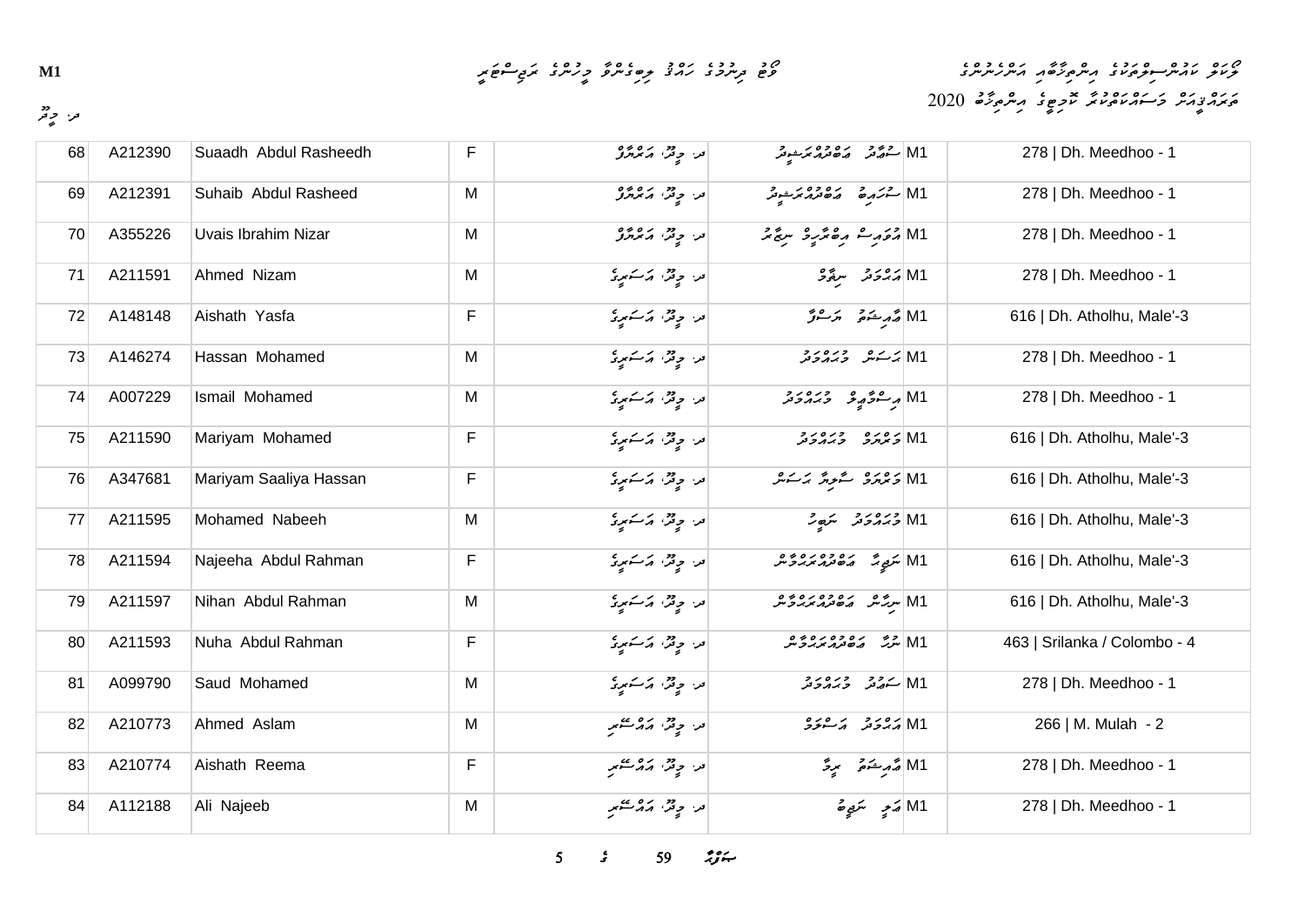ދ. މީދޫ

| 68 | A212390 | Suaadh Abdul Rasheedh | F | ދ. މީދޫ، އަރުދާ | M1 ސުއާދު އަބްދުއްރަޝީދު | 278 \| Dh. Meedhoo - 1 |
|---|---|---|---|---|---|---|
| 69 | A212391 | Suhaib Abdul Rasheed | M | ދ. މީދޫ، އަރުދާ | M1 ސުހައިބު އަބްދުއްރަޝީދު | 278 \| Dh. Meedhoo - 1 |
| 70 | A355226 | Uvais Ibrahim Nizar | M | ދ. މީދޫ، އަރުދާ | M1 އުވައިސް އިބްރާހީމް ނިޒާރު | 278 \| Dh. Meedhoo - 1 |
| 71 | A211591 | Ahmed Nizam | M | ދ. މީދޫ، އަސަރީގެ | M1 އަހުމަދު ނިޒާމް | 278 \| Dh. Meedhoo - 1 |
| 72 | A148148 | Aishath Yasfa | F | ދ. މީދޫ، އަސަރީގެ | M1 އާއިޝަތު ޔަސްފާ | 616 \| Dh. Atholhu, Male'-3 |
| 73 | A146274 | Hassan Mohamed | M | ދ. މީދޫ، އަސަރީގެ | M1 ހަސަން މުހައްމަދު | 278 \| Dh. Meedhoo - 1 |
| 74 | A007229 | Ismail Mohamed | M | ދ. މީދޫ، އަސަރީގެ | M1 އިސްމާޢީލް މުހައްމަދު | 278 \| Dh. Meedhoo - 1 |
| 75 | A211590 | Mariyam Mohamed | F | ދ. މީދޫ، އަސަރީގެ | M1 މަރިޔަމް މުހައްމަދު | 616 \| Dh. Atholhu, Male'-3 |
| 76 | A347681 | Mariyam Saaliya Hassan | F | ދ. މީދޫ، އަސަރީގެ | M1 މަރިޔަމް ސާލިޔާ ހަސަން | 616 \| Dh. Atholhu, Male'-3 |
| 77 | A211595 | Mohamed Nabeeh | M | ދ. މީދޫ، އަސަރީގެ | M1 މުހައްމަދު ނަބީހު | 616 \| Dh. Atholhu, Male'-3 |
| 78 | A211594 | Najeeha Abdul Rahman | F | ދ. މީދޫ، އަސަރީގެ | M1 ނަޖީހާ އަބްދުއްރަހްމާން | 616 \| Dh. Atholhu, Male'-3 |
| 79 | A211597 | Nihan Abdul Rahman | M | ދ. މީދޫ، އަސަރީގެ | M1 ނިހާން އަބްދުއްރަހްމާން | 616 \| Dh. Atholhu, Male'-3 |
| 80 | A211593 | Nuha Abdul Rahman | F | ދ. މީދޫ، އަސަރީގެ | M1 ނުހާ އަބްދުއްރަހްމާން | 463 \| Srilanka / Colombo - 4 |
| 81 | A099790 | Saud Mohamed | M | ދ. މީދޫ، އަސަރީގެ | M1 ސައުދު މުހައްމަދު | 278 \| Dh. Meedhoo - 1 |
| 82 | A210773 | Ahmed Aslam | M | ދ. މީދޫ، އައުސަރި | M1 އަހުމަދު އަސްލަމް | 266 \| M. Mulah - 2 |
| 83 | A210774 | Aishath Reema | F | ދ. މީދޫ، އައުސަރި | M1 އާއިޝަތު ރީމާ | 278 \| Dh. Meedhoo - 1 |
| 84 | A112188 | Ali Najeeb | M | ދ. މީދޫ، އައުސަރި | M1 އަލީ ނަޖީބު | 278 \| Dh. Meedhoo - 1 |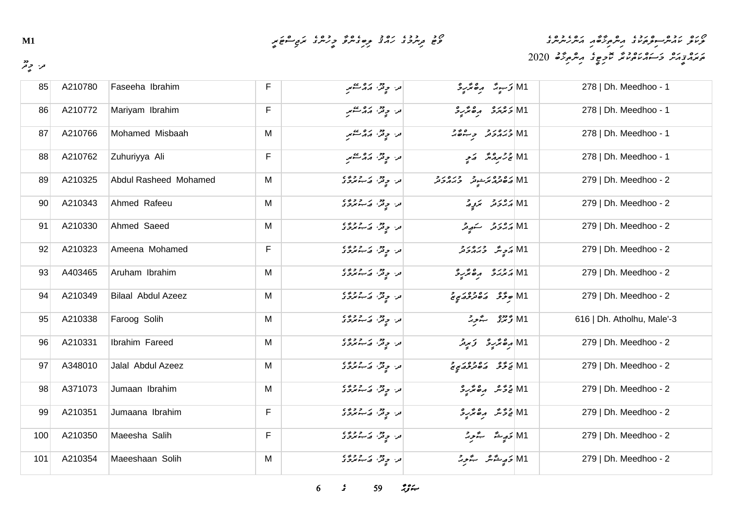| 85 | A210780 | Faseeha Ibrahim | F | ދ. މީދޫ، އައުސަވާރި | M1 ފަސީހާ އިބްރާހީމް | 278 \| Dh. Meedhoo - 1 |
|---|---|---|---|---|---|---|
| 86 | A210772 | Mariyam Ibrahim | F | ދ. މީދޫ، އައުސަވާރި | M1 މަރިޔަމް އިބްރާހީމް | 278 \| Dh. Meedhoo - 1 |
| 87 | A210766 | Mohamed Misbaah | M | ދ. މީދޫ، އައުސަވާރި | M1 މުޙައްމަދު މިސްބާހު | 278 \| Dh. Meedhoo - 1 |
| 88 | A210762 | Zuhuriyya Ali | F | ދ. މީދޫ، އައުސަވާރި | M1 ޒުހުރިއްޔާ ޢަލީ | 278 \| Dh. Meedhoo - 1 |
| 89 | A210325 | Abdul Rasheed Mohamed | M | ދ. މީދޫ، އަސަރުމާގެ | M1 އަބްދުއްރަޝީދު މުޙައްމަދު | 279 \| Dh. Meedhoo - 2 |
| 90 | A210343 | Ahmed Rafeeu | M | ދ. މީދޫ، އަސަރުމާގެ | M1 އަޙްމަދު ރަފީޢު | 279 \| Dh. Meedhoo - 2 |
| 91 | A210330 | Ahmed Saeed | M | ދ. މީދޫ، އަސަރުމާގެ | M1 އަޙްމަދު ސަޢީދު | 279 \| Dh. Meedhoo - 2 |
| 92 | A210323 | Ameena Mohamed | F | ދ. މީދޫ، އަސަރުމާގެ | M1 އަމީނާ މުޙައްމަދު | 279 \| Dh. Meedhoo - 2 |
| 93 | A403465 | Aruham Ibrahim | M | ދ. މީދޫ، އަސަރުމާގެ | M1 އަރުހަމް އިބްރާހީމް | 279 \| Dh. Meedhoo - 2 |
| 94 | A210349 | Bilaal Abdul Azeez | M | ދ. މީދޫ، އަސަރުމާގެ | M1 ބިލާލް އަބްދުލްޢަޒީޒު | 279 \| Dh. Meedhoo - 2 |
| 95 | A210338 | Faroog Solih | M | ދ. މީދޫ، އަސަރުމާގެ | M1 ފާރޫގު ޞާލިހު | 616 \| Dh. Atholhu, Male'-3 |
| 96 | A210331 | Ibrahim Fareed | M | ދ. މީދޫ، އަސަރުމާގެ | M1 އިބްރާހީމް ފަރީދު | 279 \| Dh. Meedhoo - 2 |
| 97 | A348010 | Jalal Abdul Azeez | M | ދ. މީދޫ، އަސަރުމާގެ | M1 ޖަލާލް އަބްދުލްޢަޒީޒު | 279 \| Dh. Meedhoo - 2 |
| 98 | A371073 | Jumaan Ibrahim | M | ދ. މީދޫ، އަސަރުމާގެ | M1 ޖުމާން އިބްރާހީމް | 279 \| Dh. Meedhoo - 2 |
| 99 | A210351 | Jumaana Ibrahim | F | ދ. މީދޫ، އަސަރުމާގެ | M1 ޖުމާނާ އިބްރާހީމް | 279 \| Dh. Meedhoo - 2 |
| 100 | A210350 | Maeesha Salih | F | ދ. މީދޫ، އަސަރުމާގެ | M1 މައީޝާ ޞާލިހު | 279 \| Dh. Meedhoo - 2 |
| 101 | A210354 | Maeeshaan Solih | M | ދ. މީދޫ، އަސަރުމާގެ | M1 މައީޝާން ޞާލިހު | 279 \| Dh. Meedhoo - 2 |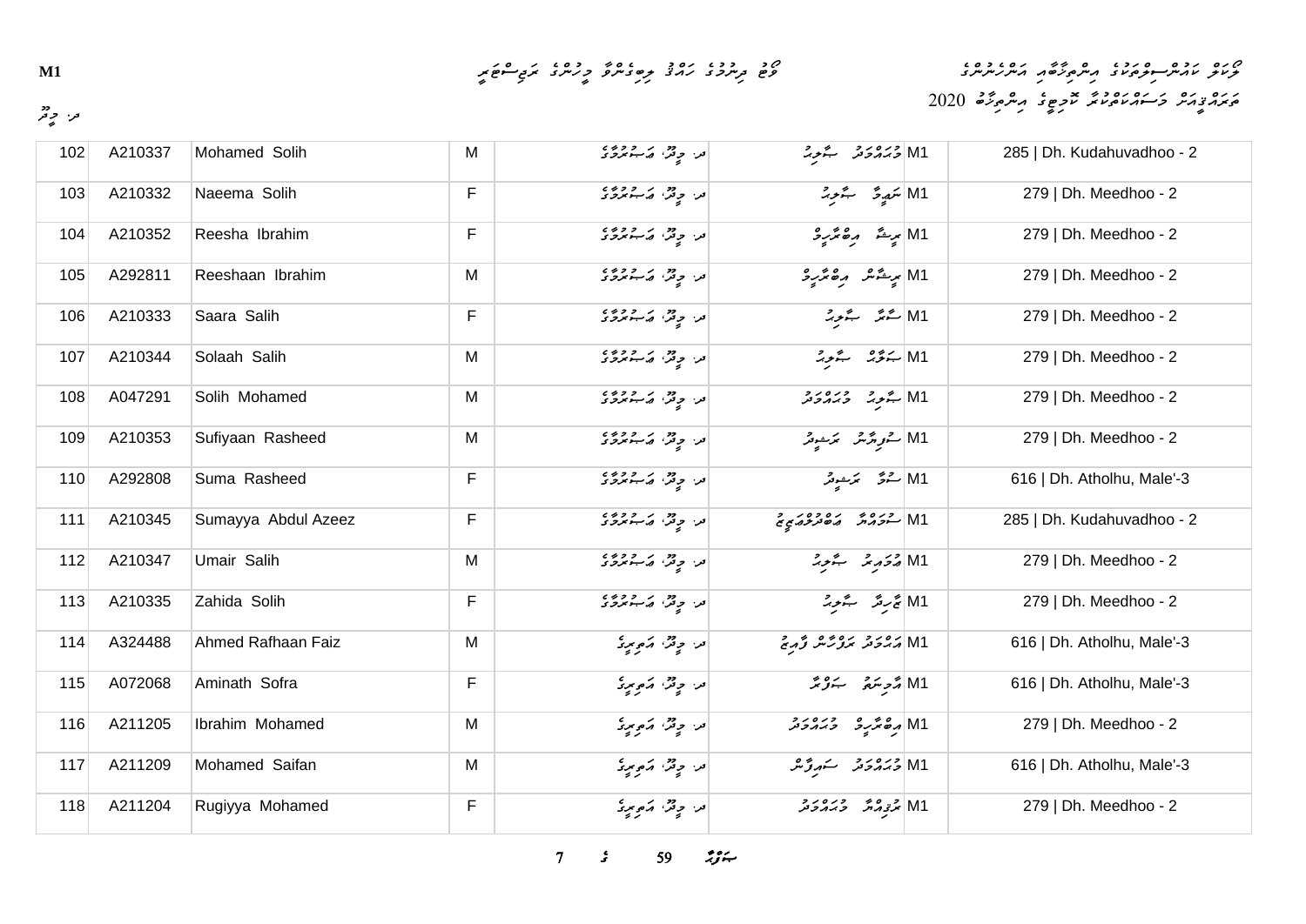| 102 | A210337 | Mohamed Solih | M | ދ. މީދޫ، އަސަރުމާގެ | M1 | މުހައްމަދު ސާލިހު | 285 \| Dh. Kudahuvadhoo - 2 |
|---|---|---|---|---|---|---|---|
| 103 | A210332 | Naeema Solih | F | ދ. މީދޫ، އަސަރުމާގެ | M1 | ނައީމާ ސާލިހު | 279 \| Dh. Meedhoo - 2 |
| 104 | A210352 | Reesha Ibrahim | F | ދ. މީދޫ، އަސަރުމާގެ | M1 | ރީޝާ އިބްރާހީމް | 279 \| Dh. Meedhoo - 2 |
| 105 | A292811 | Reeshaan Ibrahim | M | ދ. މީދޫ، އަސަރުމާގެ | M1 | ރީޝާން އިބްރާހީމް | 279 \| Dh. Meedhoo - 2 |
| 106 | A210333 | Saara Salih | F | ދ. މީދޫ، އަސަރުމާގެ | M1 | ސާރާ ސާލިހު | 279 \| Dh. Meedhoo - 2 |
| 107 | A210344 | Solaah Salih | M | ދ. މީދޫ، އަސަރުމާގެ | M1 | ސަލާހް ސާލިހު | 279 \| Dh. Meedhoo - 2 |
| 108 | A047291 | Solih Mohamed | M | ދ. މީދޫ، އަސަރުމާގެ | M1 | ސާލިހު މުހައްމަދު | 279 \| Dh. Meedhoo - 2 |
| 109 | A210353 | Sufiyaan Rasheed | M | ދ. މީދޫ، އަސަރުމާގެ | M1 | ސުފިޔާން ރަޝީދު | 279 \| Dh. Meedhoo - 2 |
| 110 | A292808 | Suma Rasheed | F | ދ. މީދޫ، އަސަރުމާގެ | M1 | ސުމާ ރަޝީދު | 616 \| Dh. Atholhu, Male'-3 |
| 111 | A210345 | Sumayya Abdul Azeez | F | ދ. މީދޫ، އަސަރުމާގެ | M1 | ސުމައްޔާ އަބްދުލްއަޒީޒް | 285 \| Dh. Kudahuvadhoo - 2 |
| 112 | A210347 | Umair Salih | M | ދ. މީދޫ، އަސަރުމާގެ | M1 | އުމައިރު ސާލިހު | 279 \| Dh. Meedhoo - 2 |
| 113 | A210335 | Zahida Solih | F | ދ. މީދޫ، އަސަރުމާގެ | M1 | ޒާހިދާ ސާލިހު | 279 \| Dh. Meedhoo - 2 |
| 114 | A324488 | Ahmed Rafhaan Faiz | M | ދ. މީދޫ، އަލިވިރުގެ | M1 | އަހްމަދު ރަފްހާން ފާއިޒް | 616 \| Dh. Atholhu, Male'-3 |
| 115 | A072068 | Aminath Sofra | F | ދ. މީދޫ، އަލިވިރުގެ | M1 | އާމިނަތު ސަފްރާ | 616 \| Dh. Atholhu, Male'-3 |
| 116 | A211205 | Ibrahim Mohamed | M | ދ. މީދޫ، އަލިވިރުގެ | M1 | އިބްރާހީމް މުހައްމަދު | 279 \| Dh. Meedhoo - 2 |
| 117 | A211209 | Mohamed Saifan | M | ދ. މީދޫ، އަލިވިރުގެ | M1 | މުހައްމަދު ސައިފާން | 616 \| Dh. Atholhu, Male'-3 |
| 118 | A211204 | Rugiyya Mohamed | F | ދ. މީދޫ، އަލިވިރުގެ | M1 | ރުގިއްޔާ މުހައްމަދު | 279 \| Dh. Meedhoo - 2 |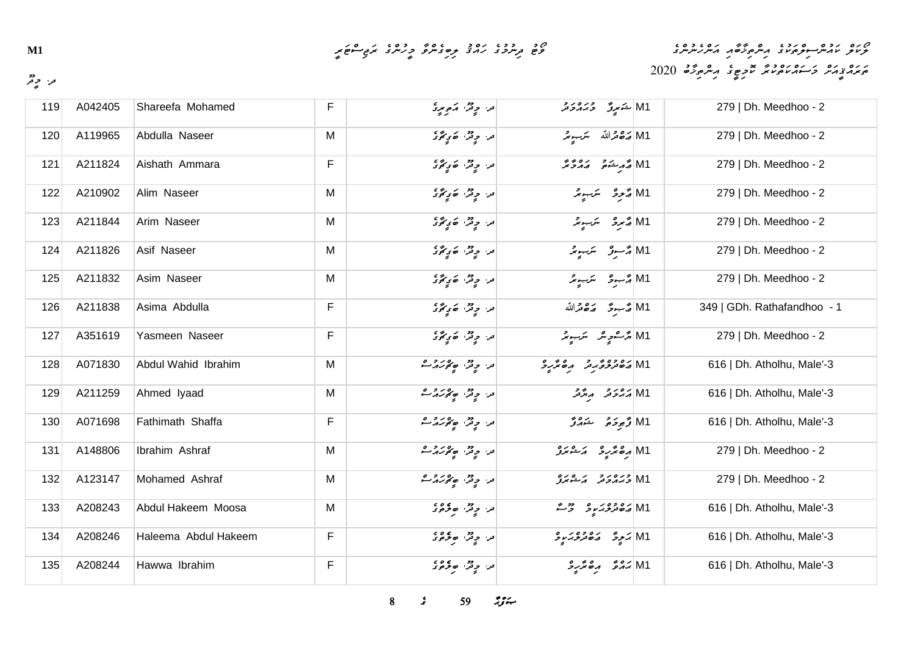| 119 | A042405 | Shareefa Mohamed | F | ދ. މީދޫ، އަލިވިރގެ | M1 ޝަރީފާ މުހައްމަދު | 279 \| Dh. Meedhoo - 2 |
|---|---|---|---|---|---|---|
| 120 | A119965 | Abdulla Naseer | M | ދ. މީދޫ، ބަގީޗާގެ | M1 އަބްދުﷲ ނަސީރު | 279 \| Dh. Meedhoo - 2 |
| 121 | A211824 | Aishath Ammara | F | ދ. މީދޫ، ބަގީޗާގެ | M1 އާއިޝަތު އައްމާރާ | 279 \| Dh. Meedhoo - 2 |
| 122 | A210902 | Alim Naseer | M | ދ. މީދޫ، ބަގީޗާގެ | M1 އާލިމު ނަސީރު | 279 \| Dh. Meedhoo - 2 |
| 123 | A211844 | Arim Naseer | M | ދ. މީދޫ، ބަގީޗާގެ | M1 އާރިމު ނަސީރު | 279 \| Dh. Meedhoo - 2 |
| 124 | A211826 | Asif Naseer | M | ދ. މީދޫ، ބަގީޗާގެ | M1 އާސިފު ނަސީރު | 279 \| Dh. Meedhoo - 2 |
| 125 | A211832 | Asim Naseer | M | ދ. މީދޫ، ބަގީޗާގެ | M1 އާސިމު ނަސީރު | 279 \| Dh. Meedhoo - 2 |
| 126 | A211838 | Asima Abdulla | F | ދ. މީދޫ، ބަގީޗާގެ | M1 އާސިމާ އަބްދުﷲ | 349 \| GDh. Rathafandhoo - 1 |
| 127 | A351619 | Yasmeen Naseer | F | ދ. މީދޫ، ބަގީޗާގެ | M1 ޔާސްމީން ނަސީރު | 279 \| Dh. Meedhoo - 2 |
| 128 | A071830 | Abdul Wahid Ibrahim | M | ދ. މީދޫ، ބީޗްރައުސް | M1 އަބްދުލްވާހިދު އިބްރާހީމް | 616 \| Dh. Atholhu, Male'-3 |
| 129 | A211259 | Ahmed Iyaad | M | ދ. މީދޫ، ބީޗްރައުސް | M1 އަހްމަދު އިޔާދު | 616 \| Dh. Atholhu, Male'-3 |
| 130 | A071698 | Fathimath Shaffa | F | ދ. މީދޫ، ބީޗްރައުސް | M1 ފާތިމަތު ޝައްފާ | 616 \| Dh. Atholhu, Male'-3 |
| 131 | A148806 | Ibrahim Ashraf | M | ދ. މީދޫ، ބީޗްރައުސް | M1 އިބްރާހީމް އަޝްރަފް | 279 \| Dh. Meedhoo - 2 |
| 132 | A123147 | Mohamed Ashraf | M | ދ. މީދޫ، ބީޗްރައުސް | M1 މުހައްމަދު އަޝްރަފް | 279 \| Dh. Meedhoo - 2 |
| 133 | A208243 | Abdul Hakeem Moosa | M | ދ. މީދޫ، ބިލެތުގެ | M1 އަބްދުލްހަކީމް މޫސާ | 616 \| Dh. Atholhu, Male'-3 |
| 134 | A208246 | Haleema Abdul Hakeem | F | ދ. މީދޫ، ބިލެތުގެ | M1 ހަލީމާ އަބްދުލްހަކީމް | 616 \| Dh. Atholhu, Male'-3 |
| 135 | A208244 | Hawwa Ibrahim | F | ދ. މީދޫ، ބިލެތުގެ | M1 ހައްވާ އިބްރާހީމް | 616 \| Dh. Atholhu, Male'-3 |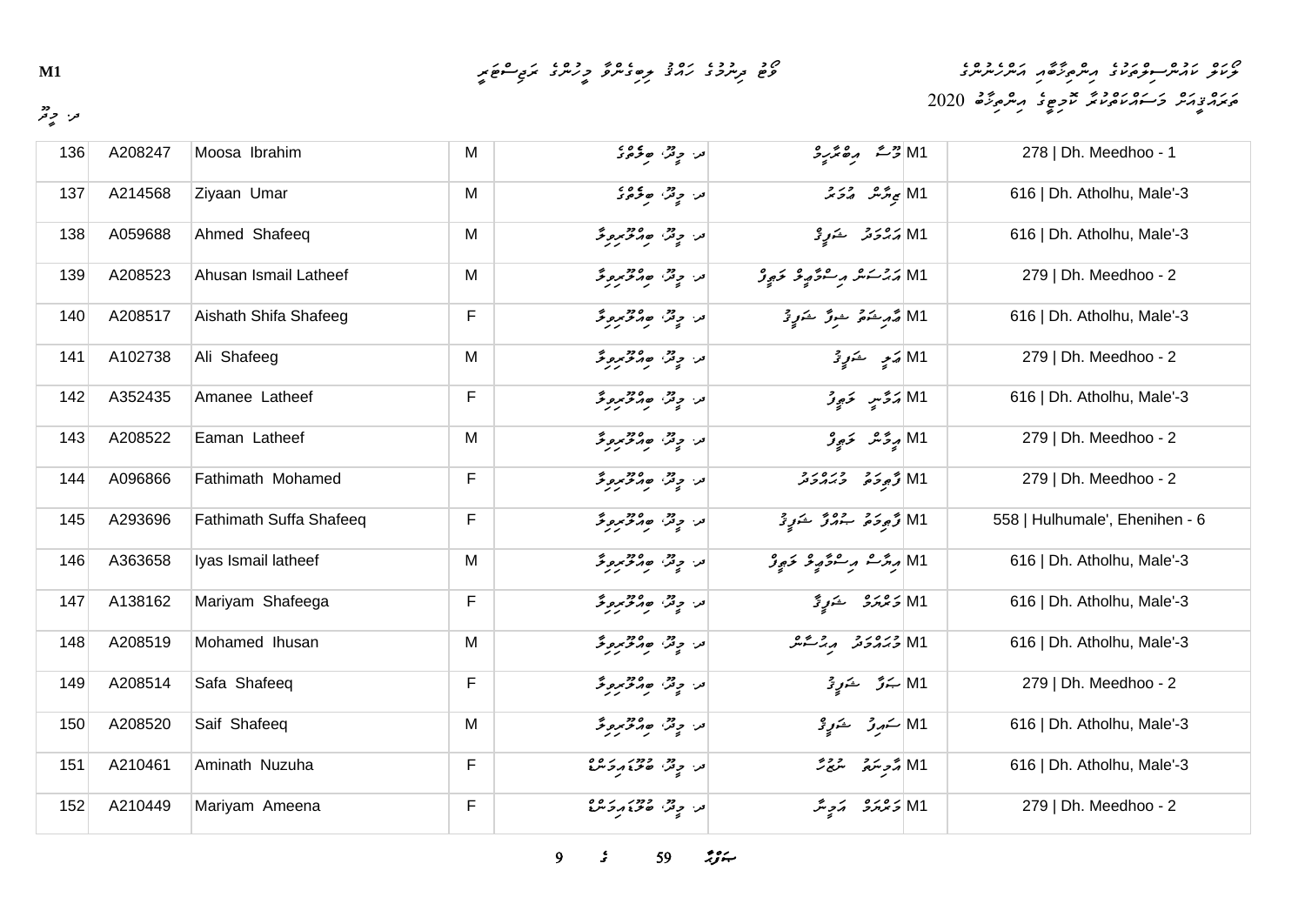| 136 | A208247 | Moosa Ibrahim | M | ދ. މީދޫ، ބެވެލޯގެ | M1 | މޫސާ އިބްރާހީމް | 278 \| Dh. Meedhoo - 1 |
|---|---|---|---|---|---|---|---|
| 137 | A214568 | Ziyaan Umar | M | ދ. މީދޫ، ބެވެލޯގެ | M1 | ޒިޔާން އުމަރު | 616 \| Dh. Atholhu, Male'-3 |
| 138 | A059688 | Ahmed Shafeeq | M | ދ. މީދޫ، ބިއުޓީރިވާ | M1 | އަހުމަދު ޝަފީޤު | 616 \| Dh. Atholhu, Male'-3 |
| 139 | A208523 | Ahusan Ismail Latheef | M | ދ. މީދޫ، ބިއުޓީރިވާ | M1 | އަހުސަން އިސްމާއިލް ލަޠީފް | 279 \| Dh. Meedhoo - 2 |
| 140 | A208517 | Aishath Shifa Shafeeg | F | ދ. މީދޫ، ބިއުޓީރިވާ | M1 | އާއިޝަތު ޝިފާ ޝަފީގު | 616 \| Dh. Atholhu, Male'-3 |
| 141 | A102738 | Ali Shafeeg | M | ދ. މީދޫ، ބިއުޓީރިވާ | M1 | އަލި ޝަފީގު | 279 \| Dh. Meedhoo - 2 |
| 142 | A352435 | Amanee Latheef | F | ދ. މީދޫ، ބިއުޓީރިވާ | M1 | އަމާނީ ލަޠީފް | 616 \| Dh. Atholhu, Male'-3 |
| 143 | A208522 | Eaman Latheef | M | ދ. މީދޫ، ބިއުޓީރިވާ | M1 | އީމާން ލަޠީފް | 279 \| Dh. Meedhoo - 2 |
| 144 | A096866 | Fathimath Mohamed | F | ދ. މީދޫ، ބިއުޓީރިވާ | M1 | ފާތިމަތު މުހައްމަދު | 279 \| Dh. Meedhoo - 2 |
| 145 | A293696 | Fathimath Suffa Shafeeq | F | ދ. މީދޫ، ބިއުޓީރިވާ | M1 | ފާތިމަތު ސުއްފާ ޝަފީޤު | 558 \| Hulhumale', Ehenihen - 6 |
| 146 | A363658 | Iyas Ismail latheef | M | ދ. މީދޫ، ބިއުޓީރިވާ | M1 | އިޔާސް އިސްމާއިލް ލަޠީފް | 616 \| Dh. Atholhu, Male'-3 |
| 147 | A138162 | Mariyam Shafeega | F | ދ. މީދޫ، ބިއުޓީރިވާ | M1 | މަރިޔަމް ޝަފީގާ | 616 \| Dh. Atholhu, Male'-3 |
| 148 | A208519 | Mohamed Ihusan | M | ދ. މީދޫ، ބިއުޓީރިވާ | M1 | މުހައްމަދު އިހުސާން | 616 \| Dh. Atholhu, Male'-3 |
| 149 | A208514 | Safa Shafeeq | F | ދ. މީދޫ، ބިއުޓީރިވާ | M1 | ސަފާ ޝަފީޤު | 279 \| Dh. Meedhoo - 2 |
| 150 | A208520 | Saif Shafeeq | M | ދ. މީދޫ، ބިއުޓީރިވާ | M1 | ސައިފު ޝަފީޤު | 616 \| Dh. Atholhu, Male'-3 |
| 151 | A210461 | Aminath Nuzuha | F | ދ. މީދޫ، ބޫޒްއިމަރަންސް | M1 | އާމިނަތު ނުޒުހާ | 616 \| Dh. Atholhu, Male'-3 |
| 152 | A210449 | Mariyam Ameena | F | ދ. މީދޫ، ބޫޒްއިމަރަންސް | M1 | މަރިޔަމް އަމީނާ | 279 \| Dh. Meedhoo - 2 |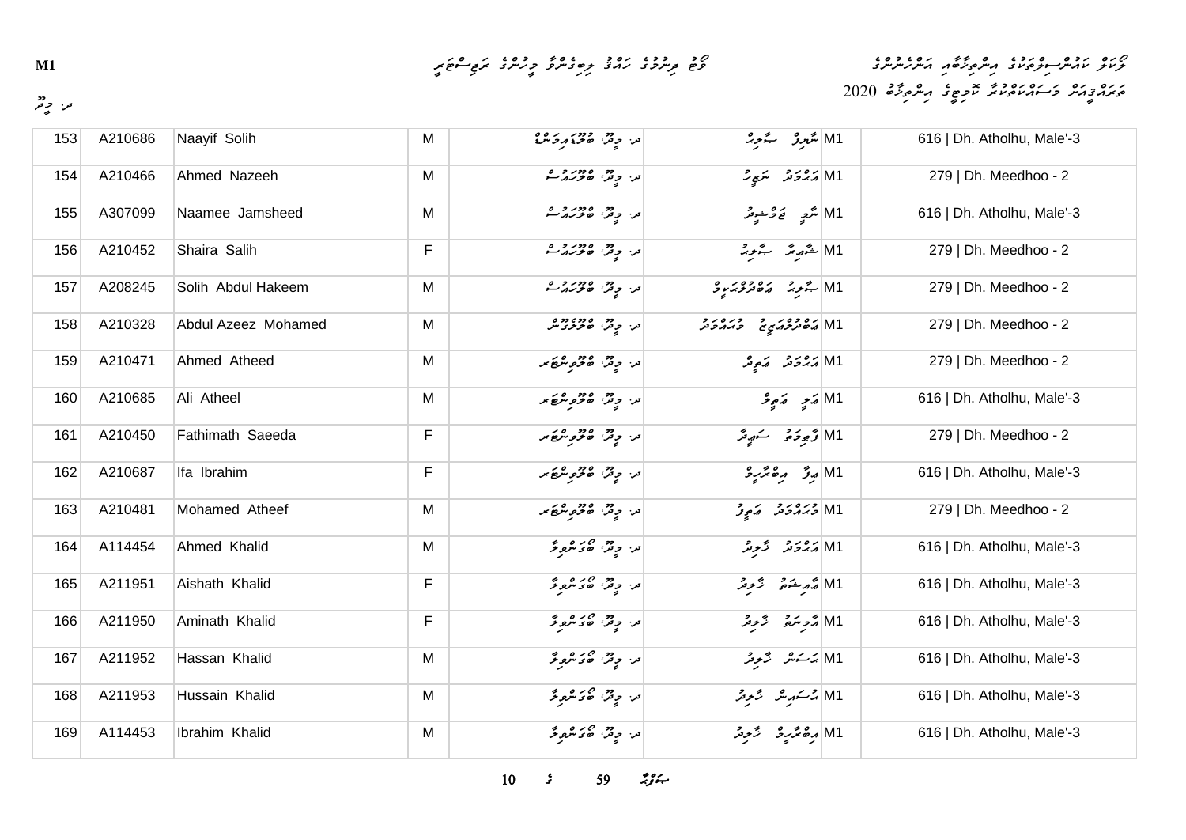| 153 | A210686 | Naayif Solih | M | ދ. މީދޫ، ބޮޑުޖެހިމަގު | ނާއިފް ސާލިހު M1 | 616 \| Dh. Atholhu, Male'-3 |
|---|---|---|---|---|---|---|
| 154 | A210466 | Ahmed Nazeeh | M | ދ. މީދޫ، ބޮޑުހުރާ | އަހުމަދު ނަޒީހު M1 | 279 \| Dh. Meedhoo - 2 |
| 155 | A307099 | Naamee Jamsheed | M | ދ. މީދޫ، ބޮޑުހުރާ | ނާމީ ޖަމްޝީދު M1 | 616 \| Dh. Atholhu, Male'-3 |
| 156 | A210452 | Shaira Salih | F | ދ. މީދޫ، ބޮޑުހުރާ | ޝާއިރާ ސާލިހު M1 | 279 \| Dh. Meedhoo - 2 |
| 157 | A208245 | Solih Abdul Hakeem | M | ދ. މީދޫ، ބޮޑުހުރާ | ސާލިހު އަބްދުލްހަކީމް M1 | 279 \| Dh. Meedhoo - 2 |
| 158 | A210328 | Abdul Azeez Mohamed | M | ދ. މީދޫ، ބޮޑުގޮތުން | އަބްދުލްޢަޒީޒު މުޙައްމަދު M1 | 279 \| Dh. Meedhoo - 2 |
| 159 | A210471 | Ahmed Atheed | M | ދ. މީދޫ، ބޮޑުވިންޓަރ | އަހުމަދު އަތީދު M1 | 279 \| Dh. Meedhoo - 2 |
| 160 | A210685 | Ali Atheel | M | ދ. މީދޫ، ބޮޑުވިންޓަރ | އަލި އަތީލް M1 | 616 \| Dh. Atholhu, Male'-3 |
| 161 | A210450 | Fathimath Saeeda | F | ދ. މީދޫ، ބޮޑުވިންޓަރ | ފާތިމަތު ސަޢީދާ M1 | 279 \| Dh. Meedhoo - 2 |
| 162 | A210687 | Ifa Ibrahim | F | ދ. މީދޫ، ބޮޑުވިންޓަރ | އިފާ އިބްރާހީމް M1 | 616 \| Dh. Atholhu, Male'-3 |
| 163 | A210481 | Mohamed Atheef | M | ދ. މީދޫ، ބޮޑުވިންޓަރ | މުޙައްމަދު އަތީފް M1 | 279 \| Dh. Meedhoo - 2 |
| 164 | A114454 | Ahmed Khalid | M | ދ. މީދޫ، ބޮގަންވިލާ | އަހުމަދު ޚާލިދު M1 | 616 \| Dh. Atholhu, Male'-3 |
| 165 | A211951 | Aishath Khalid | F | ދ. މީދޫ، ބޮގަންވިލާ | އާއިޝަތު ޚާލިދު M1 | 616 \| Dh. Atholhu, Male'-3 |
| 166 | A211950 | Aminath Khalid | F | ދ. މީދޫ، ބޮގަންވިލާ | އާމިނަތު ޚާލިދު M1 | 616 \| Dh. Atholhu, Male'-3 |
| 167 | A211952 | Hassan Khalid | M | ދ. މީދޫ، ބޮގަންވިލާ | ހަސަން ޚާލިދު M1 | 616 \| Dh. Atholhu, Male'-3 |
| 168 | A211953 | Hussain Khalid | M | ދ. މީދޫ، ބޮގަންވިލާ | ހުސައިން ޚާލިދު M1 | 616 \| Dh. Atholhu, Male'-3 |
| 169 | A114453 | Ibrahim Khalid | M | ދ. މީދޫ، ބޮގަންވިލާ | އިބްރާހީމް ޚާލިދު M1 | 616 \| Dh. Atholhu, Male'-3 |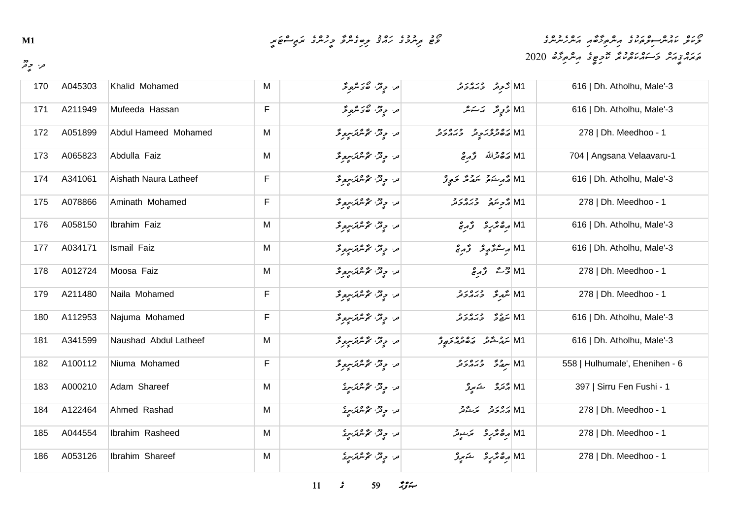| 170 | A045303 | Khalid Mohamed | M | ދ. މީދޫ، ބޯގަސްބުގާ | M1 ޚާލިދު މުހައްމަދު | 616 \| Dh. Atholhu, Male'-3 |
|---|---|---|---|---|---|---|
| 171 | A211949 | Mufeeda Hassan | F | ދ. މީދޫ، ބޯގަސްބުގާ | M1 މުފީދާ ހަސަން | 616 \| Dh. Atholhu, Male'-3 |
| 172 | A051899 | Abdul Hameed Mohamed | M | ދ. މީދޫ، ގުލްދަސްތާގެ | M1 އަބްދުލްހަމީދު މުހައްމަދު | 278 \| Dh. Meedhoo - 1 |
| 173 | A065823 | Abdulla Faiz | M | ދ. މީދޫ، ގުލްދަސްތާގެ | M1 އަބްދުﷲ ފާއިޒް | 704 \| Angsana Velaavaru-1 |
| 174 | A341061 | Aishath Naura Latheef | F | ދ. މީދޫ، ގުލްދަސްތާގެ | M1 އާއިޝަތު ނައުރާ ލަތީފް | 616 \| Dh. Atholhu, Male'-3 |
| 175 | A078866 | Aminath Mohamed | F | ދ. މީދޫ، ގުލްދަސްތާގެ | M1 އާމިނަތު މުހައްމަދު | 278 \| Dh. Meedhoo - 1 |
| 176 | A058150 | Ibrahim Faiz | M | ދ. މީދޫ، ގުލްދަސްތާގެ | M1 އިބްރާހީމް ފާއިޒް | 616 \| Dh. Atholhu, Male'-3 |
| 177 | A034171 | Ismail Faiz | M | ދ. މީދޫ، ގުލްދަސްތާގެ | M1 އިސްމާއީލް ފާއިޒް | 616 \| Dh. Atholhu, Male'-3 |
| 178 | A012724 | Moosa Faiz | M | ދ. މީދޫ، ގުލްދަސްތާގެ | M1 މޫސާ ފާއިޒް | 278 \| Dh. Meedhoo - 1 |
| 179 | A211480 | Naila Mohamed | F | ދ. މީދޫ، ގުލްދަސްތާގެ | M1 ނާއިލާ މުހައްމަދު | 278 \| Dh. Meedhoo - 1 |
| 180 | A112953 | Najuma Mohamed | F | ދ. މީދޫ، ގުލްދަސްތާގެ | M1 ނަޖުމާ މުހައްމަދު | 616 \| Dh. Atholhu, Male'-3 |
| 181 | A341599 | Naushad Abdul Latheef | M | ދ. މީދޫ، ގުލްދަސްތާގެ | M1 ނައުޝާދު އަބްދުލްލަތީފް | 616 \| Dh. Atholhu, Male'-3 |
| 182 | A100112 | Niuma Mohamed | F | ދ. މީދޫ، ގުލްދަސްތާގެ | M1 ނިއުމާ މުހައްމަދު | 558 \| Hulhumale', Ehenihen - 6 |
| 183 | A000210 | Adam Shareef | M | ދ. މީދޫ، ގުލްދަސްތާގެ | M1 އާދަމް ޝަރީފް | 397 \| Sirru Fen Fushi - 1 |
| 184 | A122464 | Ahmed Rashad | M | ދ. މީދޫ، ގުލްދަސްތާގެ | M1 އަހުމަދު ރަޝާދު | 278 \| Dh. Meedhoo - 1 |
| 185 | A044554 | Ibrahim Rasheed | M | ދ. މީދޫ، ގުލްދަސްތާގެ | M1 އިބްރާހީމް ރަޝީދު | 278 \| Dh. Meedhoo - 1 |
| 186 | A053126 | Ibrahim Shareef | M | ދ. މީދޫ، ގުލްދަސްތާގެ | M1 އިބްރާހީމް ޝަރީފް | 278 \| Dh. Meedhoo - 1 |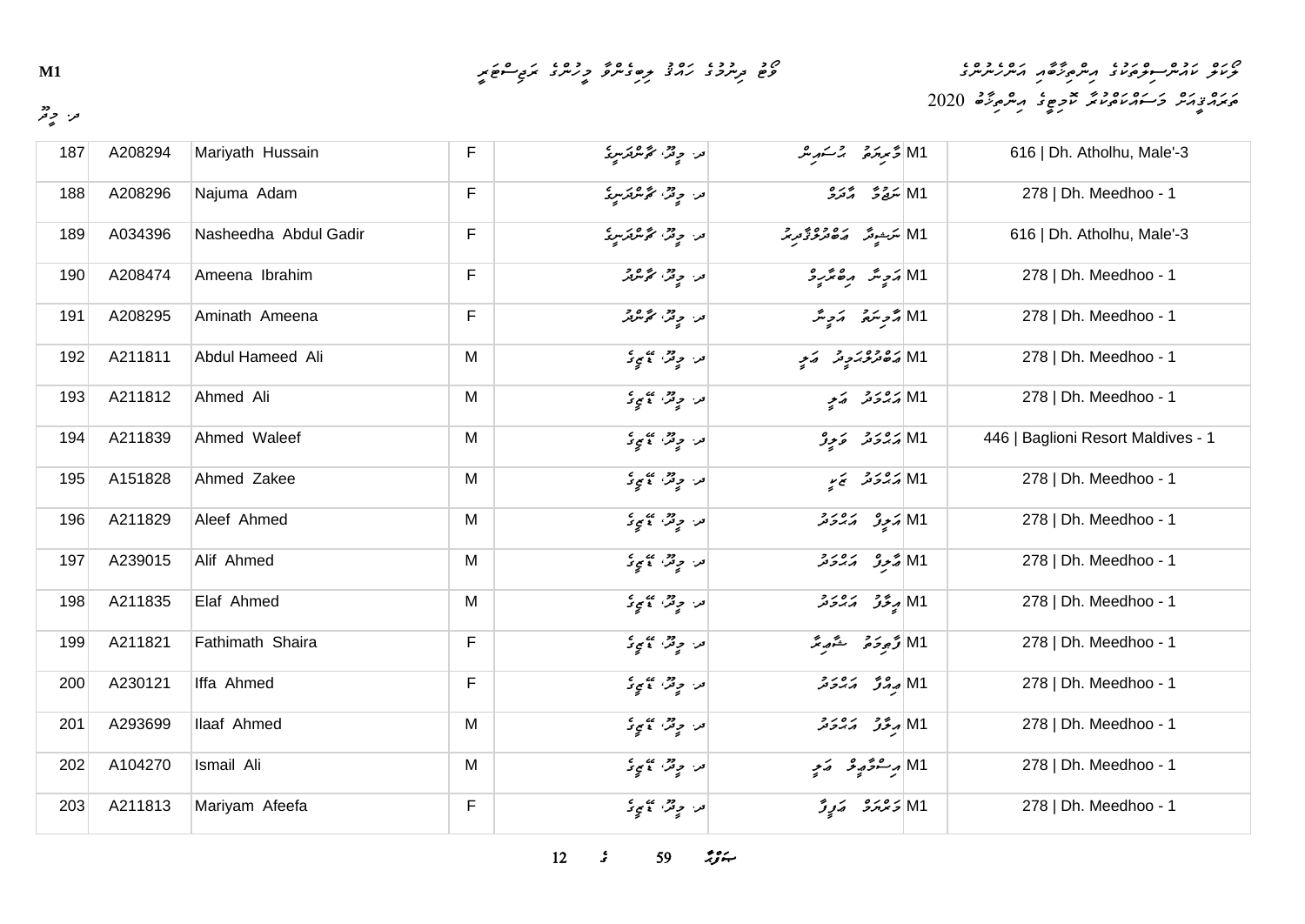| 187 | A208294 | Mariyath Hussain | F | ދ. މީދޫ، ޓޯންޓަނިގެ | M1 ޥާރިޔަތު ހުސައިން | 616 \| Dh. Atholhu, Male'-3 |
|---|---|---|---|---|---|---|
| 188 | A208296 | Najuma Adam | F | ދ. މީދޫ، ޓޯންޓަނިގެ | M1 ނަޖުމާ އާދަމް | 278 \| Dh. Meedhoo - 1 |
| 189 | A034396 | Nasheedha Abdul Gadir | F | ދ. މީދޫ، ޓޯންޓަނިގެ | M1 ނަޝީދާ އަބްދުލްގާދިރު | 616 \| Dh. Atholhu, Male'-3 |
| 190 | A208474 | Ameena Ibrahim | F | ދ. މީދޫ، ޓޯންޓަ | M1 އަމީނާ އިބްރާހީމް | 278 \| Dh. Meedhoo - 1 |
| 191 | A208295 | Aminath Ameena | F | ދ. މީދޫ، ޓޯންޓަ | M1 އާމިނަތު އަމީނާ | 278 \| Dh. Meedhoo - 1 |
| 192 | A211811 | Abdul Hameed Ali | M | ދ. މީދޫ، ޓޮޕީގެ | M1 އަބްދުލްހަމީދު އަލި | 278 \| Dh. Meedhoo - 1 |
| 193 | A211812 | Ahmed Ali | M | ދ. މީދޫ، ޓޮޕީގެ | M1 އަހްމަދު އަލި | 278 \| Dh. Meedhoo - 1 |
| 194 | A211839 | Ahmed Waleef | M | ދ. މީދޫ، ޓޮޕީގެ | M1 އަހްމަދު ވަލީފް | 446 \| Baglioni Resort Maldives - 1 |
| 195 | A151828 | Ahmed Zakee | M | ދ. މީދޫ، ޓޮޕީގެ | M1 އަހްމަދު ޒަކީ | 278 \| Dh. Meedhoo - 1 |
| 196 | A211829 | Aleef Ahmed | M | ދ. މީދޫ، ޓޮޕީގެ | M1 އަލީފް އަހްމަދު | 278 \| Dh. Meedhoo - 1 |
| 197 | A239015 | Alif Ahmed | M | ދ. މީދޫ، ޓޮޕީގެ | M1 އާލިފް އަހްމަދު | 278 \| Dh. Meedhoo - 1 |
| 198 | A211835 | Elaf Ahmed | M | ދ. މީދޫ، ޓޮޕީގެ | M1 އިލާފް އަހްމަދު | 278 \| Dh. Meedhoo - 1 |
| 199 | A211821 | Fathimath Shaira | F | ދ. މީދޫ، ޓޮޕީގެ | M1 ފާތިމަތު ޝާއިރާ | 278 \| Dh. Meedhoo - 1 |
| 200 | A230121 | Iffa Ahmed | F | ދ. މީދޫ، ޓޮޕީގެ | M1 އިއްފާ އަހްމަދު | 278 \| Dh. Meedhoo - 1 |
| 201 | A293699 | Ilaaf Ahmed | M | ދ. މީދޫ، ޓޮޕީގެ | M1 އިލާފް އަހްމަދު | 278 \| Dh. Meedhoo - 1 |
| 202 | A104270 | Ismail Ali | M | ދ. މީދޫ، ޓޮޕީގެ | M1 އިސްމާއިލް އަލި | 278 \| Dh. Meedhoo - 1 |
| 203 | A211813 | Mariyam Afeefa | F | ދ. މީދޫ، ޓޮޕީގެ | M1 މަރިޔަމް އަފީފާ | 278 \| Dh. Meedhoo - 1 |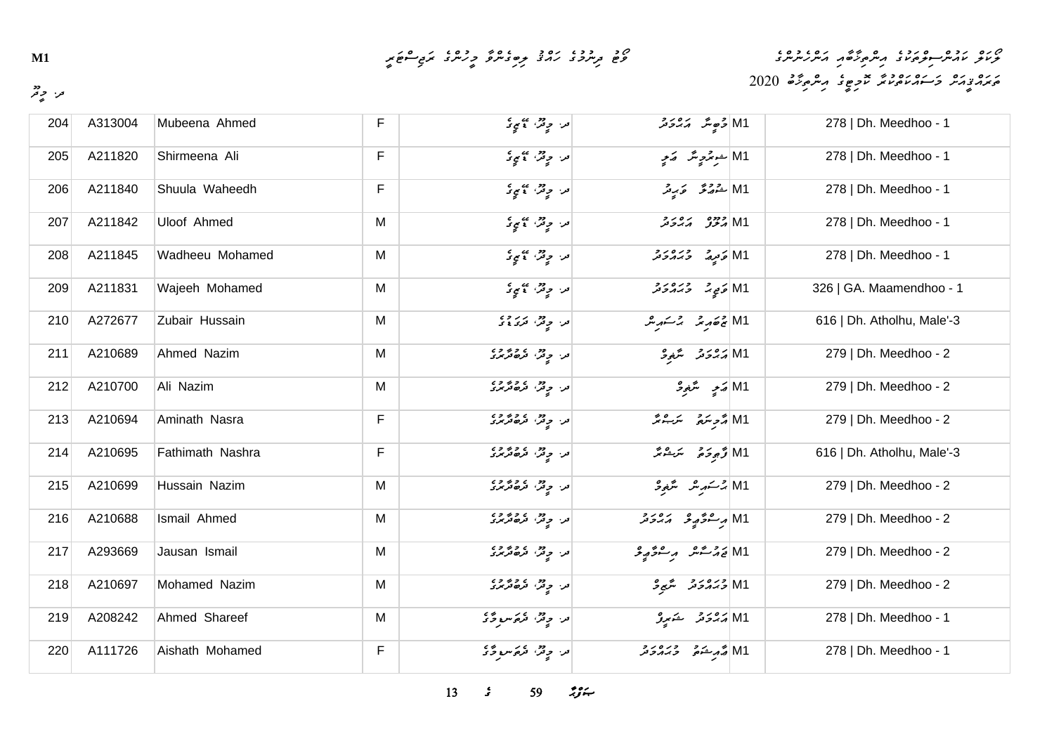| 204 | A313004 | Mubeena Ahmed | F | ދ. މީދޫ، ގޭތިގެ | M1 މުބީނާ އަޙްމަދު | 278 \| Dh. Meedhoo - 1 |
|---|---|---|---|---|---|---|
| 205 | A211820 | Shirmeena Ali | F | ދ. މީދޫ، ގޭތިގެ | M1 ޝިރުމީނާ އަލި | 278 \| Dh. Meedhoo - 1 |
| 206 | A211840 | Shuula Waheedh | F | ދ. މީދޫ، ގޭތިގެ | M1 ޝޫލާ ވަޙީދު | 278 \| Dh. Meedhoo - 1 |
| 207 | A211842 | Uloof Ahmed | M | ދ. މީދޫ، ގޭތިގެ | M1 އުލޫފު އަޙްމަދު | 278 \| Dh. Meedhoo - 1 |
| 208 | A211845 | Wadheeu Mohamed | M | ދ. މީދޫ، ގޭތިގެ | M1 ވަދީޢު މުޙައްމަދު | 278 \| Dh. Meedhoo - 1 |
| 209 | A211831 | Wajeeh Mohamed | M | ދ. މީދޫ، ގޭތިގެ | M1 ވަޖީހު މުޙައްމަދު | 326 \| GA. Maamendhoo - 1 |
| 210 | A272677 | Zubair Hussain | M | ދ. މީދޫ، ދަރަމާގެ | M1 ޒުބައިރު ހުސައިން | 616 \| Dh. Atholhu, Male'-3 |
| 211 | A210689 | Ahmed Nazim | M | ދ. މީދޫ، ދޮޅުދޮރުގެ | M1 އަޙްމަދު ނާޒިމް | 279 \| Dh. Meedhoo - 2 |
| 212 | A210700 | Ali Nazim | M | ދ. މީދޫ، ދޮޅުދޮރުގެ | M1 އަލި ނާޒިމް | 279 \| Dh. Meedhoo - 2 |
| 213 | A210694 | Aminath Nasra | F | ދ. މީދޫ، ދޮޅުދޮރުގެ | M1 އާމިނަތު ނަސްރާ | 279 \| Dh. Meedhoo - 2 |
| 214 | A210695 | Fathimath Nashra | F | ދ. މީދޫ، ދޮޅުދޮރުގެ | M1 ފާތިމަތު ނަޝްރާ | 616 \| Dh. Atholhu, Male'-3 |
| 215 | A210699 | Hussain Nazim | M | ދ. މީދޫ، ދޮޅުދޮރުގެ | M1 ހުސައިން ނާޒިމް | 279 \| Dh. Meedhoo - 2 |
| 216 | A210688 | Ismail Ahmed | M | ދ. މީދޫ، ދޮޅުދޮރުގެ | M1 އިސްމާއިލް އަޙްމަދު | 279 \| Dh. Meedhoo - 2 |
| 217 | A293669 | Jausan Ismail | M | ދ. މީދޫ، ދޮޅުދޮރުގެ | M1 ޖައުސަން އިސްމާއިލް | 279 \| Dh. Meedhoo - 2 |
| 218 | A210697 | Mohamed Nazim | M | ދ. މީދޫ، ދޮޅުދޮރުގެ | M1 މުޙައްމަދު ނާޒިމް | 279 \| Dh. Meedhoo - 2 |
| 219 | A208242 | Ahmed Shareef | M | ދ. މީދޫ، ދޮވަސްމާގެ | M1 އަޙްމަދު ޝަރީފު | 278 \| Dh. Meedhoo - 1 |
| 220 | A111726 | Aishath Mohamed | F | ދ. މީދޫ، ދޮވަސްމާގެ | M1 އާއިޝަތު މުޙައްމަދު | 278 \| Dh. Meedhoo - 1 |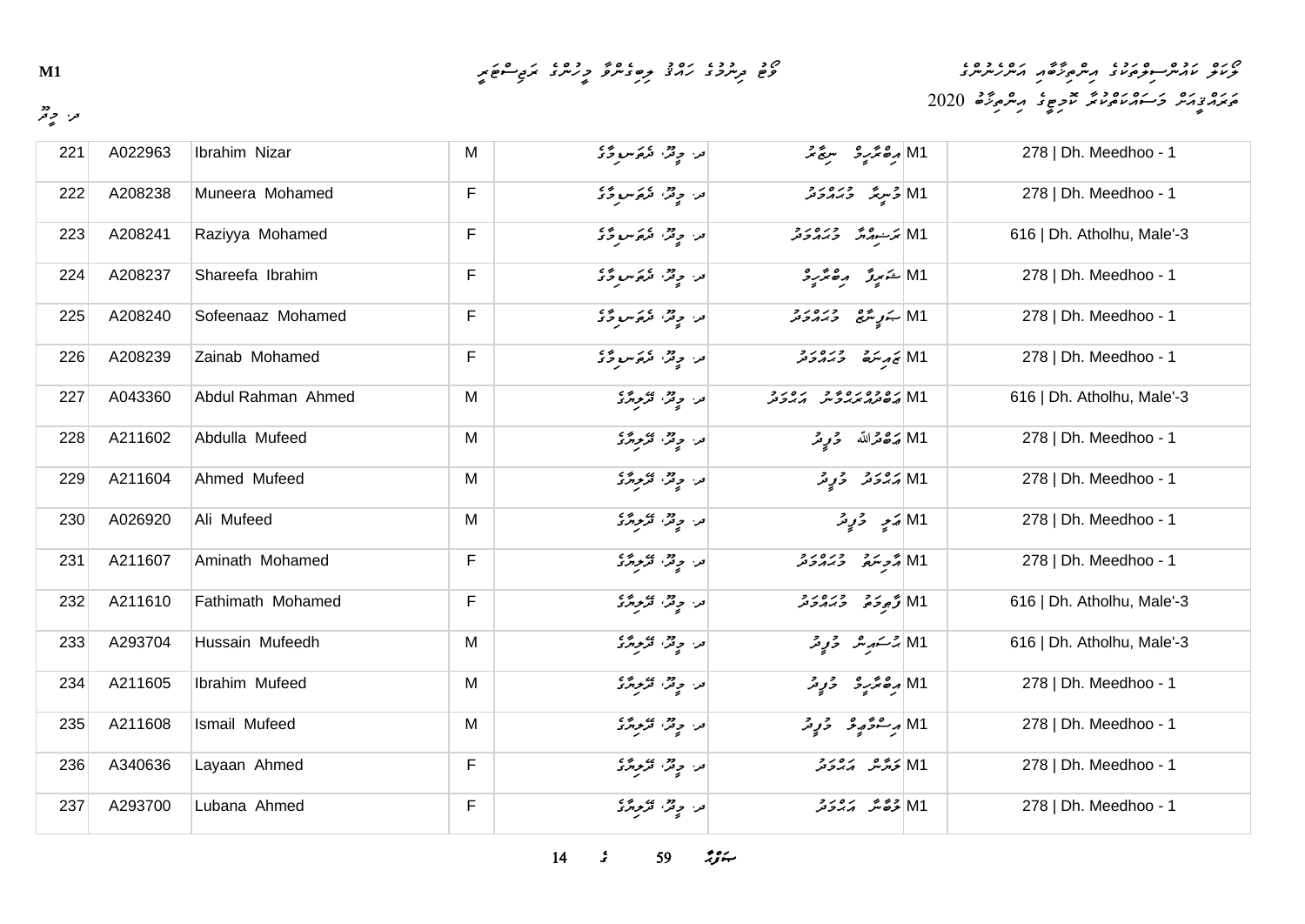| 221 | A022963 | Ibrahim Nizar | M | ދ. މީދޫ، ދެލަސްމާގެ | M1 ރިބުރާހީމް ނިޒާރު | 278 \| Dh. Meedhoo - 1 |
|---|---|---|---|---|---|---|
| 222 | A208238 | Muneera Mohamed | F | ދ. މީދޫ، ދެލަސްމާގެ | M1 މުނީރާ މުހައްމަދު | 278 \| Dh. Meedhoo - 1 |
| 223 | A208241 | Raziyya Mohamed | F | ދ. މީދޫ، ދެލަސްމާގެ | M1 ރަޒިއްޔާ މުހައްމަދު | 616 \| Dh. Atholhu, Male'-3 |
| 224 | A208237 | Shareefa Ibrahim | F | ދ. މީދޫ، ދެލަސްމާގެ | M1 ޝަރީފާ އިބްރާހީމް | 278 \| Dh. Meedhoo - 1 |
| 225 | A208240 | Sofeenaaz Mohamed | F | ދ. މީދޫ، ދެލަސްމާގެ | M1 ސޮފީނާޒް މުހައްމަދު | 278 \| Dh. Meedhoo - 1 |
| 226 | A208239 | Zainab Mohamed | F | ދ. މީދޫ، ދެލަސްމާގެ | M1 ޒައިނަބް މުހައްމަދު | 278 \| Dh. Meedhoo - 1 |
| 227 | A043360 | Abdul Rahman Ahmed | M | ދ. މީދޫ، ދޮރުވާގެ | M1 އަބްދުއްރަޙްމާން އަޙްމަދު | 616 \| Dh. Atholhu, Male'-3 |
| 228 | A211602 | Abdulla Mufeed | M | ދ. މީދޫ، ދޮރުވާގެ | M1 އަބްދުﷲ މުފީދު | 278 \| Dh. Meedhoo - 1 |
| 229 | A211604 | Ahmed Mufeed | M | ދ. މީދޫ، ދޮރުވާގެ | M1 އަޙްމަދު މުފީދު | 278 \| Dh. Meedhoo - 1 |
| 230 | A026920 | Ali Mufeed | M | ދ. މީދޫ، ދޮރުވާގެ | M1 އަލި މުފީދު | 278 \| Dh. Meedhoo - 1 |
| 231 | A211607 | Aminath Mohamed | F | ދ. މީދޫ، ދޮރުވާގެ | M1 އާމިނަތު މުހައްމަދު | 278 \| Dh. Meedhoo - 1 |
| 232 | A211610 | Fathimath Mohamed | F | ދ. މީދޫ، ދޮރުވާގެ | M1 ފާތިމަތު މުހައްމަދު | 616 \| Dh. Atholhu, Male'-3 |
| 233 | A293704 | Hussain Mufeedh | M | ދ. މީދޫ، ދޮރުވާގެ | M1 ހުސައިން މުފީދު | 616 \| Dh. Atholhu, Male'-3 |
| 234 | A211605 | Ibrahim Mufeed | M | ދ. މީދޫ، ދޮރުވާގެ | M1 އިބްރާހީމް މުފީދު | 278 \| Dh. Meedhoo - 1 |
| 235 | A211608 | Ismail Mufeed | M | ދ. މީދޫ، ދޮރުވާގެ | M1 އިސްމާޢީލް މުފީދު | 278 \| Dh. Meedhoo - 1 |
| 236 | A340636 | Layaan Ahmed | F | ދ. މީދޫ، ދޮރުވާގެ | M1 ލަޔާން އަޙްމަދު | 278 \| Dh. Meedhoo - 1 |
| 237 | A293700 | Lubana Ahmed | F | ދ. މީދޫ، ދޮރުވާގެ | M1 ލުބާނާ އަޙްމަދު | 278 \| Dh. Meedhoo - 1 |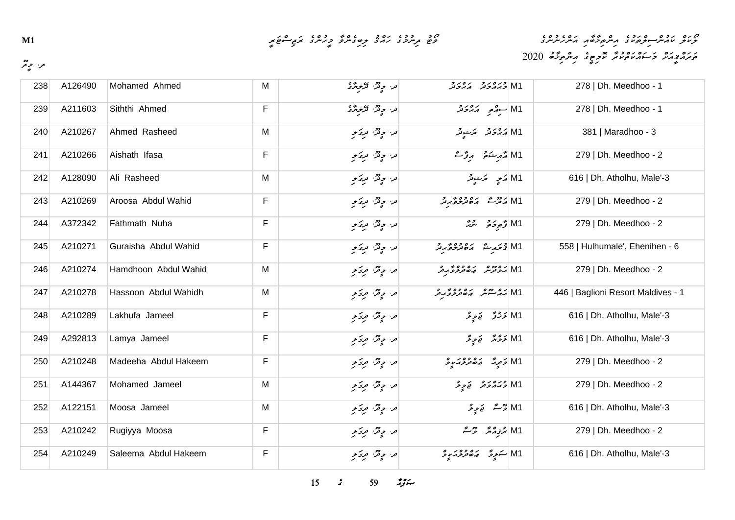| 238 | A126490 | Mohamed Ahmed | M | ދ. މީދޫ، ދޮނިވަރގެ | M1 މުހައްމަދު އަހުމަދު | 278 \| Dh. Meedhoo - 1 |
|---|---|---|---|---|---|---|
| 239 | A211603 | Siththi Ahmed | F | ދ. މީދޫ، ދޮނިވަރގެ | M1 ސިއްތި އަހުމަދު | 278 \| Dh. Meedhoo - 1 |
| 240 | A210267 | Ahmed Rasheed | M | ދ. މީދޫ، ދިރަވި | M1 އަހުމަދު ރަޝީދު | 381 \| Maradhoo - 3 |
| 241 | A210266 | Aishath Ifasa | F | ދ. މީދޫ، ދިރަވި | M1 އާއިޝަތު އިފާސާ | 279 \| Dh. Meedhoo - 2 |
| 242 | A128090 | Ali Rasheed | M | ދ. މީދޫ، ދިރަވި | M1 އަލި ރަޝީދު | 616 \| Dh. Atholhu, Male'-3 |
| 243 | A210269 | Aroosa Abdul Wahid | F | ދ. މީދޫ، ދިރަވި | M1 އަރޫސާ އަބްދުލްވާހިދު | 279 \| Dh. Meedhoo - 2 |
| 244 | A372342 | Fathmath Nuha | F | ދ. މީދޫ، ދިރަވި | M1 ފާތިމަތު ނުހާ | 279 \| Dh. Meedhoo - 2 |
| 245 | A210271 | Guraisha Abdul Wahid | F | ދ. މީދޫ، ދިރަވި | M1 ގުރައިޝާ އަބްދުލްވާހިދު | 558 \| Hulhumale', Ehenihen - 6 |
| 246 | A210274 | Hamdhoon Abdul Wahid | M | ދ. މީދޫ، ދިރަވި | M1 ހަމްދޫން އަބްދުލްވާހިދު | 279 \| Dh. Meedhoo - 2 |
| 247 | A210278 | Hassoon Abdul Wahidh | M | ދ. މީދޫ، ދިރަވި | M1 ހައްސޫން އަބްދުލްވާހިދު | 446 \| Baglioni Resort Maldives - 1 |
| 248 | A210289 | Lakhufa Jameel | F | ދ. މީދޫ، ދިރަވި | M1 ލަޚުފާ ޖަމީލް | 616 \| Dh. Atholhu, Male'-3 |
| 249 | A292813 | Lamya Jameel | F | ދ. މީދޫ، ދިރަވި | M1 ލަމްޔާ ޖަމީލް | 616 \| Dh. Atholhu, Male'-3 |
| 250 | A210248 | Madeeha Abdul Hakeem | F | ދ. މީދޫ، ދިރަވި | M1 މަދީހާ އަބްދުލްހަކީމް | 279 \| Dh. Meedhoo - 2 |
| 251 | A144367 | Mohamed Jameel | M | ދ. މީދޫ، ދިރަވި | M1 މުހައްމަދު ޖަމީލް | 279 \| Dh. Meedhoo - 2 |
| 252 | A122151 | Moosa Jameel | M | ދ. މީދޫ، ދިރަވި | M1 މޫސާ ޖަމީލް | 616 \| Dh. Atholhu, Male'-3 |
| 253 | A210242 | Rugiyya Moosa | F | ދ. މީދޫ، ދިރަވި | M1 ރުގިއްޔާ މޫސާ | 279 \| Dh. Meedhoo - 2 |
| 254 | A210249 | Saleema Abdul Hakeem | F | ދ. މީދޫ، ދިރަވި | M1 ސަލީމާ އަބްދުލްހަކީމް | 616 \| Dh. Atholhu, Male'-3 |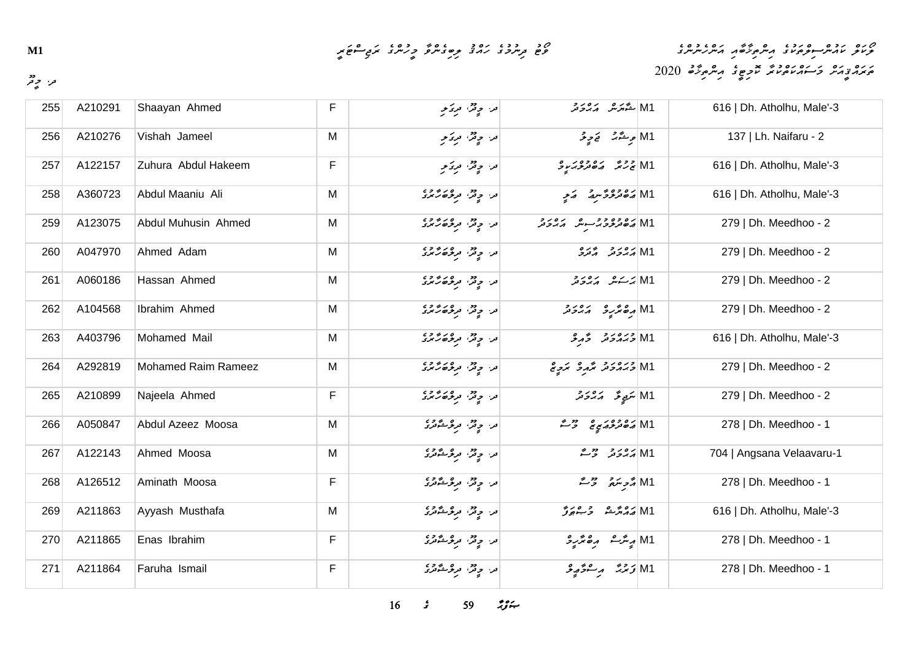| 255 | A210291 | Shaayan Ahmed | F | ދ. މީދޫ، ދިހަލި | M1 ޝާޔަން އަޙްމަދު | 616 \| Dh. Atholhu, Male'-3 |
|---|---|---|---|---|---|---|
| 256 | A210276 | Vishah Jameel | M | ދ. މީދޫ، ދިހަލި | M1 ވިޝާހް ޖަމީލް | 137 \| Lh. Naifaru - 2 |
| 257 | A122157 | Zuhura Abdul Hakeem | F | ދ. މީދޫ، ދިހަލި | M1 ޒުހުރާ އަބްދުލްޙަކީމް | 616 \| Dh. Atholhu, Male'-3 |
| 258 | A360723 | Abdul Maaniu Ali | M | ދ. މީދޫ، ދިލްބަހާރުގެ | M1 އަބްދުލްމާނިޢު އަލި | 616 \| Dh. Atholhu, Male'-3 |
| 259 | A123075 | Abdul Muhusin Ahmed | M | ދ. މީދޫ، ދިލްބަހާރުގެ | M1 އަބްދުލްމުޙުސިން އަޙްމަދު | 279 \| Dh. Meedhoo - 2 |
| 260 | A047970 | Ahmed Adam | M | ދ. މީދޫ، ދިލްބަހާރުގެ | M1 އަޙްމަދު އާދަމް | 279 \| Dh. Meedhoo - 2 |
| 261 | A060186 | Hassan Ahmed | M | ދ. މީދޫ، ދިލްބަހާރުގެ | M1 ޙަސަން އަޙްމަދު | 279 \| Dh. Meedhoo - 2 |
| 262 | A104568 | Ibrahim Ahmed | M | ދ. މީދޫ، ދިލްބަހާރުގެ | M1 އިބްރާހީމް އަޙްމަދު | 279 \| Dh. Meedhoo - 2 |
| 263 | A403796 | Mohamed Mail | M | ދ. މީދޫ، ދިލްބަހާރުގެ | M1 މުޙައްމަދު މާއިލް | 616 \| Dh. Atholhu, Male'-3 |
| 264 | A292819 | Mohamed Raim Rameez | M | ދ. މީދޫ، ދިލްބަހާރުގެ | M1 މުޙައްމަދު ރާއިމް ރަމީޒް | 279 \| Dh. Meedhoo - 2 |
| 265 | A210899 | Najeela Ahmed | F | ދ. މީދޫ، ދިލްބަހާރުގެ | M1 ނަޖީލާ އަޙްމަދު | 279 \| Dh. Meedhoo - 2 |
| 266 | A050847 | Abdul Azeez Moosa | M | ދ. މީދޫ، ދިލްޝާދުގެ | M1 އަބްދުލްޢަޒީޒު މޫސާ | 278 \| Dh. Meedhoo - 1 |
| 267 | A122143 | Ahmed Moosa | M | ދ. މީދޫ، ދިލްޝާދުގެ | M1 އަޙްމަދު މޫސާ | 704 \| Angsana Velaavaru-1 |
| 268 | A126512 | Aminath Moosa | F | ދ. މީދޫ، ދިލްޝާދުގެ | M1 އާމިނަތު މޫސާ | 278 \| Dh. Meedhoo - 1 |
| 269 | A211863 | Ayyash Musthafa | M | ދ. މީދޫ، ދިލްޝާދުގެ | M1 އައްޔާޝް މުސްތަފާ | 616 \| Dh. Atholhu, Male'-3 |
| 270 | A211865 | Enas Ibrahim | F | ދ. މީދޫ، ދިލްޝާދުގެ | M1 އީނާސް އިބްރާހީމް | 278 \| Dh. Meedhoo - 1 |
| 271 | A211864 | Faruha Ismail | F | ދ. މީދޫ، ދިލްޝާދުގެ | M1 ފަރުހާ އިސްމާޢީލް | 278 \| Dh. Meedhoo - 1 |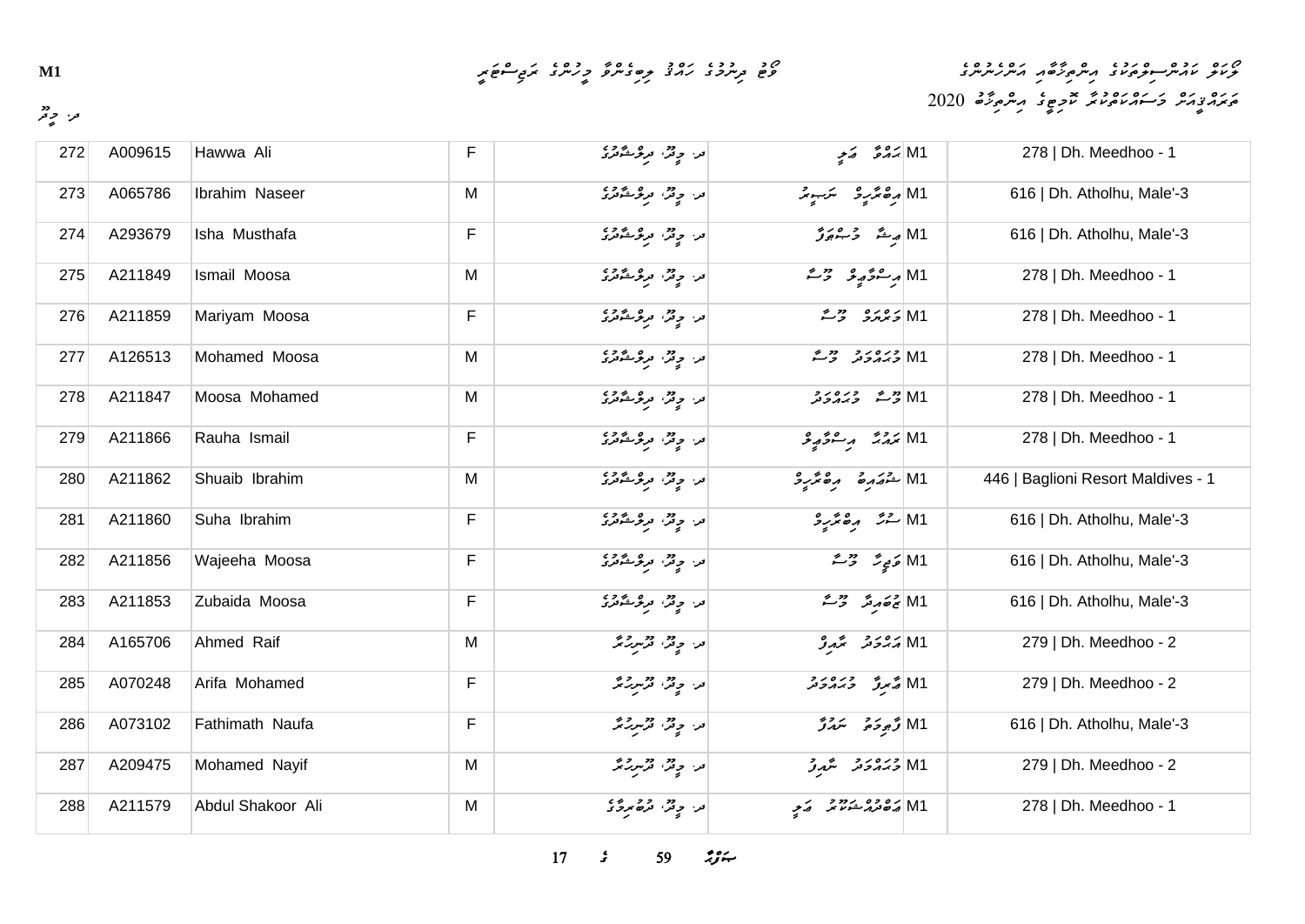ދ. މީދޫ

| 272 | A009615 | Hawwa Ali | F | ދ. މީދޫ، ދިލްޝާދުގެ | M1 ހައްވާ ޢަލީ | 278 \| Dh. Meedhoo - 1 |
|---|---|---|---|---|---|---|
| 273 | A065786 | Ibrahim Naseer | M | ދ. މީދޫ، ދިލްޝާދުގެ | M1 އިބްރާހީމް ނަސީރު | 616 \| Dh. Atholhu, Male'-3 |
| 274 | A293679 | Isha Musthafa | F | ދ. މީދޫ، ދިލްޝާދުގެ | M1 އީޝާ މުސްތަފާ | 616 \| Dh. Atholhu, Male'-3 |
| 275 | A211849 | Ismail Moosa | M | ދ. މީދޫ، ދިލްޝާދުގެ | M1 އިސްމާޢީލް މޫސާ | 278 \| Dh. Meedhoo - 1 |
| 276 | A211859 | Mariyam Moosa | F | ދ. މީދޫ، ދިލްޝާދުގެ | M1 މަރިޔަމް މޫސާ | 278 \| Dh. Meedhoo - 1 |
| 277 | A126513 | Mohamed Moosa | M | ދ. މީދޫ، ދިލްޝާދުގެ | M1 މުހައްމަދު މޫސާ | 278 \| Dh. Meedhoo - 1 |
| 278 | A211847 | Moosa Mohamed | M | ދ. މީދޫ، ދިލްޝާދުގެ | M1 މޫސާ މުހައްމަދު | 278 \| Dh. Meedhoo - 1 |
| 279 | A211866 | Rauha Ismail | F | ދ. މީދޫ، ދިލްޝާދުގެ | M1 ރައުހާ އިސްމާޢީލް | 278 \| Dh. Meedhoo - 1 |
| 280 | A211862 | Shuaib Ibrahim | M | ދ. މީދޫ، ދިލްޝާދުގެ | M1 ޝުޢައިބު އިބްރާހީމް | 446 \| Baglioni Resort Maldives - 1 |
| 281 | A211860 | Suha Ibrahim | F | ދ. މީދޫ، ދިލްޝާދުގެ | M1 ސުހާ އިބްރާހީމް | 616 \| Dh. Atholhu, Male'-3 |
| 282 | A211856 | Wajeeha Moosa | F | ދ. މީދޫ، ދިލްޝާދުގެ | M1 ވަޖީހާ މޫސާ | 616 \| Dh. Atholhu, Male'-3 |
| 283 | A211853 | Zubaida Moosa | F | ދ. މީދޫ، ދިލްޝާދުގެ | M1 ޒުބައިދާ މޫސާ | 616 \| Dh. Atholhu, Male'-3 |
| 284 | A165706 | Ahmed Raif | M | ދ. މީދޫ، ދޫނިރުކާ | M1 އަހްމަދު ރާއިފް | 279 \| Dh. Meedhoo - 2 |
| 285 | A070248 | Arifa Mohamed | F | ދ. މީދޫ، ދޫނިރުކާ | M1 އާރިފާ މުހައްމަދު | 279 \| Dh. Meedhoo - 2 |
| 286 | A073102 | Fathimath Naufa | F | ދ. މީދޫ، ދޫނިރުކާ | M1 ފާތިމަތު ނައުފާ | 616 \| Dh. Atholhu, Male'-3 |
| 287 | A209475 | Mohamed Nayif | M | ދ. މީދޫ، ދޫނިރުކާ | M1 މުހައްމަދު ނާއިފް | 279 \| Dh. Meedhoo - 2 |
| 288 | A211579 | Abdul Shakoor Ali | M | ދ. މީދޫ، ދުޑިރުވާގެ | M1 އަބްދުއްޝަކޫރު ޢަލީ | 278 \| Dh. Meedhoo - 1 |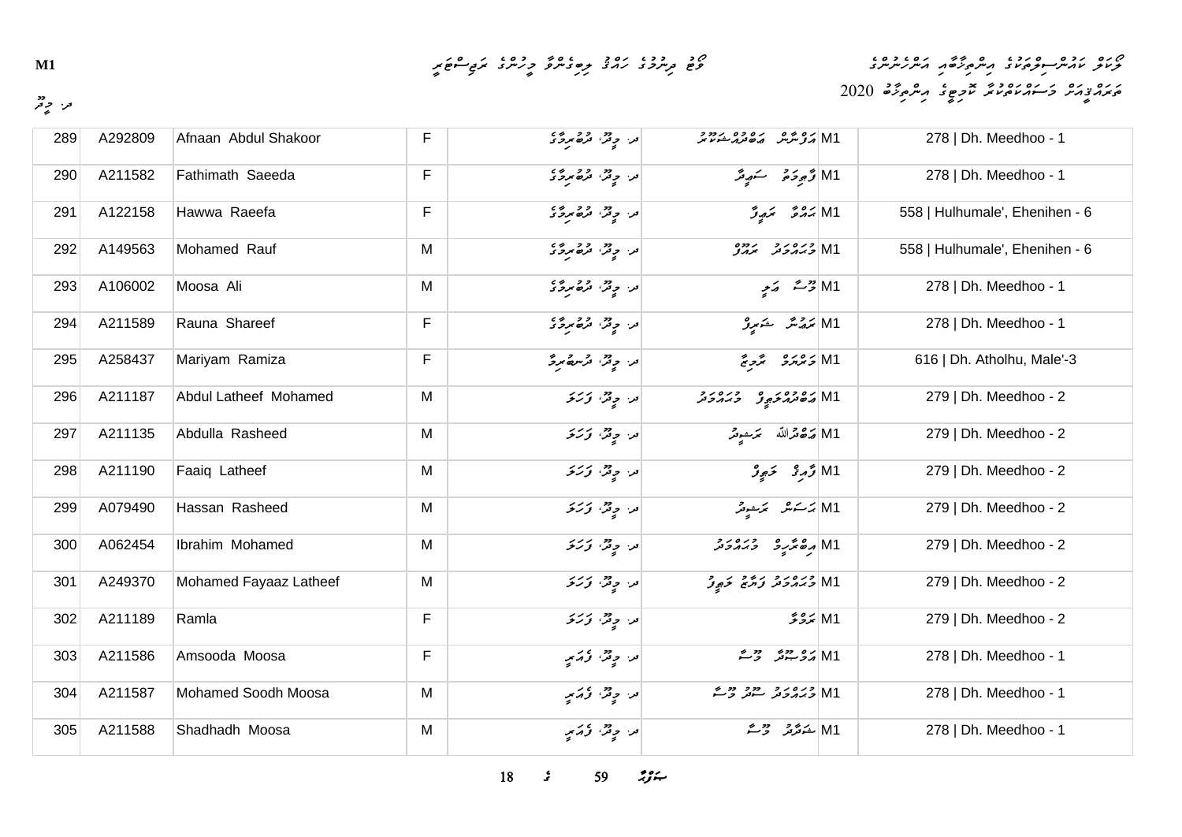ދ. މީދޫ

| 289 | A292809 | Afnaan Abdul Shakoor | F | ދ. މީދޫ، ދެތުރުމާގެ | އަފްނާން އަބްދުލް ޝަކޫރު M1 | 278 \| Dh. Meedhoo - 1 |
|---|---|---|---|---|---|---|
| 290 | A211582 | Fathimath Saeeda | F | ދ. މީދޫ، ދެތުރުމާގެ | ފާތިމަތު ސަޢީދާ M1 | 278 \| Dh. Meedhoo - 1 |
| 291 | A122158 | Hawwa Raeefa | F | ދ. މީދޫ، ދެތުރުމާގެ | ހައްވާ ރައީފާ M1 | 558 \| Hulhumale', Ehenihen - 6 |
| 292 | A149563 | Mohamed Rauf | M | ދ. މީދޫ، ދެތުރުމާގެ | މުޙައްމަދު ރައޫފު M1 | 558 \| Hulhumale', Ehenihen - 6 |
| 293 | A106002 | Moosa Ali | M | ދ. މީދޫ، ދެތުރުމާގެ | މޫސާ ޢަލީ M1 | 278 \| Dh. Meedhoo - 1 |
| 294 | A211589 | Rauna Shareef | F | ދ. މީދޫ، ދެތުރުމާގެ | ރައުނާ ޝަރީފު M1 | 278 \| Dh. Meedhoo - 1 |
| 295 | A258437 | Mariyam Ramiza | F | ދ. މީދޫ، ދެނބިމާގެ | މަރިޔަމް ރާމިޒާ M1 | 616 \| Dh. Atholhu, Male'-3 |
| 296 | A211187 | Abdul Latheef Mohamed | M | ދ. މީދޫ، ވަނަވަ | އަބްދުއްލަޠީފް މުޙައްމަދު M1 | 279 \| Dh. Meedhoo - 2 |
| 297 | A211135 | Abdulla Rasheed | M | ދ. މީދޫ، ވަނަވަ | އަބްދުﷲ ރަޝީދު M1 | 279 \| Dh. Meedhoo - 2 |
| 298 | A211190 | Faaiq Latheef | M | ދ. މީދޫ، ވަނަވަ | ފާއިޤު ލަޠީފު M1 | 279 \| Dh. Meedhoo - 2 |
| 299 | A079490 | Hassan Rasheed | M | ދ. މީދޫ، ވަނަވަ | ހަސަން ރަޝީދު M1 | 279 \| Dh. Meedhoo - 2 |
| 300 | A062454 | Ibrahim Mohamed | M | ދ. މީދޫ، ވަނަވަ | އިބްރާހީމް މުޙައްމަދު M1 | 279 \| Dh. Meedhoo - 2 |
| 301 | A249370 | Mohamed Fayaaz Latheef | M | ދ. މީދޫ، ވަނަވަ | މުޙައްމަދު ފަޔާޒް ލަޠީފް M1 | 279 \| Dh. Meedhoo - 2 |
| 302 | A211189 | Ramla | F | ދ. މީދޫ، ވަނަވަ | ރަމްލާ M1 | 279 \| Dh. Meedhoo - 2 |
| 303 | A211586 | Amsooda Moosa | F | ދ. މީދޫ، ވެއަރީ | އަމްސޫދާ މޫސާ M1 | 278 \| Dh. Meedhoo - 1 |
| 304 | A211587 | Mohamed Soodh Moosa | M | ދ. މީދޫ، ވެއަރީ | މުޙައްމަދު ސޫދު މޫސާ M1 | 278 \| Dh. Meedhoo - 1 |
| 305 | A211588 | Shadhadh Moosa | M | ދ. މީދޫ، ވެއަރީ | ޝަދާދު މޫސާ M1 | 278 \| Dh. Meedhoo - 1 |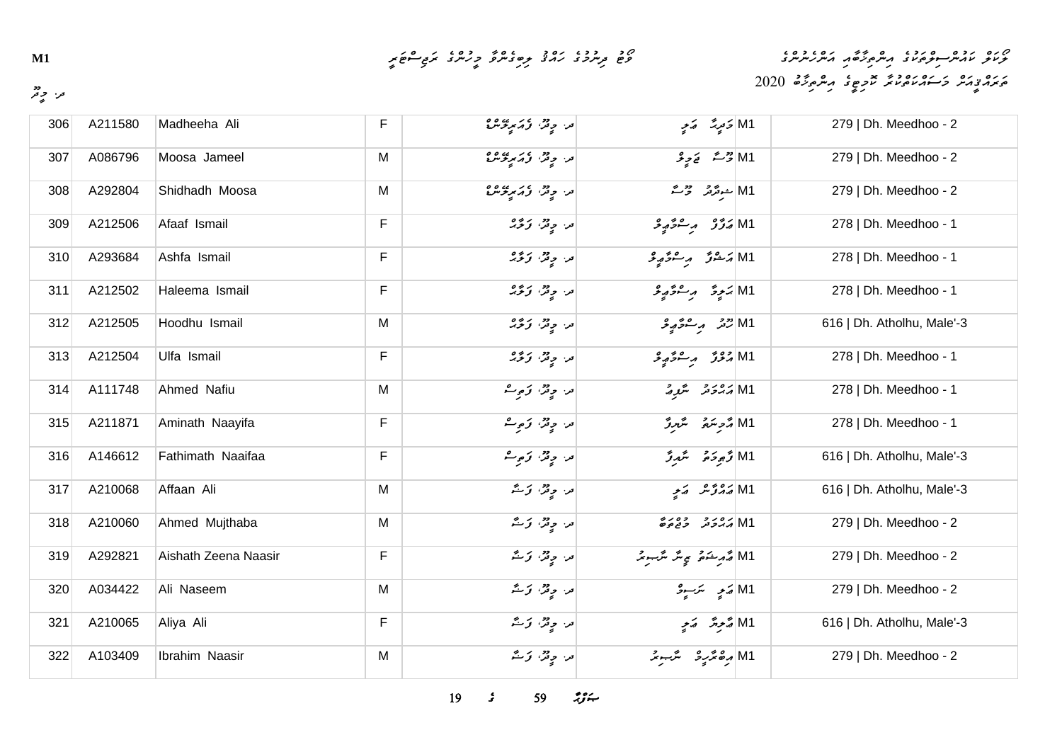| 306 | A211580 | Madheeha Ali | F | ދ. މީދޫ، ފެހިރިވާރު | M1 ވަދީހާ ޢަލީ | 279 \| Dh. Meedhoo - 2 |
|---|---|---|---|---|---|---|
| 307 | A086796 | Moosa Jameel | M | ދ. މީދޫ، ފެހިރިވާރު | M1 މޫސާ ޖަމީލް | 279 \| Dh. Meedhoo - 2 |
| 308 | A292804 | Shidhadh Moosa | M | ދ. މީދޫ، ފެހިރިވާރު | M1 ޝިދާދު މޫސާ | 279 \| Dh. Meedhoo - 2 |
| 309 | A212506 | Afaaf Ismail | F | ދ. މީދޫ، ފަލާދު | M1 އަފާފް އިސްމާޢީލް | 278 \| Dh. Meedhoo - 1 |
| 310 | A293684 | Ashfa Ismail | F | ދ. މީދޫ، ފަލާދު | M1 އަޝްފާ އިސްމާޢީލް | 278 \| Dh. Meedhoo - 1 |
| 311 | A212502 | Haleema Ismail | F | ދ. މީދޫ، ފަލާދު | M1 ހަލީމާ އިސްމާޢީލް | 278 \| Dh. Meedhoo - 1 |
| 312 | A212505 | Hoodhu Ismail | M | ދ. މީދޫ، ފަލާދު | M1 ހޫދު އިސްމާޢީލް | 616 \| Dh. Atholhu, Male'-3 |
| 313 | A212504 | Ulfa Ismail | F | ދ. މީދޫ، ފަލާދު | M1 އުލްފާ އިސްމާޢީލް | 278 \| Dh. Meedhoo - 1 |
| 314 | A111748 | Ahmed Nafiu | M | ދ. މީދޫ، ފަރިސް | M1 އަހްމަދު ނާފިޢު | 278 \| Dh. Meedhoo - 1 |
| 315 | A211871 | Aminath Naayifa | F | ދ. މީދޫ، ފަރިސް | M1 އާމިނަތު ނާއިފާ | 278 \| Dh. Meedhoo - 1 |
| 316 | A146612 | Fathimath Naaifaa | F | ދ. މީދޫ، ފަރިސް | M1 ފާތިމަތު ނާއިފާ | 616 \| Dh. Atholhu, Male'-3 |
| 317 | A210068 | Affaan Ali | M | ދ. މީދޫ، ފަސާ | M1 އައްފާން ޢަލީ | 616 \| Dh. Atholhu, Male'-3 |
| 318 | A210060 | Ahmed Mujthaba | M | ދ. މީދޫ، ފަސާ | M1 އަހްމަދު މުޖްތަބާ | 279 \| Dh. Meedhoo - 2 |
| 319 | A292821 | Aishath Zeena Naasir | F | ދ. މީދޫ، ފަސާ | M1 އާއިޝަތު ޒީނާ ނާސިރު | 279 \| Dh. Meedhoo - 2 |
| 320 | A034422 | Ali Naseem | M | ދ. މީދޫ، ފަސާ | M1 ޢަލީ ނަސީމް | 279 \| Dh. Meedhoo - 2 |
| 321 | A210065 | Aliya Ali | F | ދ. މީދޫ، ފަސާ | M1 އާލިޔާ ޢަލީ | 616 \| Dh. Atholhu, Male'-3 |
| 322 | A103409 | Ibrahim Naasir | M | ދ. މީދޫ، ފަސާ | M1 އިބްރާހީމް ނާސިރު | 279 \| Dh. Meedhoo - 2 |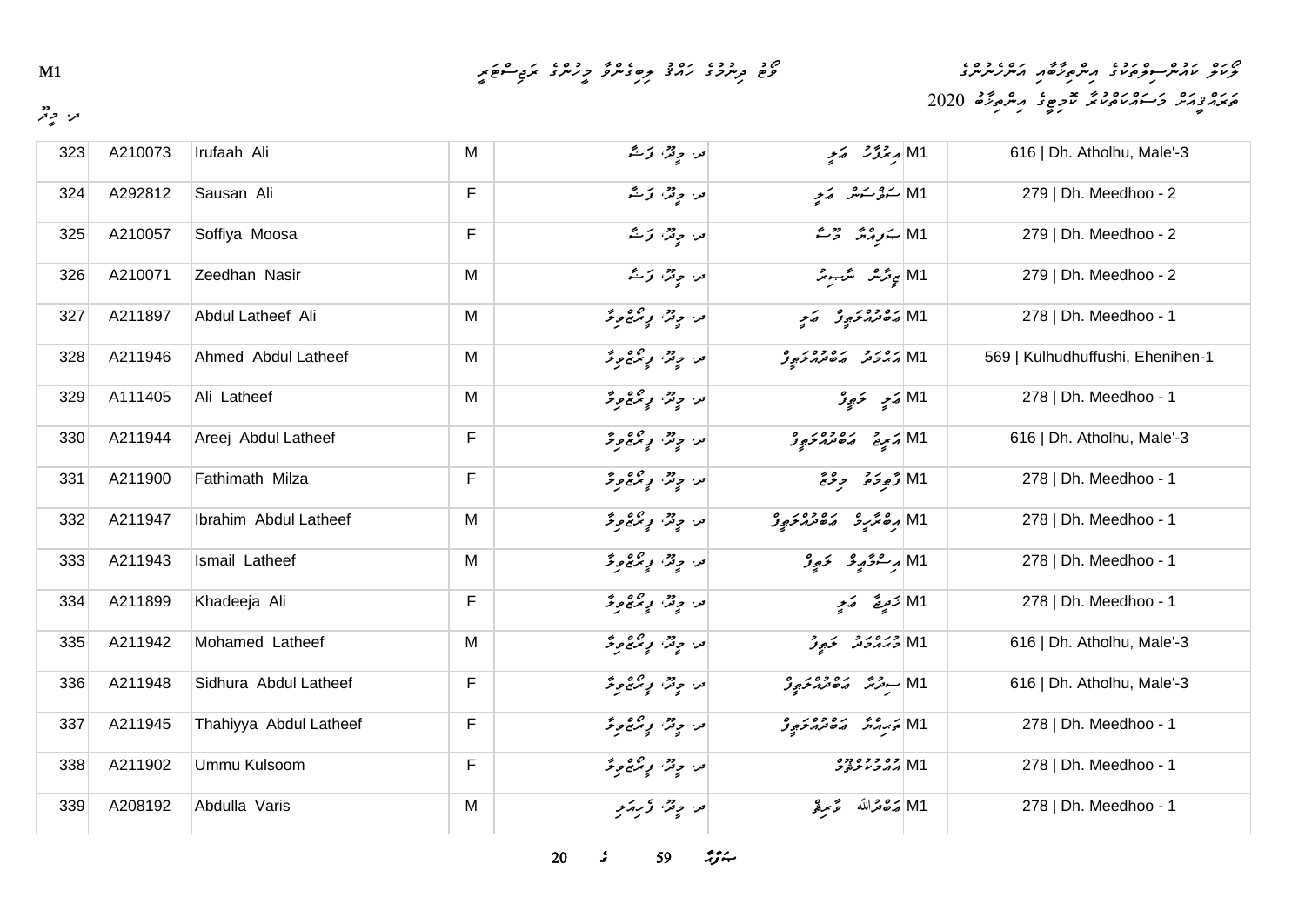| 323 | A210073 | Irufaah Ali | M | مر، حوِتْرٌ، وَسَّہ | M1 مِرِ تَرُوْحُ کَہَ جِهِ | 616 \| Dh. Atholhu, Male'-3 |
|---|---|---|---|---|---|---|
| 324 | A292812 | Sausan Ali | F | مر، حوِتْرٌ، وَسَّہ | M1 سَتَوْسَسْ کَہَ جِهِ | 279 \| Dh. Meedhoo - 2 |
| 325 | A210057 | Soffiya Moosa | F | مر، حوِتْرٌ، وَسَّہ | M1 بِہُوَرْمِرَّ دُسَّہ | 279 \| Dh. Meedhoo - 2 |
| 326 | A210071 | Zeedhan Nasir | M | مر، حوِتْرٌ، وَسَّہ | M1 سِمِتَرْسَ سَّرْسِبْرُ | 279 \| Dh. Meedhoo - 2 |
| 327 | A211897 | Abdul Latheef Ali | M | مر، حوِتْرٌ، وِبِرْعُوِعَ | M1 مَەْتَرْمُوَجِوْ کَہَ جِهِ | 278 \| Dh. Meedhoo - 1 |
| 328 | A211946 | Ahmed Abdul Latheef | M | مر، حوِتْرٌ، وِبِرْعُوِعَ | M1 مَہْرَحَرْ مَەْتَرْمُوَجِوْ | 569 \| Kulhudhuffushi, Ehenihen-1 |
| 329 | A111405 | Ali Latheef | M | مر، حوِتْرٌ، وِبِرْعُوِعَ | M1 کَہَ جِهِ حَجِوْ | 278 \| Dh. Meedhoo - 1 |
| 330 | A211944 | Areej Abdul Latheef | F | مر، حوِتْرٌ، وِبِرْعُوِعَ | M1 کَہَبِرِجْ مَەْتَرْمُوَجِوْ | 616 \| Dh. Atholhu, Male'-3 |
| 331 | A211900 | Fathimath Milza | F | مر، حوِتْرٌ، وِبِرْعُوِعَ | M1 وَّجِوَحَمْ جِوْتَخَ | 278 \| Dh. Meedhoo - 1 |
| 332 | A211947 | Ibrahim Abdul Latheef | M | مر، حوِتْرٌ، وِبِرْعُوِعَ | M1 مِرْھَتَرِيْوْ مَەْتَرْمُوَجِوْ | 278 \| Dh. Meedhoo - 1 |
| 333 | A211943 | Ismail Latheef | M | مر، حوِتْرٌ، وِبِرْعُوِعَ | M1 مِرِسْوَّمِيْوْ حَجِوْ | 278 \| Dh. Meedhoo - 1 |
| 334 | A211899 | Khadeeja Ali | F | مر، حوِتْرٌ، وِبِرْعُوِعَ | M1 تَرِبِيَّ کَہَ جِهِ | 278 \| Dh. Meedhoo - 1 |
| 335 | A211942 | Mohamed Latheef | M | مر، حوِتْرٌ، وِبِرْعُوِعَ | M1 وُبَرُوَتَرْ حَجِوْ | 616 \| Dh. Atholhu, Male'-3 |
| 336 | A211948 | Sidhura Abdul Latheef | F | مر، حوِتْرٌ، وِبِرْعُوِعَ | M1 سِوِتْرِيَّ مَەْتَرْمُوَجِوْ | 616 \| Dh. Atholhu, Male'-3 |
| 337 | A211945 | Thahiyya Abdul Latheef | F | مر، حوِتْرٌ، وِبِرْعُوِعَ | M1 جُوَبِرْمِرَّ مَەْتَرْمُوَجِوْ | 278 \| Dh. Meedhoo - 1 |
| 338 | A211902 | Ummu Kulsoom | F | مر، حوِتْرٌ، وِبِرْعُوِعَ | M1 مُہْرُوْ وُعُوْسُوْوْ | 278 \| Dh. Meedhoo - 1 |
| 339 | A208192 | Abdulla Varis | M | مر، حوِتْرٌ، وْبِرِمَعِ | M1 مَەْتَرْاللّه وَّسِرِعْ | 278 \| Dh. Meedhoo - 1 |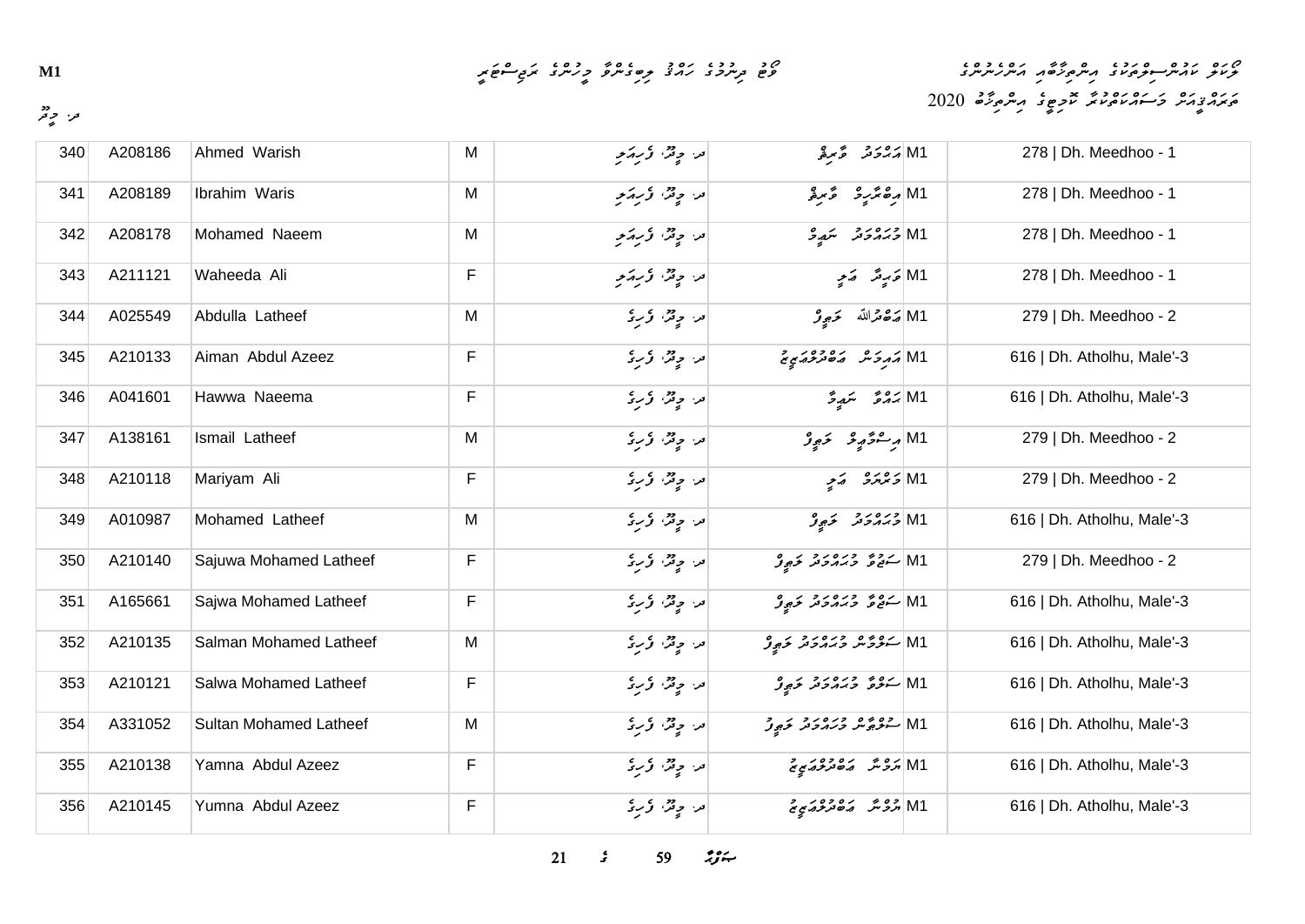ދ. މީދޫ

| 340 | A208186 | Ahmed Warish | M | ދ. މީދޫ، ފެހިއަލި | M1 އަހްމަދު ވާރިޝް | 278 \| Dh. Meedhoo - 1 |
|---|---|---|---|---|---|---|
| 341 | A208189 | Ibrahim Waris | M | ދ. މީދޫ، ފެހިއަލި | M1 އިބްރާހީމް ވާރިޝް | 278 \| Dh. Meedhoo - 1 |
| 342 | A208178 | Mohamed Naeem | M | ދ. މީދޫ، ފެހިއަލި | M1 މުޙައްމަދު ނައީމް | 278 \| Dh. Meedhoo - 1 |
| 343 | A211121 | Waheeda Ali | F | ދ. މީދޫ، ފެހިއަލި | M1 ވަހީދާ އަލި | 278 \| Dh. Meedhoo - 1 |
| 344 | A025549 | Abdulla Latheef | M | ދ. މީދޫ، ފެހިގެ | M1 އަބްދުއްލާހ ލަތީފު | 279 \| Dh. Meedhoo - 2 |
| 345 | A210133 | Aiman Abdul Azeez | F | ދ. މީދޫ، ފެހިގެ | M1 އައިމަން އަބްދުލްއަޒީޒް | 616 \| Dh. Atholhu, Male'-3 |
| 346 | A041601 | Hawwa Naeema | F | ދ. މީދޫ، ފެހިގެ | M1 ހައްވާ ނައީމާ | 616 \| Dh. Atholhu, Male'-3 |
| 347 | A138161 | Ismail Latheef | M | ދ. މީދޫ، ފެހިގެ | M1 އިސްމާޢީލް ލަތީފު | 279 \| Dh. Meedhoo - 2 |
| 348 | A210118 | Mariyam Ali | F | ދ. މީދޫ، ފެހިގެ | M1 މަރިޔަމް އަލި | 279 \| Dh. Meedhoo - 2 |
| 349 | A010987 | Mohamed Latheef | M | ދ. މީދޫ، ފެހިގެ | M1 މުޙައްމަދު ލަތީފު | 616 \| Dh. Atholhu, Male'-3 |
| 350 | A210140 | Sajuwa Mohamed Latheef | F | ދ. މީދޫ، ފެހިގެ | M1 ސަޖުވާ މުޙައްމަދު ލަތީފު | 279 \| Dh. Meedhoo - 2 |
| 351 | A165661 | Sajwa Mohamed Latheef | F | ދ. މީދޫ، ފެހިގެ | M1 ސަޖްވާ މުޙައްމަދު ލަތީފު | 616 \| Dh. Atholhu, Male'-3 |
| 352 | A210135 | Salman Mohamed Latheef | M | ދ. މީދޫ، ފެހިގެ | M1 ސަލްމާން މުޙައްމަދު ލަތީފު | 616 \| Dh. Atholhu, Male'-3 |
| 353 | A210121 | Salwa Mohamed Latheef | F | ދ. މީދޫ، ފެހިގެ | M1 ސަލްވާ މުޙައްމަދު ލަތީފު | 616 \| Dh. Atholhu, Male'-3 |
| 354 | A331052 | Sultan Mohamed Latheef | M | ދ. މީދޫ، ފެހިގެ | M1 ސުލްޠާން މުޙައްމަދު ލަތީފު | 616 \| Dh. Atholhu, Male'-3 |
| 355 | A210138 | Yamna Abdul Azeez | F | ދ. މީދޫ، ފެހިގެ | M1 ޔަމްނާ އަބްދުލްއަޒީޒް | 616 \| Dh. Atholhu, Male'-3 |
| 356 | A210145 | Yumna Abdul Azeez | F | ދ. މީދޫ، ފެހިގެ | M1 ޔުމްނާ އަބްދުލްއަޒީޒް | 616 \| Dh. Atholhu, Male'-3 |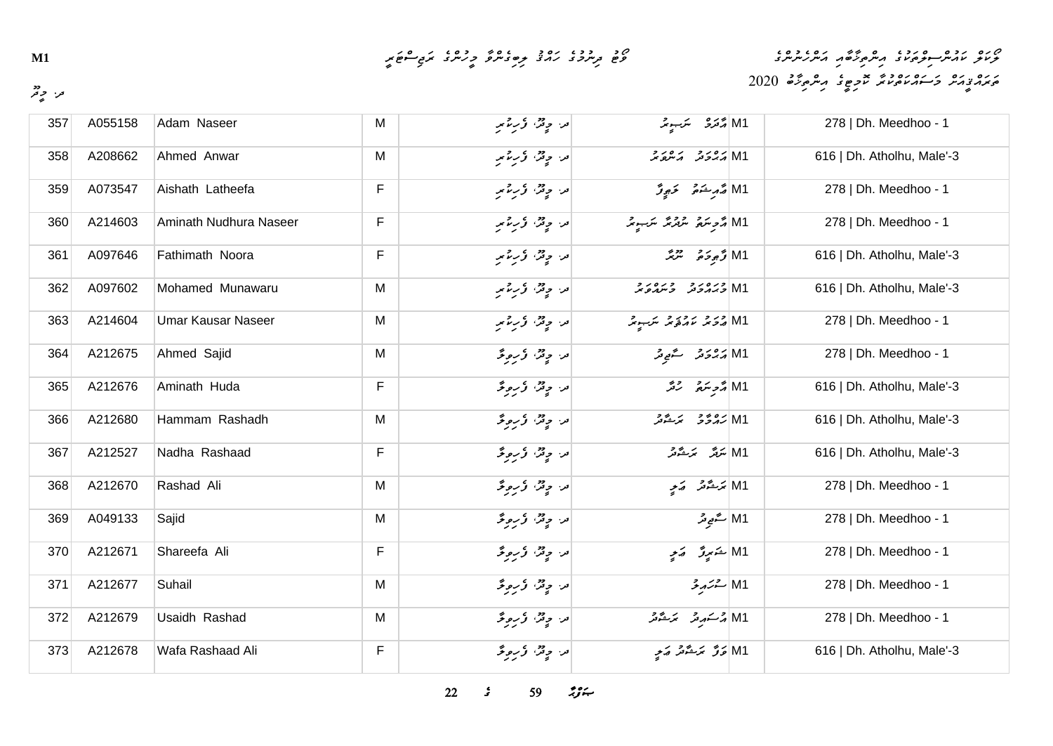| 357 | A055158 | Adam Naseer | M | ދ. މީދޫ، ފެހިގެ | M1 އާދަމް ނަޞީރު | 278 \| Dh. Meedhoo - 1 |
|---|---|---|---|---|---|---|
| 358 | A208662 | Ahmed Anwar | M | ދ. މީދޫ، ފެހިގެ | M1 އަހްމަދު އަންވަރު | 616 \| Dh. Atholhu, Male'-3 |
| 359 | A073547 | Aishath Latheefa | F | ދ. މީދޫ، ފެހިގެ | M1 އާއިޝަތު ލަޠީފާ | 278 \| Dh. Meedhoo - 1 |
| 360 | A214603 | Aminath Nudhura Naseer | F | ދ. މީދޫ، ފެހިގެ | M1 އާމިނަތު ނުދުރާ ނަޞީރު | 278 \| Dh. Meedhoo - 1 |
| 361 | A097646 | Fathimath Noora | F | ދ. މީދޫ، ފެހިގެ | M1 ފާތިމަތު ނޫރާ | 616 \| Dh. Atholhu, Male'-3 |
| 362 | A097602 | Mohamed Munawaru | M | ދ. މީދޫ، ފެހިގެ | M1 މުހައްމަދު މުނައްވަރު | 616 \| Dh. Atholhu, Male'-3 |
| 363 | A214604 | Umar Kausar Naseer | M | ދ. މީދޫ، ފެހިގެ | M1 އުމަރު ކައުސަރު ނަޞީރު | 278 \| Dh. Meedhoo - 1 |
| 364 | A212675 | Ahmed Sajid | M | ދ. މީދޫ، ފެހިވިލާ | M1 އަހްމަދު ސާޖިދު | 278 \| Dh. Meedhoo - 1 |
| 365 | A212676 | Aminath Huda | F | ދ. މީދޫ، ފެހިވިލާ | M1 އާމިނަތު ހުދާ | 616 \| Dh. Atholhu, Male'-3 |
| 366 | A212680 | Hammam Rashadh | M | ދ. މީދޫ، ފެހިވިލާ | M1 ހައްމާމު ރަޝާދު | 616 \| Dh. Atholhu, Male'-3 |
| 367 | A212527 | Nadha Rashaad | F | ދ. މީދޫ، ފެހިވިލާ | M1 ނަދާ ރަޝާދު | 616 \| Dh. Atholhu, Male'-3 |
| 368 | A212670 | Rashad Ali | M | ދ. މީދޫ، ފެހިވިލާ | M1 ރަޝާދު އަލި | 278 \| Dh. Meedhoo - 1 |
| 369 | A049133 | Sajid | M | ދ. މީދޫ، ފެހިވިލާ | M1 ސާޖިދު | 278 \| Dh. Meedhoo - 1 |
| 370 | A212671 | Shareefa Ali | F | ދ. މީދޫ، ފެހިވިލާ | M1 ޝަރީފާ އަލި | 278 \| Dh. Meedhoo - 1 |
| 371 | A212677 | Suhail | M | ދ. މީދޫ، ފެހިވިލާ | M1 ސުހައިލު | 278 \| Dh. Meedhoo - 1 |
| 372 | A212679 | Usaidh Rashad | M | ދ. މީދޫ، ފެހިވިލާ | M1 އުސައިދު ރަޝާދު | 278 \| Dh. Meedhoo - 1 |
| 373 | A212678 | Wafa Rashaad Ali | F | ދ. މީދޫ، ފެހިވިލާ | M1 ވަފާ ރަޝާދު އަލި | 616 \| Dh. Atholhu, Male'-3 |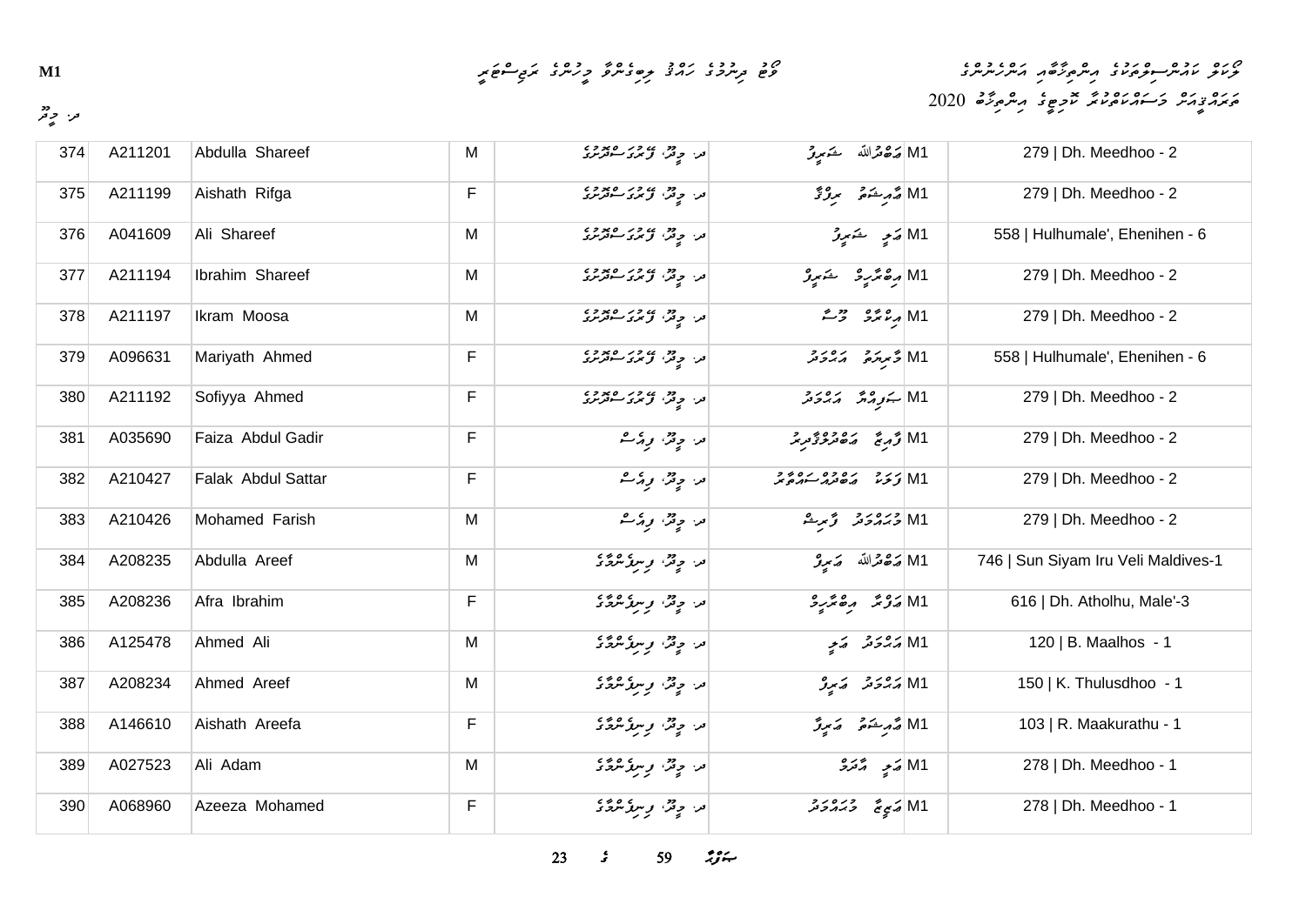| 374 | A211201 | Abdulla Shareef | M | ދ. މީދޫ، ޑްރީމް ސުންނަރާ | M1 ޢަބްދުﷲ ޝަރީފް | 279 \| Dh. Meedhoo - 2 |
|---|---|---|---|---|---|---|
| 375 | A211199 | Aishath Rifga | F | ދ. މީދޫ، ޑްރީމް ސުންނަރާ | M1 ޢާއިޝަތު ރިފްގާ | 279 \| Dh. Meedhoo - 2 |
| 376 | A041609 | Ali Shareef | M | ދ. މީދޫ، ޑްރީމް ސުންނަރާ | M1 ޢަލި ޝަރީފް | 558 \| Hulhumale', Ehenihen - 6 |
| 377 | A211194 | Ibrahim Shareef | M | ދ. މީދޫ، ޑްރީމް ސުންނަރާ | M1 އިބްރާހީމް ޝަރީފް | 279 \| Dh. Meedhoo - 2 |
| 378 | A211197 | Ikram Moosa | M | ދ. މީދޫ، ޑްރީމް ސުންނަރާ | M1 އިކްރާމް މޫސާ | 279 \| Dh. Meedhoo - 2 |
| 379 | A096631 | Mariyath Ahmed | F | ދ. މީދޫ، ޑްރީމް ސުންނަރާ | M1 މާރިޔަތު އަޙްމަދު | 558 \| Hulhumale', Ehenihen - 6 |
| 380 | A211192 | Sofiyya Ahmed | F | ދ. މީދޫ، ޑްރީމް ސުންނަރާ | M1 ސޯފިއްޔާ އަޙްމަދު | 279 \| Dh. Meedhoo - 2 |
| 381 | A035690 | Faiza Abdul Gadir | F | ދ. މީދޫ، ވިއުސް | M1 ފާއިޒާ އަބްދުލްޤާދިރު | 279 \| Dh. Meedhoo - 2 |
| 382 | A210427 | Falak Abdul Sattar | F | ދ. މީދޫ، ވިއުސް | M1 ފަލަކް އަބްދުލްސައްތާރު | 279 \| Dh. Meedhoo - 2 |
| 383 | A210426 | Mohamed Farish | M | ދ. މީދޫ، ވިއުސް | M1 މުޙައްމަދު ފާރިޝް | 279 \| Dh. Meedhoo - 2 |
| 384 | A208235 | Abdulla Areef | M | ދ. މީދޫ، ވިނިލްނެޑޭ | M1 ޢަބްދުﷲ ޢަރީފް | 746 \| Sun Siyam Iru Veli Maldives-1 |
| 385 | A208236 | Afra Ibrahim | F | ދ. މީދޫ، ވިނިލްނެޑޭ | M1 އަފްރާ އިބްރާހީމް | 616 \| Dh. Atholhu, Male'-3 |
| 386 | A125478 | Ahmed Ali | M | ދ. މީދޫ، ވިނިލްނެޑޭ | M1 އަޙްމަދު ޢަލި | 120 \| B. Maalhos - 1 |
| 387 | A208234 | Ahmed Areef | M | ދ. މީދޫ، ވިނިލްނެޑޭ | M1 އަޙްމަދު ޢަރީފް | 150 \| K. Thulusdhoo - 1 |
| 388 | A146610 | Aishath Areefa | F | ދ. މީދޫ، ވިނިލްނެޑޭ | M1 ޢާއިޝަތު ޢަރީފާ | 103 \| R. Maakurathu - 1 |
| 389 | A027523 | Ali Adam | M | ދ. މީދޫ، ވިނިލްނެޑޭ | M1 ޢަލި އާދަމް | 278 \| Dh. Meedhoo - 1 |
| 390 | A068960 | Azeeza Mohamed | F | ދ. މީދޫ، ވިނިލްނެޑޭ | M1 ޢަޒީޒާ މުޙައްމަދު | 278 \| Dh. Meedhoo - 1 |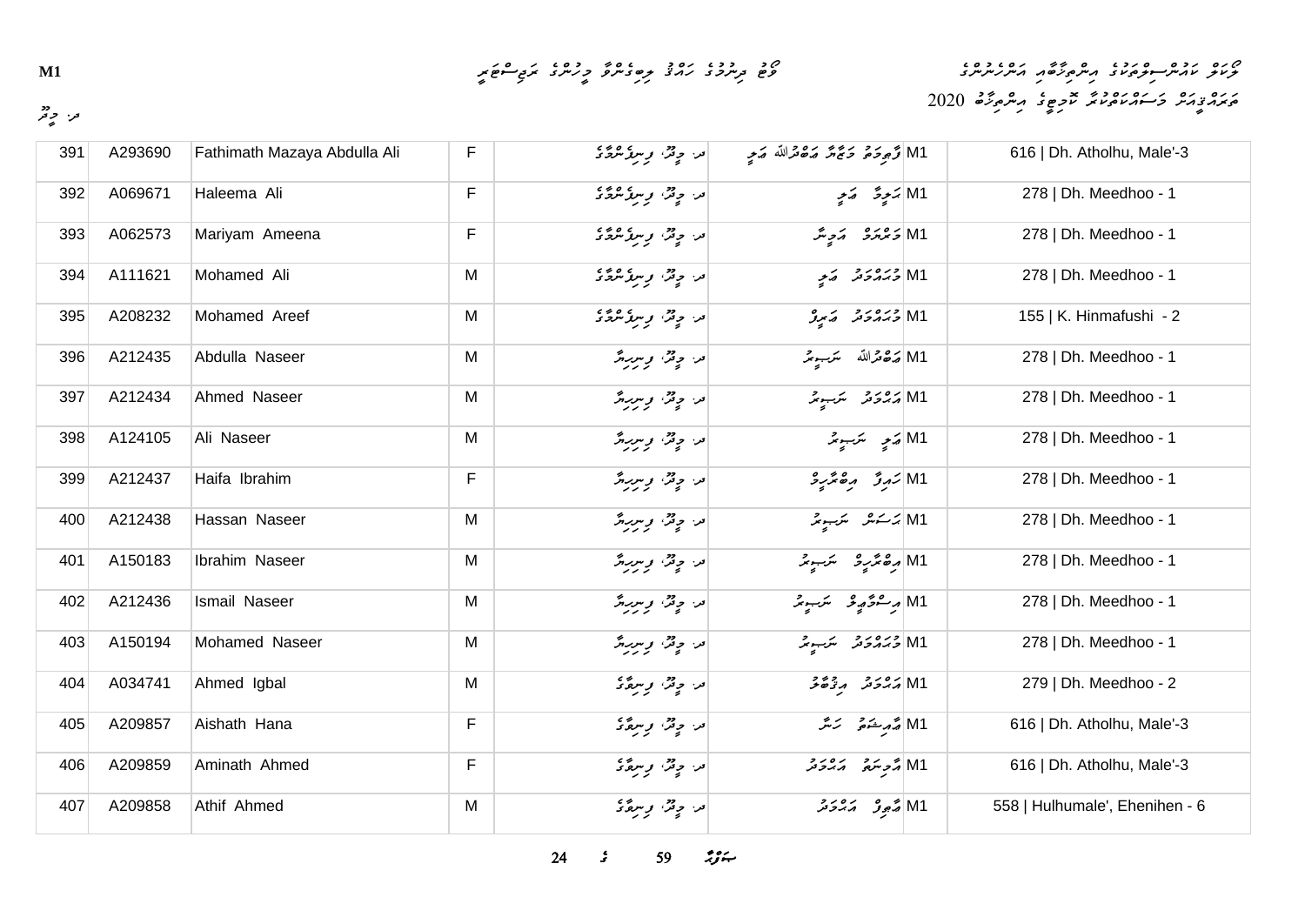| 391 | A293690 | Fathimath Mazaya Abdulla Ali | F | ދ. މީދޫ، ވިނިވެންޓާގެ | ފާތިމަތު މަޒާޔާ އަބްދުﷲ އަލި M1 | 616 \| Dh. Atholhu, Male'-3 |
|---|---|---|---|---|---|---|
| 392 | A069671 | Haleema Ali | F | ދ. މީދޫ، ވިނިވެންޓާގެ | ހަލީމާ އަލި M1 | 278 \| Dh. Meedhoo - 1 |
| 393 | A062573 | Mariyam Ameena | F | ދ. މީދޫ، ވިނިވެންޓާގެ | މަރިޔަމް އަމީނާ M1 | 278 \| Dh. Meedhoo - 1 |
| 394 | A111621 | Mohamed Ali | M | ދ. މީދޫ، ވިނިވެންޓާގެ | މުހައްމަދު އަލި M1 | 278 \| Dh. Meedhoo - 1 |
| 395 | A208232 | Mohamed Areef | M | ދ. މީދޫ، ވިނިވެންޓާގެ | މުހައްމަދު އަރީފް M1 | 155 \| K. Hinmafushi - 2 |
| 396 | A212435 | Abdulla Naseer | M | ދ. މީދޫ، ވިނިހިލާ | އަބްދުﷲ ނަސީރު M1 | 278 \| Dh. Meedhoo - 1 |
| 397 | A212434 | Ahmed Naseer | M | ދ. މީދޫ، ވިނިހިލާ | އަހްމަދު ނަސީރު M1 | 278 \| Dh. Meedhoo - 1 |
| 398 | A124105 | Ali Naseer | M | ދ. މީދޫ، ވިނިހިލާ | އަލި ނަސީރު M1 | 278 \| Dh. Meedhoo - 1 |
| 399 | A212437 | Haifa Ibrahim | F | ދ. މީދޫ، ވިނިހިލާ | ހައިފާ އިބްރާހީމް M1 | 278 \| Dh. Meedhoo - 1 |
| 400 | A212438 | Hassan Naseer | M | ދ. މީދޫ، ވިނިހިލާ | ހަސަން ނަސީރު M1 | 278 \| Dh. Meedhoo - 1 |
| 401 | A150183 | Ibrahim Naseer | M | ދ. މީދޫ، ވިނިހިލާ | އިބްރާހީމް ނަސީރު M1 | 278 \| Dh. Meedhoo - 1 |
| 402 | A212436 | Ismail Naseer | M | ދ. މީދޫ، ވިނިހިލާ | އިސްމާޢީލް ނަސީރު M1 | 278 \| Dh. Meedhoo - 1 |
| 403 | A150194 | Mohamed Naseer | M | ދ. މީދޫ، ވިނިހިލާ | މުހައްމަދު ނަސީރު M1 | 278 \| Dh. Meedhoo - 1 |
| 404 | A034741 | Ahmed Igbal | M | ދ. މީދޫ، ވިނިބާގެ | އަހްމަދު އިގުބާލް M1 | 279 \| Dh. Meedhoo - 2 |
| 405 | A209857 | Aishath Hana | F | ދ. މީދޫ، ވިނިބާގެ | އާއިޝަތު ހަނާ M1 | 616 \| Dh. Atholhu, Male'-3 |
| 406 | A209859 | Aminath Ahmed | F | ދ. މީދޫ، ވިނިބާގެ | އާމިނަތު އަހްމަދު M1 | 616 \| Dh. Atholhu, Male'-3 |
| 407 | A209858 | Athif Ahmed | M | ދ. މީދޫ، ވިނިބާގެ | އާތިފް އަހްމަދު M1 | 558 \| Hulhumale', Ehenihen - 6 |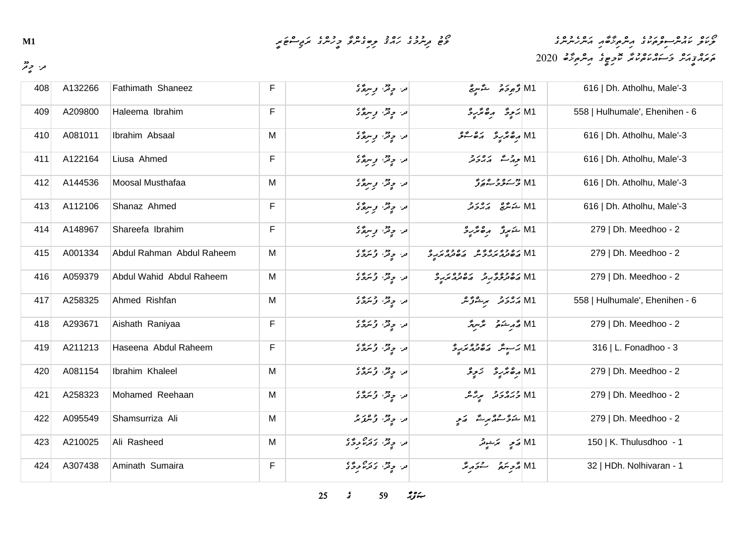| 408 | A132266 | Fathimath Shaneez | F | ދ. މީދޫ، ވިނިތާގެ | M1 ޤާތިމަތު ޝާނީޒް | 616 \| Dh. Atholhu, Male'-3 |
|---|---|---|---|---|---|---|
| 409 | A209800 | Haleema Ibrahim | F | ދ. މީދޫ، ވިނިތާގެ | M1 ހަލީމާ އިބްރާހީމް | 558 \| Hulhumale', Ehenihen - 6 |
| 410 | A081011 | Ibrahim Absaal | M | ދ. މީދޫ، ވިނިތާގެ | M1 އިބްރާހީމް އަބްސާލް | 616 \| Dh. Atholhu, Male'-3 |
| 411 | A122164 | Liusa Ahmed | F | ދ. މީދޫ، ވިނިތާގެ | M1 ލިއުސާ އަހްމަދު | 616 \| Dh. Atholhu, Male'-3 |
| 412 | A144536 | Moosal Musthafaa | M | ދ. މީދޫ، ވިނިތާގެ | M1 މޫސަލް މުސްތަފާ | 616 \| Dh. Atholhu, Male'-3 |
| 413 | A112106 | Shanaz Ahmed | F | ދ. މީދޫ، ވިނިތާގެ | M1 ޝަނާޒް އަހްމަދު | 616 \| Dh. Atholhu, Male'-3 |
| 414 | A148967 | Shareefa Ibrahim | F | ދ. މީދޫ، ވިނިތާގެ | M1 ޝަރީފާ އިބްރާހީމް | 279 \| Dh. Meedhoo - 2 |
| 415 | A001334 | Abdul Rahman Abdul Raheem | M | ދ. މީދޫ، ފެނަމާގެ | M1 އަބްދުއްރަޙްމާން އަބްދުއްރަޙީމް | 279 \| Dh. Meedhoo - 2 |
| 416 | A059379 | Abdul Wahid Abdul Raheem | M | ދ. މީދޫ، ފެނަމާގެ | M1 އަބްދުލްވާހިދު އަބްދުއްރަޙީމް | 279 \| Dh. Meedhoo - 2 |
| 417 | A258325 | Ahmed Rishfan | M | ދ. މީދޫ، ފެނަމާގެ | M1 އަހްމަދު ރިޝްފާން | 558 \| Hulhumale', Ehenihen - 6 |
| 418 | A293671 | Aishath Raniyaa | F | ދ. މީދޫ، ފެނަމާގެ | M1 އާއިޝަތު ރާނިޔާ | 279 \| Dh. Meedhoo - 2 |
| 419 | A211213 | Haseena Abdul Raheem | F | ދ. މީދޫ، ފެނަމާގެ | M1 ހަސީނާ އަބްދުއްރަޙީމް | 316 \| L. Fonadhoo - 3 |
| 420 | A081154 | Ibrahim Khaleel | M | ދ. މީދޫ، ފެނަމާގެ | M1 އިބްރާހީމް ޚަލީލް | 279 \| Dh. Meedhoo - 2 |
| 421 | A258323 | Mohamed Reehaan | M | ދ. މީދޫ، ފެނަމާގެ | M1 މުހައްމަދު ރީހާން | 279 \| Dh. Meedhoo - 2 |
| 422 | A095549 | Shamsurriza Ali | M | ދ. މީދޫ، ފެންޔަރު | M1 ޝަމްސުއްރިޟާ ޢަލީ | 279 \| Dh. Meedhoo - 2 |
| 423 | A210025 | Ali Rasheed | M | ދ. މީދޫ، ގަދަމުލިގެ | M1 ޢަލީ ރަޝީދު | 150 \| K. Thulusdhoo - 1 |
| 424 | A307438 | Aminath Sumaira | F | ދ. މީދޫ، ގަދަމުލިގެ | M1 އާމިނަތު ސުމައިރާ | 32 \| HDh. Nolhivaran - 1 |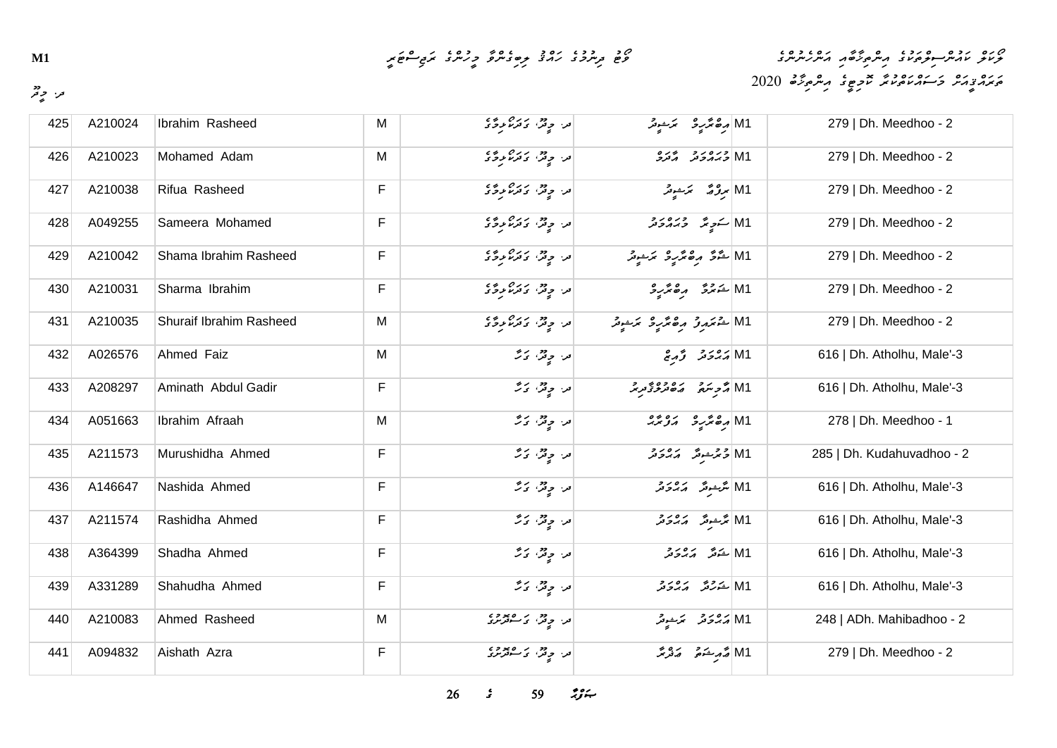| 425 | A210024 | Ibrahim Rasheed | M | ދ. މީދޫ، ގަދަހިތުގެ | M1 ﺑރާހީމް ރަޝީދު | 279 \| Dh. Meedhoo - 2 |
|---|---|---|---|---|---|---|
| 426 | A210023 | Mohamed Adam | M | ދ. މީދޫ، ގަދަހިތުގެ | M1 މުހައްމަދު އާދަމް | 279 \| Dh. Meedhoo - 2 |
| 427 | A210038 | Rifua Rasheed | F | ދ. މީދޫ، ގަދަހިތުގެ | M1 ރިފުއާ ރަޝީދު | 279 \| Dh. Meedhoo - 2 |
| 428 | A049255 | Sameera Mohamed | F | ދ. މީދޫ، ގަދަހިތުގެ | M1 ސަމީރާ މުހައްމަދު | 279 \| Dh. Meedhoo - 2 |
| 429 | A210042 | Shama Ibrahim Rasheed | F | ދ. މީދޫ، ގަދަހިތުގެ | M1 ޝަމާ އިބްރާހީމް ރަޝީދު | 279 \| Dh. Meedhoo - 2 |
| 430 | A210031 | Sharma Ibrahim | F | ދ. މީދޫ، ގަދަހިތުގެ | M1 ޝަރުމާ އިބްރާހީމް | 279 \| Dh. Meedhoo - 2 |
| 431 | A210035 | Shuraif Ibrahim Rasheed | M | ދ. މީދޫ، ގަދަހިތުގެ | M1 ޝުރައިފު އިބްރާހީމް ރަޝީދު | 279 \| Dh. Meedhoo - 2 |
| 432 | A026576 | Ahmed Faiz | M | ދ. މީދޫ، ގަސް | M1 އަހުމަދު ފާއިޒު | 616 \| Dh. Atholhu, Male'-3 |
| 433 | A208297 | Aminath Abdul Gadir | F | ދ. މީދޫ، ގަސް | M1 އާމިނަތު އަބްދުލްޤާދިރު | 616 \| Dh. Atholhu, Male'-3 |
| 434 | A051663 | Ibrahim Afraah | M | ދ. މީދޫ، ގަސް | M1 އިބްރާހީމް އަފްރާހު | 278 \| Dh. Meedhoo - 1 |
| 435 | A211573 | Murushidha Ahmed | F | ދ. މީދޫ، ގަސް | M1 މުރުޝިދާ އަހުމަދު | 285 \| Dh. Kudahuvadhoo - 2 |
| 436 | A146647 | Nashida Ahmed | F | ދ. މީދޫ، ގަސް | M1 ނާޝިދާ އަހުމަދު | 616 \| Dh. Atholhu, Male'-3 |
| 437 | A211574 | Rashidha Ahmed | F | ދ. މީދޫ، ގަސް | M1 ރާޝިދާ އަހުމަދު | 616 \| Dh. Atholhu, Male'-3 |
| 438 | A364399 | Shadha Ahmed | F | ދ. މީދޫ، ގަސް | M1 ޝަދާ އަހުމަދު | 616 \| Dh. Atholhu, Male'-3 |
| 439 | A331289 | Shahudha Ahmed | F | ދ. މީދޫ، ގަސް | M1 ޝަހުދާ އަހުމަދު | 616 \| Dh. Atholhu, Male'-3 |
| 440 | A210083 | Ahmed Rasheed | M | ދ. މީދޫ، ގަސްދޮރުގެ | M1 އަހުމަދު ރަޝީދު | 248 \| ADh. Mahibadhoo - 2 |
| 441 | A094832 | Aishath Azra | F | ދ. މީދޫ، ގަސްދޮރުގެ | M1 އާއިޝަތު އަޒްރާ | 279 \| Dh. Meedhoo - 2 |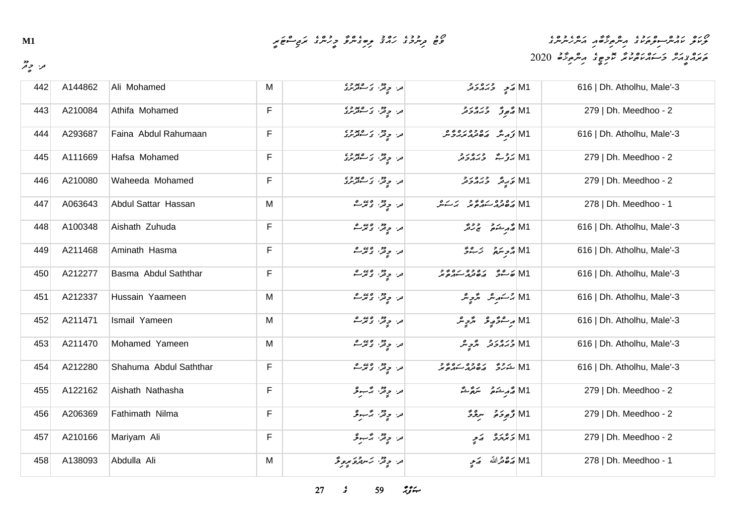| 442 | A144862 | Ali Mohamed | M | ދ. މީދޫ، ގަސްދޮރުގެ | M1 އަލި މުޙައްމަދު | 616 \| Dh. Atholhu, Male'-3 |
|---|---|---|---|---|---|---|
| 443 | A210084 | Athifa Mohamed | F | ދ. މީދޫ، ގަސްދޮރުގެ | M1 އާތިފާ މުޙައްމަދު | 279 \| Dh. Meedhoo - 2 |
| 444 | A293687 | Faina Abdul Rahumaan | F | ދ. މީދޫ، ގަސްދޮރުގެ | M1 ފައިނާ އަބްދުއްރަޙްމާން | 616 \| Dh. Atholhu, Male'-3 |
| 445 | A111669 | Hafsa Mohamed | F | ދ. މީދޫ، ގަސްދޮރުގެ | M1 ހަފްސާ މުޙައްމަދު | 279 \| Dh. Meedhoo - 2 |
| 446 | A210080 | Waheeda Mohamed | F | ދ. މީދޫ، ގަސްދޮރުގެ | M1 ވަހީދާ މުޙައްމަދު | 279 \| Dh. Meedhoo - 2 |
| 447 | A063643 | Abdul Sattar Hassan | M | ދ. މީދޫ، ގުލާބު | M1 އަބްދުއްސައްތާރު ޙަސަން | 278 \| Dh. Meedhoo - 1 |
| 448 | A100348 | Aishath Zuhuda | F | ދ. މީދޫ، ގުލާބު | M1 އާއިޝަތު ޒުހުދާ | 616 \| Dh. Atholhu, Male'-3 |
| 449 | A211468 | Aminath Hasma | F | ދ. މީދޫ، ގުލާބު | M1 އާމިނަތު ހަސްމާ | 616 \| Dh. Atholhu, Male'-3 |
| 450 | A212277 | Basma Abdul Saththar | F | ދ. މީދޫ، ގުލާބު | M1 ބަސްމާ އަބްދުއްސައްތާރު | 616 \| Dh. Atholhu, Male'-3 |
| 451 | A212337 | Hussain Yaameen | M | ދ. މީދޫ، ގުލާބު | M1 ޙުސައިން ޔާމީން | 616 \| Dh. Atholhu, Male'-3 |
| 452 | A211471 | Ismail Yameen | M | ދ. މީދޫ، ގުލާބު | M1 އިސްމާޢީލް ޔާމީން | 616 \| Dh. Atholhu, Male'-3 |
| 453 | A211470 | Mohamed Yameen | M | ދ. މީދޫ، ގުލާބު | M1 މުޙައްމަދު ޔާމީން | 616 \| Dh. Atholhu, Male'-3 |
| 454 | A212280 | Shahuma Abdul Saththar | F | ދ. މީދޫ، ގުލާބު | M1 ޝަހުމާ އަބްދުއްސައްތާރު | 616 \| Dh. Atholhu, Male'-3 |
| 455 | A122162 | Aishath Nathasha | F | ދ. މީދޫ، ގުސްބުގެ | M1 އާއިޝަތު ނަތާޝާ | 279 \| Dh. Meedhoo - 2 |
| 456 | A206369 | Fathimath Nilma | F | ދ. މީދޫ، ގުސްބުގެ | M1 ފާތިމަތު ނިލްމާ | 279 \| Dh. Meedhoo - 2 |
| 457 | A210166 | Mariyam Ali | F | ދ. މީދޫ، ގުސްބުގެ | M1 މަރިޔަމް އަލި | 279 \| Dh. Meedhoo - 2 |
| 458 | A138093 | Abdulla Ali | M | ދ. މީދޫ، ގުލްޝަނުމަހިލާ | M1 އަބްދުﷲ އަލި | 278 \| Dh. Meedhoo - 1 |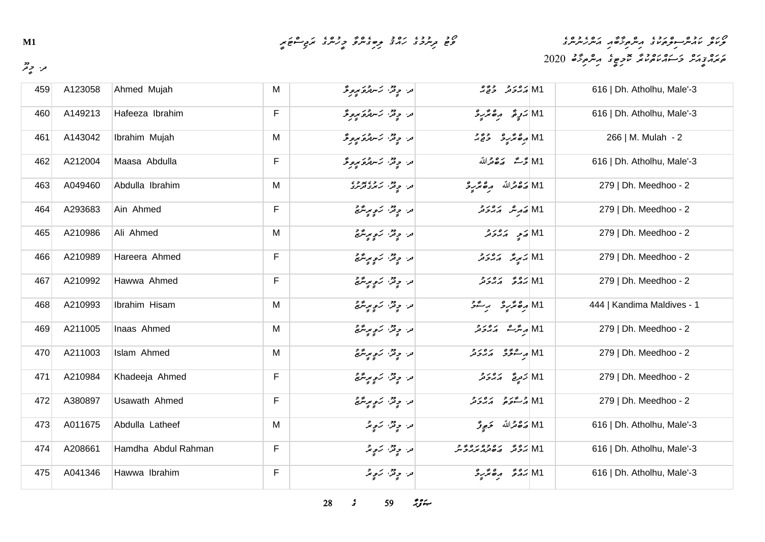| 459 | A123058 | Ahmed Mujah | M | ދ. މީދޫ، ހަސަދުމަރީވިލާ | M1 އަހުމަދު މުޖާހު | 616 \| Dh. Atholhu, Male'-3 |
|---|---|---|---|---|---|---|
| 460 | A149213 | Hafeeza Ibrahim | F | ދ. މީދޫ، ހަސަދުމަރީވިލާ | M1 ހަފީޒާ އިބްރާހީމް | 616 \| Dh. Atholhu, Male'-3 |
| 461 | A143042 | Ibrahim Mujah | M | ދ. މީދޫ، ހަސަދުމަރީވިލާ | M1 އިބްރާހީމް މުޖާހު | 266 \| M. Mulah - 2 |
| 462 | A212004 | Maasa Abdulla | F | ދ. މީދޫ، ހަސަދުމަރީވިލާ | M1 މާސާ އަބްދުﷲ | 616 \| Dh. Atholhu, Male'-3 |
| 463 | A049460 | Abdulla Ibrahim | M | ދ. މީދޫ، ހަދަގެދޮރުގެ | M1 އަބްދުﷲ އިބްރާހީމް | 279 \| Dh. Meedhoo - 2 |
| 464 | A293683 | Ain Ahmed | F | ދ. މީދޫ، ހަވީރީނާޒް | M1 އައިން އަހުމަދު | 279 \| Dh. Meedhoo - 2 |
| 465 | A210986 | Ali Ahmed | M | ދ. މީދޫ، ހަވީރީނާޒް | M1 އަލީ އަހުމަދު | 279 \| Dh. Meedhoo - 2 |
| 466 | A210989 | Hareera Ahmed | F | ދ. މީދޫ، ހަވީރީނާޒް | M1 ހަރީރާ އަހުމަދު | 279 \| Dh. Meedhoo - 2 |
| 467 | A210992 | Hawwa Ahmed | F | ދ. މީދޫ، ހަވީރީނާޒް | M1 ހައްވާ އަހުމަދު | 279 \| Dh. Meedhoo - 2 |
| 468 | A210993 | Ibrahim Hisam | M | ދ. މީދޫ، ހަވީރީނާޒް | M1 އިބްރާހީމް ހިސާމް | 444 \| Kandima Maldives - 1 |
| 469 | A211005 | Inaas Ahmed | M | ދ. މީދޫ، ހަވީރީނާޒް | M1 އިނާސް އަހުމަދު | 279 \| Dh. Meedhoo - 2 |
| 470 | A211003 | Islam Ahmed | M | ދ. މީދޫ، ހަވީރީނާޒް | M1 އިސްލާމް އަހުމަދު | 279 \| Dh. Meedhoo - 2 |
| 471 | A210984 | Khadeeja Ahmed | F | ދ. މީދޫ، ހަވީރީނާޒް | M1 ޚަދީޖާ އަހުމަދު | 279 \| Dh. Meedhoo - 2 |
| 472 | A380897 | Usawath Ahmed | F | ދ. މީދޫ، ހަވީރީނާޒް | M1 އުސްވަތު އަހުމަދު | 279 \| Dh. Meedhoo - 2 |
| 473 | A011675 | Abdulla Latheef | M | ދ. މީދޫ، ހަވީރު | M1 އަބްދުﷲ ލަޠީފު | 616 \| Dh. Atholhu, Male'-3 |
| 474 | A208661 | Hamdha Abdul Rahman | F | ދ. މީދޫ، ހަވީރު | M1 ހަމްދާ އަބްދުއްރަޙްމާން | 616 \| Dh. Atholhu, Male'-3 |
| 475 | A041346 | Hawwa Ibrahim | F | ދ. މީދޫ، ހަވީރު | M1 ހައްވާ އިބްރާހީމް | 616 \| Dh. Atholhu, Male'-3 |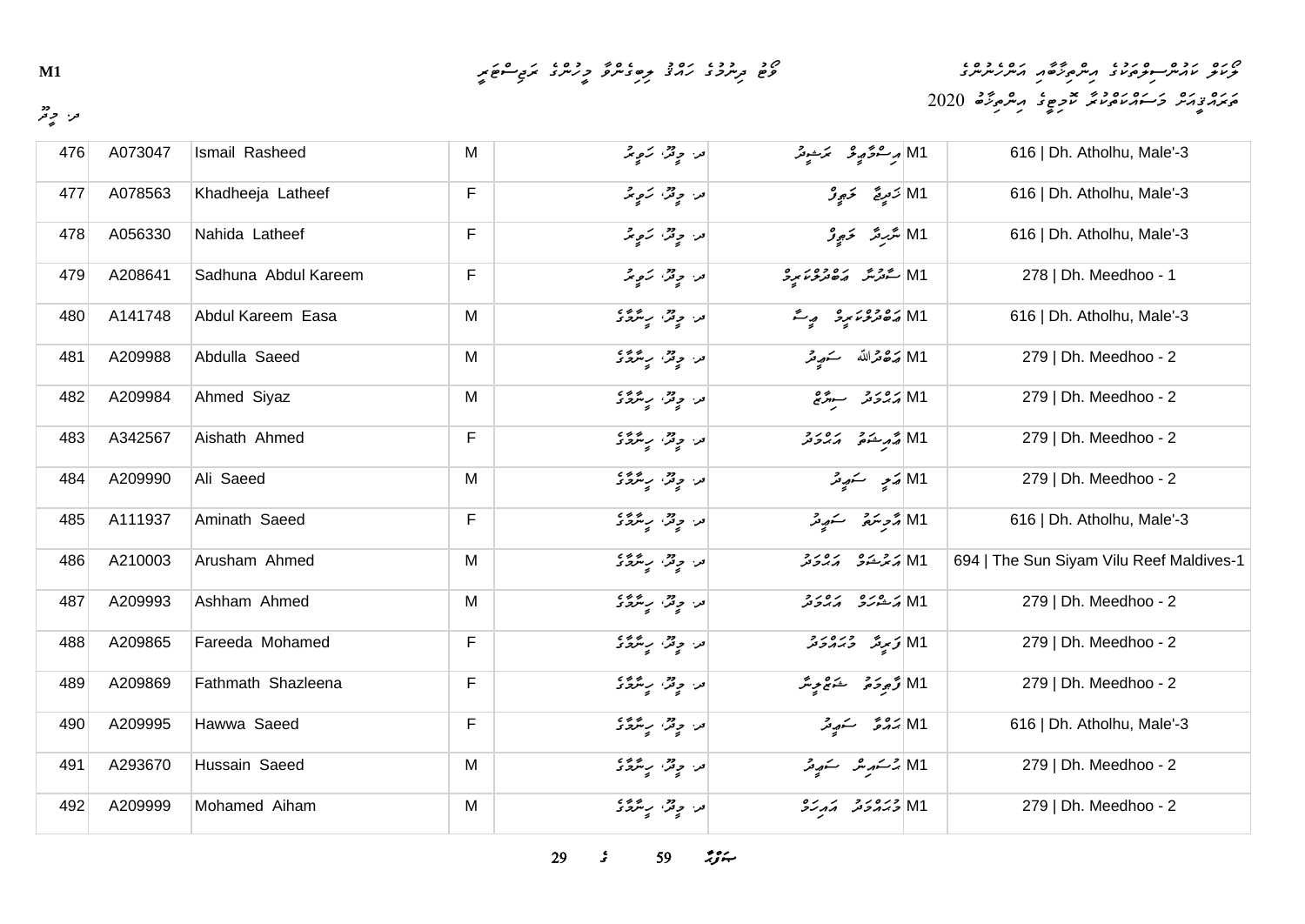| 476 | A073047 | Ismail Rasheed | M | ދ. މީދޫ، ހަވީރު | M1 މިސްމާޢީލް ރަޝީދު | 616 \| Dh. Atholhu, Male'-3 |
|---|---|---|---|---|---|---|
| 477 | A078563 | Khadheeja Latheef | F | ދ. މީދޫ، ހަވީރު | M1 ޚަދީޖާ ލަޠީފް | 616 \| Dh. Atholhu, Male'-3 |
| 478 | A056330 | Nahida Latheef | F | ދ. މީދޫ، ހަވީރު | M1 ނާހިދާ ލަޠީފް | 616 \| Dh. Atholhu, Male'-3 |
| 479 | A208641 | Sadhuna Abdul Kareem | F | ދ. މީދޫ، ހަވީރު | M1 ސަދުނާ އަބްދުލްކަރީމް | 278 \| Dh. Meedhoo - 1 |
| 480 | A141748 | Abdul Kareem Easa | M | ދ. މީދޫ، ހިނގާގެ | M1 އަބްދުލްކަރީމް ޢީސާ | 616 \| Dh. Atholhu, Male'-3 |
| 481 | A209988 | Abdulla Saeed | M | ދ. މީދޫ، ހިނގާގެ | M1 އަބްދުﷲ ސަޢީދު | 279 \| Dh. Meedhoo - 2 |
| 482 | A209984 | Ahmed Siyaz | M | ދ. މީދޫ، ހިނގާގެ | M1 އަޙްމަދު ސިޔާޒު | 279 \| Dh. Meedhoo - 2 |
| 483 | A342567 | Aishath Ahmed | F | ދ. މީދޫ، ހިނގާގެ | M1 އާއިޝަތު އަޙްމަދު | 279 \| Dh. Meedhoo - 2 |
| 484 | A209990 | Ali Saeed | M | ދ. މީދޫ، ހިނގާގެ | M1 އަލި ސަޢީދު | 279 \| Dh. Meedhoo - 2 |
| 485 | A111937 | Aminath Saeed | F | ދ. މީދޫ، ހިނގާގެ | M1 އާމިނަތު ސަޢީދު | 616 \| Dh. Atholhu, Male'-3 |
| 486 | A210003 | Arusham Ahmed | M | ދ. މީދޫ، ހިނގާގެ | M1 އަރުޝަމް އަޙްމަދު | 694 \| The Sun Siyam Vilu Reef Maldives-1 |
| 487 | A209993 | Ashham Ahmed | M | ދ. މީދޫ، ހިނގާގެ | M1 އަޝްހަމް އަޙްމަދު | 279 \| Dh. Meedhoo - 2 |
| 488 | A209865 | Fareeda Mohamed | F | ދ. މީދޫ، ހިނގާގެ | M1 ފަރީދާ މުޙައްމަދު | 279 \| Dh. Meedhoo - 2 |
| 489 | A209869 | Fathmath Shazleena | F | ދ. މީދޫ، ހިނގާގެ | M1 ފާތިމަތު ޝަޒްލީނާ | 279 \| Dh. Meedhoo - 2 |
| 490 | A209995 | Hawwa Saeed | F | ދ. މީދޫ، ހިނގާގެ | M1 ޙައްވާ ސަޢީދު | 616 \| Dh. Atholhu, Male'-3 |
| 491 | A293670 | Hussain Saeed | M | ދ. މީދޫ، ހިނގާގެ | M1 ޙުސައިން ސަޢީދު | 279 \| Dh. Meedhoo - 2 |
| 492 | A209999 | Mohamed Aiham | M | ދ. މީދޫ، ހިނގާގެ | M1 މުޙައްމަދު އައިހަމް | 279 \| Dh. Meedhoo - 2 |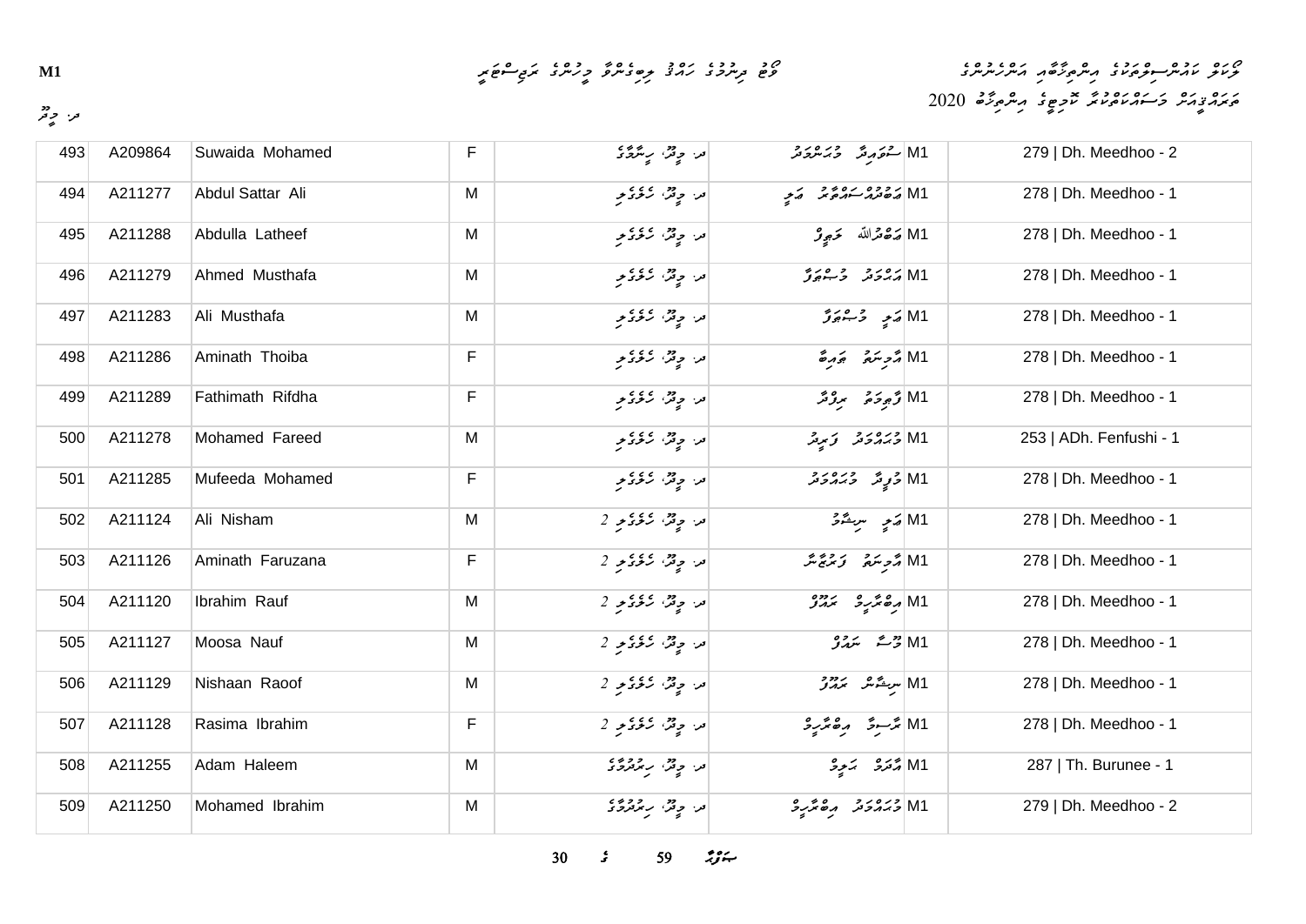| 493 | A209864 | Suwaida Mohamed | F | ދ. މީދޫ، ހިރާމާގެ | M1 ސުވައިދާ މުޙައްމަދު | 279 \| Dh. Meedhoo - 2 |
|---|---|---|---|---|---|---|
| 494 | A211277 | Abdul Sattar Ali | M | ދ. މީދޫ، ހުވަދޭރި | M1 އަބްދުއްސައްތާރު އަލީ | 278 \| Dh. Meedhoo - 1 |
| 495 | A211288 | Abdulla Latheef | M | ދ. މީދޫ، ހުވަދޭރި | M1 އަބްދުﷲ ލަޠީފު | 278 \| Dh. Meedhoo - 1 |
| 496 | A211279 | Ahmed Musthafa | M | ދ. މީދޫ، ހުވަދޭރި | M1 އަޙްމަދު މުސްތަފާ | 278 \| Dh. Meedhoo - 1 |
| 497 | A211283 | Ali Musthafa | M | ދ. މީދޫ، ހުވަދޭރި | M1 އަލީ މުސްތަފާ | 278 \| Dh. Meedhoo - 1 |
| 498 | A211286 | Aminath Thoiba | F | ދ. މީދޫ، ހުވަދޭރި | M1 އާމިނަތު ޠާއިބާ | 278 \| Dh. Meedhoo - 1 |
| 499 | A211289 | Fathimath Rifdha | F | ދ. މީދޫ، ހުވަދޭރި | M1 ފާތިމަތު ރިފްދާ | 278 \| Dh. Meedhoo - 1 |
| 500 | A211278 | Mohamed Fareed | M | ދ. މީދޫ، ހުވަދޭރި | M1 މުޙައްމަދު ފަރީދު | 253 \| ADh. Fenfushi - 1 |
| 501 | A211285 | Mufeeda Mohamed | F | ދ. މީދޫ، ހުވަދޭރި | M1 މުފީދާ މުޙައްމަދު | 278 \| Dh. Meedhoo - 1 |
| 502 | A211124 | Ali Nisham | M | ދ. މީދޫ، ހުވަދޭރި 2 | M1 އަލީ ނިޝާމް | 278 \| Dh. Meedhoo - 1 |
| 503 | A211126 | Aminath Faruzana | F | ދ. މީދޫ، ހުވަދޭރި 2 | M1 އާމިނަތު ފަރުޒާނާ | 278 \| Dh. Meedhoo - 1 |
| 504 | A211120 | Ibrahim Rauf | M | ދ. މީދޫ، ހުވަދޭރި 2 | M1 އިބްރާހީމް ރައުފް | 278 \| Dh. Meedhoo - 1 |
| 505 | A211127 | Moosa Nauf | M | ދ. މީދޫ، ހުވަދޭރި 2 | M1 މޫސާ ނައުފް | 278 \| Dh. Meedhoo - 1 |
| 506 | A211129 | Nishaan Raoof | M | ދ. މީދޫ، ހުވަދޭރި 2 | M1 ނިޝާން ރައޫފް | 278 \| Dh. Meedhoo - 1 |
| 507 | A211128 | Rasima Ibrahim | F | ދ. މީދޫ، ހުވަދޭރި 2 | M1 ރާސިމާ އިބްރާހީމް | 278 \| Dh. Meedhoo - 1 |
| 508 | A211255 | Adam Haleem | M | ދ. މީދޫ، ހިރުދުމާގެ | M1 އާދަމް ހަލީމް | 287 \| Th. Burunee - 1 |
| 509 | A211250 | Mohamed Ibrahim | M | ދ. މީދޫ، ހިރުދުމާގެ | M1 މުޙައްމަދު އިބްރާހީމް | 279 \| Dh. Meedhoo - 2 |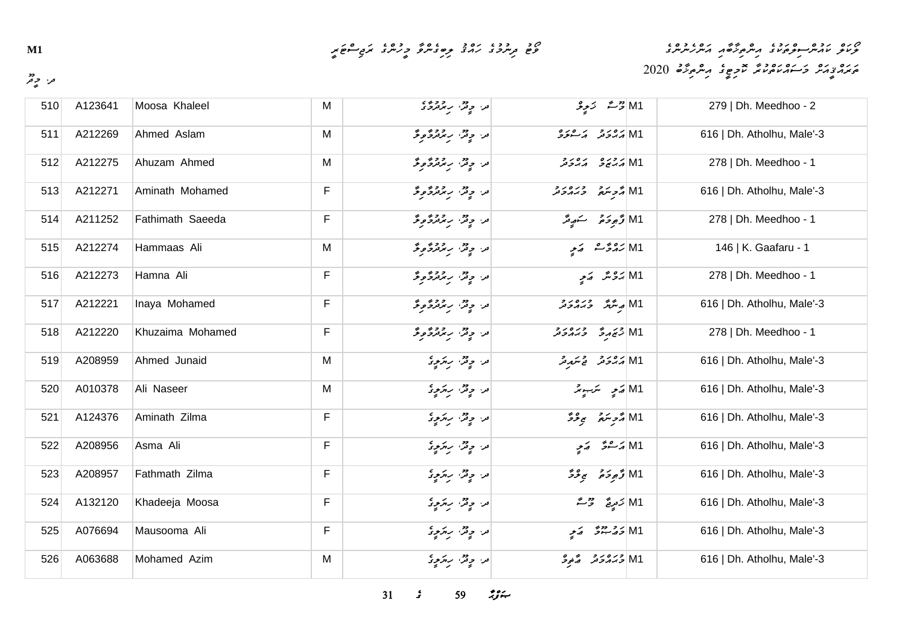| 510 | A123641 | Moosa Khaleel | M | ދ. މީދޫ، ހިތަދޫގެ | M1  މޫސާ ޚަލީލް | 279 \| Dh. Meedhoo - 2 |
|---|---|---|---|---|---|---|
| 511 | A212269 | Ahmed Aslam | M | ދ. މީދޫ، ހިތަދޫމާގެ | M1 އަޙްމަދު އަސްލަމް | 616 \| Dh. Atholhu, Male'-3 |
| 512 | A212275 | Ahuzam Ahmed | M | ދ. މީދޫ، ހިތަދޫމާގެ | M1 އަހުޒަމް އަޙްމަދު | 278 \| Dh. Meedhoo - 1 |
| 513 | A212271 | Aminath Mohamed | F | ދ. މީދޫ، ހިތަދޫމާގެ | M1 އާމިނަތު މުޙައްމަދު | 616 \| Dh. Atholhu, Male'-3 |
| 514 | A211252 | Fathimath Saeeda | F | ދ. މީދޫ، ހިތަދޫމާގެ | M1 ފާތިމަތު ސަޢީދާ | 278 \| Dh. Meedhoo - 1 |
| 515 | A212274 | Hammaas Ali | M | ދ. މީދޫ، ހިތަދޫމާގެ | M1 ހައްމާސް އަލި | 146 \| K. Gaafaru - 1 |
| 516 | A212273 | Hamna Ali | F | ދ. މީދޫ، ހިތަދޫމާގެ | M1 ހަމްނާ އަލި | 278 \| Dh. Meedhoo - 1 |
| 517 | A212221 | Inaya Mohamed | F | ދ. މީދޫ، ހިތަދޫމާގެ | M1 އިނާޔާ މުޙައްމަދު | 616 \| Dh. Atholhu, Male'-3 |
| 518 | A212220 | Khuzaima Mohamed | F | ދ. މީދޫ، ހިތަދޫމާގެ | M1 ޚުޒައިމާ މުޙައްމަދު | 278 \| Dh. Meedhoo - 1 |
| 519 | A208959 | Ahmed Junaid | M | ދ. މީދޫ، ހިޔަލިގެ | M1 އަޙްމަދު ޖުނައިދު | 616 \| Dh. Atholhu, Male'-3 |
| 520 | A010378 | Ali Naseer | M | ދ. މީދޫ، ހިޔަލިގެ | M1 އަލި ނަސީރު | 616 \| Dh. Atholhu, Male'-3 |
| 521 | A124376 | Aminath Zilma | F | ދ. މީދޫ، ހިޔަލިގެ | M1 އާމިނަތު ޒިލްމާ | 616 \| Dh. Atholhu, Male'-3 |
| 522 | A208956 | Asma Ali | F | ދ. މީދޫ، ހިޔަލިގެ | M1 އަސްމާ އަލި | 616 \| Dh. Atholhu, Male'-3 |
| 523 | A208957 | Fathmath Zilma | F | ދ. މީދޫ، ހިޔަލިގެ | M1 ފާތިމަތު ޒިލްމާ | 616 \| Dh. Atholhu, Male'-3 |
| 524 | A132120 | Khadeeja Moosa | F | ދ. މީދޫ، ހިޔަލިގެ | M1 ޚަދީޖާ މޫސާ | 616 \| Dh. Atholhu, Male'-3 |
| 525 | A076694 | Mausooma Ali | F | ދ. މީދޫ، ހިޔަލިގެ | M1 މައުސޫމާ އަލި | 616 \| Dh. Atholhu, Male'-3 |
| 526 | A063688 | Mohamed Azim | M | ދ. މީދޫ، ހިޔަލިގެ | M1 މުޙައްމަދު އާޒިމް | 616 \| Dh. Atholhu, Male'-3 |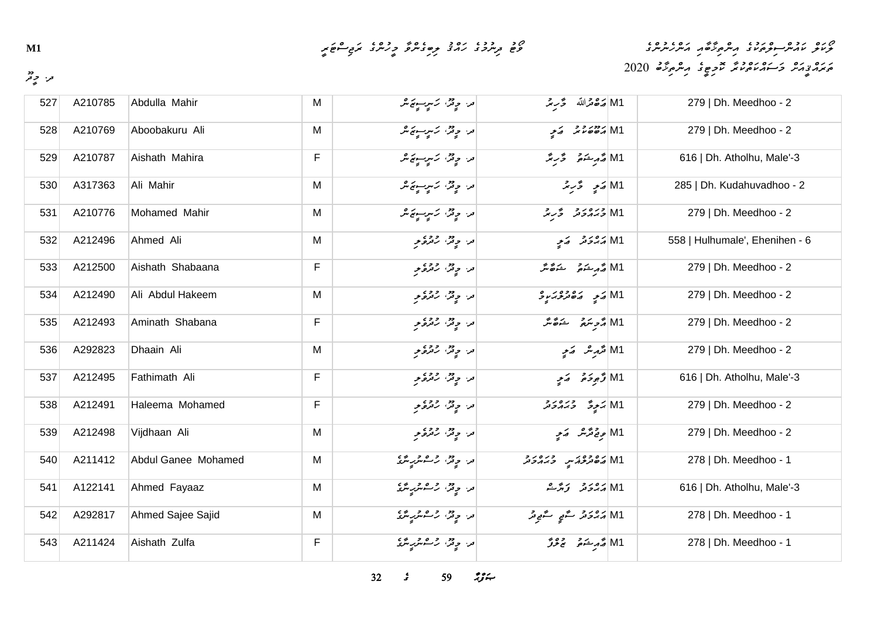| 527 | A210785 | Abdulla Mahir | M | ދ. މީދޫ، ހަނީސީޗަން | M1 ﺍَﺑْﺪُﺍﻟﻠّٰﻪ ﻣَﺎﻫِﺮ | 279 \| Dh. Meedhoo - 2 |
|---|---|---|---|---|---|---|
| 528 | A210769 | Aboobakuru Ali | M | ދ. މީދޫ، ހަނީސީޗަން | M1 އަބޫބަކުރު އަލި | 279 \| Dh. Meedhoo - 2 |
| 529 | A210787 | Aishath Mahira | F | ދ. މީދޫ، ހަނީސީޗަން | M1 އައިށަތު މާހިރާ | 616 \| Dh. Atholhu, Male'-3 |
| 530 | A317363 | Ali Mahir | M | ދ. މީދޫ، ހަނީސީޗަން | M1 އަލި މާހިރު | 285 \| Dh. Kudahuvadhoo - 2 |
| 531 | A210776 | Mohamed Mahir | M | ދ. މީދޫ، ހަނީސީޗަން | M1 މުހައްމަދު މާހިރު | 279 \| Dh. Meedhoo - 2 |
| 532 | A212496 | Ahmed Ali | M | ދ. މީދޫ، ހުދުވެލި | M1 އަހުމަދު އަލި | 558 \| Hulhumale', Ehenihen - 6 |
| 533 | A212500 | Aishath Shabaana | F | ދ. މީދޫ، ހުދުވެލި | M1 އައިށަތު ޝަބާނާ | 279 \| Dh. Meedhoo - 2 |
| 534 | A212490 | Ali Abdul Hakeem | M | ދ. މީދޫ، ހުދުވެލި | M1 އަލި އަބްދުލްހަކީމް | 279 \| Dh. Meedhoo - 2 |
| 535 | A212493 | Aminath Shabana | F | ދ. މީދޫ، ހުދުވެލި | M1 އާމިނަތު ޝަބާނާ | 279 \| Dh. Meedhoo - 2 |
| 536 | A292823 | Dhaain Ali | M | ދ. މީދޫ، ހުދުވެލި | M1 ދާއިން އަލި | 279 \| Dh. Meedhoo - 2 |
| 537 | A212495 | Fathimath Ali | F | ދ. މީދޫ، ހުދުވެލި | M1 ފާތިމަތު އަލި | 616 \| Dh. Atholhu, Male'-3 |
| 538 | A212491 | Haleema Mohamed | F | ދ. މީދޫ، ހުދުވެލި | M1 ހަލީމާ މުހައްމަދު | 279 \| Dh. Meedhoo - 2 |
| 539 | A212498 | Vijdhaan Ali | M | ދ. މީދޫ، ހުދުވެލި | M1 ވިޖްދާން އަލި | 279 \| Dh. Meedhoo - 2 |
| 540 | A211412 | Abdul Ganee Mohamed | M | ދ. މީދޫ، ހުސްނުހިޔާ | M1 އަބްދުލްޣަނީ މުހައްމަދު | 278 \| Dh. Meedhoo - 1 |
| 541 | A122141 | Ahmed Fayaaz | M | ދ. މީދޫ، ހުސްނުހިޔާ | M1 އަހުމަދު ފައްޔާޒު | 616 \| Dh. Atholhu, Male'-3 |
| 542 | A292817 | Ahmed Sajee Sajid | M | ދ. މީދޫ، ހުސްނުހިޔާ | M1 އަހުމަދު ސާޖީ ސާޖިދު | 278 \| Dh. Meedhoo - 1 |
| 543 | A211424 | Aishath Zulfa | F | ދ. މީދޫ، ހުސްނުހިޔާ | M1 އައިށަތު ޒުލްފާ | 278 \| Dh. Meedhoo - 1 |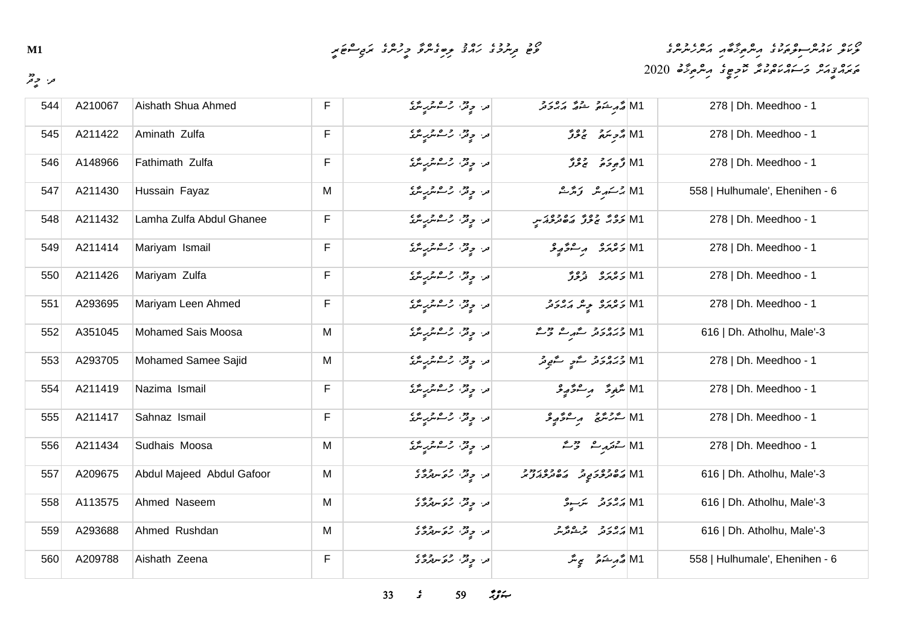ދ. މީދޫ

| 544 | A210067 | Aishath Shua Ahmed | F | ދ. މީދޫ، ހުސްނުހިއްޔާ | M1 ޢާއިޝަތު ޝުޢާ އަޙްމަދު | 278 \| Dh. Meedhoo - 1 |
|---|---|---|---|---|---|---|
| 545 | A211422 | Aminath Zulfa | F | ދ. މީދޫ، ހުސްނުހިއްޔާ | M1 އާމިނަތު ޒުލްފާ | 278 \| Dh. Meedhoo - 1 |
| 546 | A148966 | Fathimath Zulfa | F | ދ. މީދޫ، ހުސްނުހިއްޔާ | M1 ފާތިމަތު ޒުލްފާ | 278 \| Dh. Meedhoo - 1 |
| 547 | A211430 | Hussain Fayaz | M | ދ. މީދޫ، ހުސްނުހިއްޔާ | M1 ހުސައިން ފަޔާޒް | 558 \| Hulhumale', Ehenihen - 6 |
| 548 | A211432 | Lamha Zulfa Abdul Ghanee | F | ދ. މީދޫ، ހުސްނުހިއްޔާ | M1 ލަމްހާ ޒުލްފާ އަބްދުލްޣަނީ | 278 \| Dh. Meedhoo - 1 |
| 549 | A211414 | Mariyam Ismail | F | ދ. މީދޫ، ހުސްނުހިއްޔާ | M1 މަރިޔަމް އިސްމާއިލް | 278 \| Dh. Meedhoo - 1 |
| 550 | A211426 | Mariyam Zulfa | F | ދ. މީދޫ، ހުސްނުހިއްޔާ | M1 މަރިޔަމް ޒުލްފާ | 278 \| Dh. Meedhoo - 1 |
| 551 | A293695 | Mariyam Leen Ahmed | F | ދ. މީދޫ، ހުސްނުހިއްޔާ | M1 މަރިޔަމް ލީން އަޙްމަދު | 278 \| Dh. Meedhoo - 1 |
| 552 | A351045 | Mohamed Sais Moosa | M | ދ. މީދޫ، ހުސްނުހިއްޔާ | M1 މުޙައްމަދު ސާއިސް މޫސާ | 616 \| Dh. Atholhu, Male'-3 |
| 553 | A293705 | Mohamed Samee Sajid | M | ދ. މީދޫ، ހުސްނުހިއްޔާ | M1 މުޙައްމަދު ސަމީ ސާޖިދު | 278 \| Dh. Meedhoo - 1 |
| 554 | A211419 | Nazima Ismail | F | ދ. މީދޫ، ހުސްނުހިއްޔާ | M1 ނާޒިމާ އިސްމާއިލް | 278 \| Dh. Meedhoo - 1 |
| 555 | A211417 | Sahnaz Ismail | F | ދ. މީދޫ، ހުސްނުހިއްޔާ | M1 ސަހުނާޒް އިސްމާއިލް | 278 \| Dh. Meedhoo - 1 |
| 556 | A211434 | Sudhais Moosa | M | ދ. މީދޫ، ހުސްނުހިއްޔާ | M1 ސުދައިސް މޫސާ | 278 \| Dh. Meedhoo - 1 |
| 557 | A209675 | Abdul Majeed Abdul Gafoor | M | ދ. މީދޫ، ހުވަނދުމާގެ | M1 އަބްދުލްމަޖީދު އަބްދުލްޣަފޫރު | 616 \| Dh. Atholhu, Male'-3 |
| 558 | A113575 | Ahmed Naseem | M | ދ. މީދޫ، ހުވަނދުމާގެ | M1 އަޙްމަދު ނަސީމް | 616 \| Dh. Atholhu, Male'-3 |
| 559 | A293688 | Ahmed Rushdan | M | ދ. މީދޫ، ހުވަނދުމާގެ | M1 އަޙްމަދު ރުޝްދާން | 616 \| Dh. Atholhu, Male'-3 |
| 560 | A209788 | Aishath Zeena | F | ދ. މީދޫ، ހުވަނދުމާގެ | M1 ޢާއިޝަތު ޒީނާ | 558 \| Hulhumale', Ehenihen - 6 |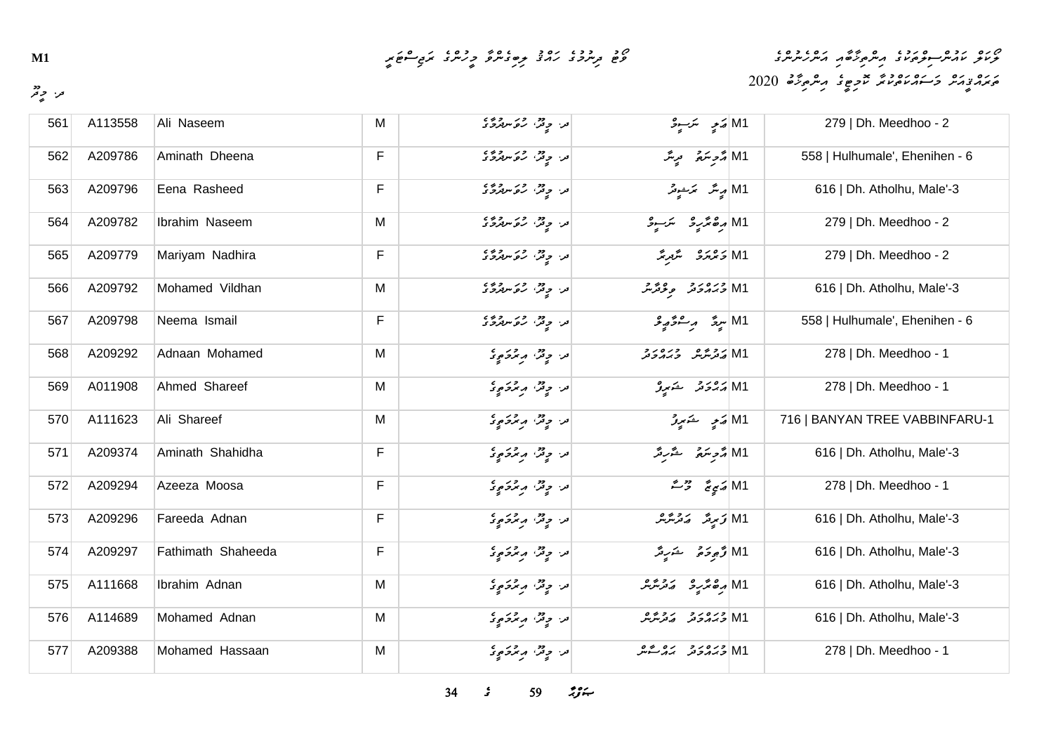| 561 | A113558 | Ali Naseem | M | ދ. މީދޫ، ހުވަނދުމާގެ | M1 އަލީ ނަސީމް | 279 \| Dh. Meedhoo - 2 |
|---|---|---|---|---|---|---|
| 562 | A209786 | Aminath Dheena | F | ދ. މީދޫ، ހުވަނދުމާގެ | M1 އާމިނަތު ދީނާ | 558 \| Hulhumale', Ehenihen - 6 |
| 563 | A209796 | Eena Rasheed | F | ދ. މީދޫ، ހުވަނދުމާގެ | M1 އީނާ ރަޝީދު | 616 \| Dh. Atholhu, Male'-3 |
| 564 | A209782 | Ibrahim Naseem | M | ދ. މީދޫ، ހުވަނދުމާގެ | M1 އިބްރާހީމް ނަސީމް | 279 \| Dh. Meedhoo - 2 |
| 565 | A209779 | Mariyam Nadhira | F | ދ. މީދޫ، ހުވަނދުމާގެ | M1 މަރިޔަމް ނާދިރާ | 279 \| Dh. Meedhoo - 2 |
| 566 | A209792 | Mohamed Vildhan | M | ދ. މީދޫ، ހުވަނދުމާގެ | M1 މުހައްމަދު ވިލްދާން | 616 \| Dh. Atholhu, Male'-3 |
| 567 | A209798 | Neema Ismail | F | ދ. މީދޫ، ހުވަނދުމާގެ | M1 ނީމާ އިސްމާއީލް | 558 \| Hulhumale', Ehenihen - 6 |
| 568 | A209292 | Adnaan Mohamed | M | ދ. މީދޫ، އިރުމަތީގެ | M1 އަދުނާން މުހައްމަދު | 278 \| Dh. Meedhoo - 1 |
| 569 | A011908 | Ahmed Shareef | M | ދ. މީދޫ، އިރުމަތީގެ | M1 އަހްމަދު ޝަރީފް | 278 \| Dh. Meedhoo - 1 |
| 570 | A111623 | Ali Shareef | M | ދ. މީދޫ، އިރުމަތީގެ | M1 އަލީ ޝަރީފް | 716 \| BANYAN TREE VABBINFARU-1 |
| 571 | A209374 | Aminath Shahidha | F | ދ. މީދޫ، އިރުމަތީގެ | M1 އާމިނަތު ޝާހިދާ | 616 \| Dh. Atholhu, Male'-3 |
| 572 | A209294 | Azeeza Moosa | F | ދ. މީދޫ، އިރުމަތީގެ | M1 އަޒީޒާ މޫސާ | 278 \| Dh. Meedhoo - 1 |
| 573 | A209296 | Fareeda Adnan | F | ދ. މީދޫ، އިރުމަތީގެ | M1 ފަރީދާ އަދުނާން | 616 \| Dh. Atholhu, Male'-3 |
| 574 | A209297 | Fathimath Shaheeda | F | ދ. މީދޫ، އިރުމަތީގެ | M1 ފާތިމަތު ޝަހީދާ | 616 \| Dh. Atholhu, Male'-3 |
| 575 | A111668 | Ibrahim Adnan | M | ދ. މީދޫ، އިރުމަތީގެ | M1 އިބްރާހީމް އަދުނާން | 616 \| Dh. Atholhu, Male'-3 |
| 576 | A114689 | Mohamed Adnan | M | ދ. މީދޫ، އިރުމަތީގެ | M1 މުހައްމަދު އަދުނާން | 616 \| Dh. Atholhu, Male'-3 |
| 577 | A209388 | Mohamed Hassaan | M | ދ. މީދޫ، އިރުމަތީގެ | M1 މުހައްމަދު ހައްސާން | 278 \| Dh. Meedhoo - 1 |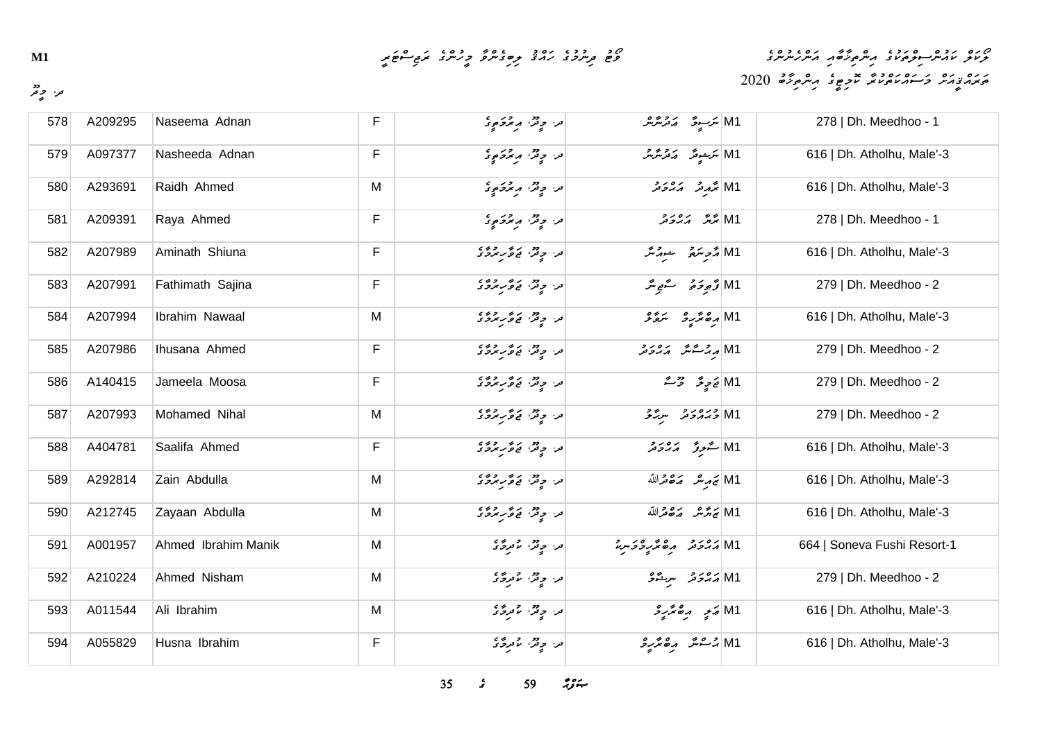| 578 | A209295 | Naseema Adnan | F | ދ. މީދޫ، އިރުމަތީގެ | M1 ނަސީމާ އަދުނާން | 278 \| Dh. Meedhoo - 1 |
|---|---|---|---|---|---|---|
| 579 | A097377 | Nasheeda Adnan | F | ދ. މީދޫ، އިރުމަތީގެ | M1 ނަޝީދާ އަދުނާން | 616 \| Dh. Atholhu, Male'-3 |
| 580 | A293691 | Raidh Ahmed | M | ދ. މީދޫ، އިރުމަތީގެ | M1 ރާއިދު އަހުމަދު | 616 \| Dh. Atholhu, Male'-3 |
| 581 | A209391 | Raya Ahmed | F | ދ. މީދޫ، އިރުމަތީގެ | M1 ރާޔާ އަހުމަދު | 278 \| Dh. Meedhoo - 1 |
| 582 | A207989 | Aminath Shiuna | F | ދ. މީދޫ، ޖަވާހިރުގެ | M1 އާމިނަތު ޝިއުނާ | 616 \| Dh. Atholhu, Male'-3 |
| 583 | A207991 | Fathimath Sajina | F | ދ. މީދޫ، ޖަވާހިރުގެ | M1 ފާތިމަތު ސާޖިނާ | 279 \| Dh. Meedhoo - 2 |
| 584 | A207994 | Ibrahim Nawaal | M | ދ. މީދޫ، ޖަވާހިރުގެ | M1 އިބްރާހީމް ނަވާލް | 616 \| Dh. Atholhu, Male'-3 |
| 585 | A207986 | Ihusana Ahmed | F | ދ. މީދޫ، ޖަވާހިރުގެ | M1 އިހުސާނާ އަހުމަދު | 279 \| Dh. Meedhoo - 2 |
| 586 | A140415 | Jameela Moosa | F | ދ. މީދޫ، ޖަވާހިރުގެ | M1 ޖަމީލާ މޫސާ | 279 \| Dh. Meedhoo - 2 |
| 587 | A207993 | Mohamed Nihal | M | ދ. މީދޫ، ޖަވާހިރުގެ | M1 މުޙައްމަދު ނިހާލް | 279 \| Dh. Meedhoo - 2 |
| 588 | A404781 | Saalifa Ahmed | F | ދ. މީދޫ، ޖަވާހިރުގެ | M1 ސާލިފާ އަހުމަދު | 616 \| Dh. Atholhu, Male'-3 |
| 589 | A292814 | Zain Abdulla | M | ދ. މީދޫ، ޖަވާހިރުގެ | M1 ޒައިން އަބްދުﷲ | 616 \| Dh. Atholhu, Male'-3 |
| 590 | A212745 | Zayaan Abdulla | M | ދ. މީދޫ، ޖަވާހިރުގެ | M1 ޒަޔާން އަބްދުﷲ | 616 \| Dh. Atholhu, Male'-3 |
| 591 | A001957 | Ahmed Ibrahim Manik | M | ދ. މީދޫ، ނުއިރުމާގެ | M1 އަހުމަދު އިބްރާހީމްމަނިކު | 664 \| Soneva Fushi Resort-1 |
| 592 | A210224 | Ahmed Nisham | M | ދ. މީދޫ، ނުއިރުމާގެ | M1 އަހުމަދު ނިޝާމް | 279 \| Dh. Meedhoo - 2 |
| 593 | A011544 | Ali Ibrahim | M | ދ. މީދޫ، ނުއިރުމާގެ | M1 އަލި އިބްރާހީމް | 616 \| Dh. Atholhu, Male'-3 |
| 594 | A055829 | Husna Ibrahim | F | ދ. މީދޫ، ނުއިރުމާގެ | M1 ހުސްނާ އިބްރާހީމް | 616 \| Dh. Atholhu, Male'-3 |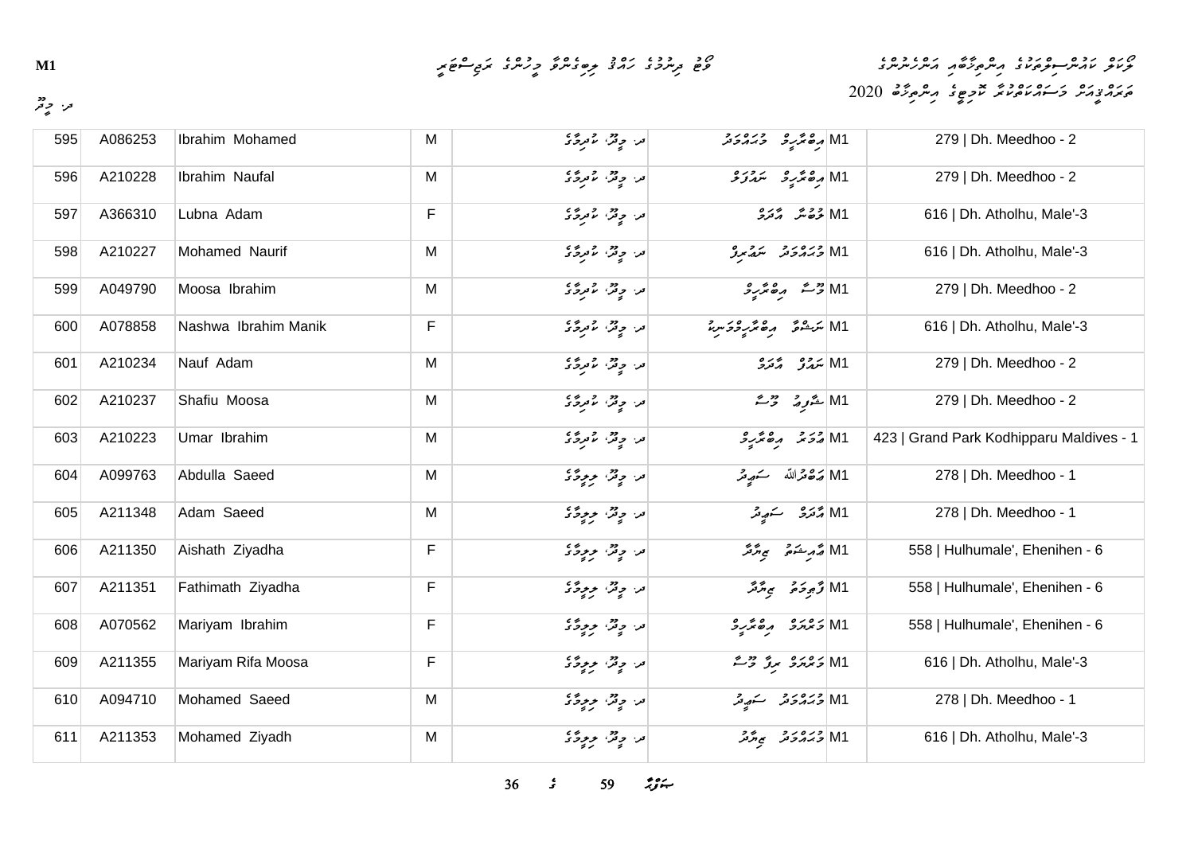| 595 | A086253 | Ibrahim Mohamed | M | ދ. މީދޫ، ކެކިރިމާގެ | M1 ދިއްބަރިވު ޓަކަތާގަތަ | 279 \| Dh. Meedhoo - 2 |
|---|---|---|---|---|---|---|
| 596 | A210228 | Ibrahim Naufal | M | ދ. މީދޫ، ކެކިރިމާގެ | M1 ދިއްބަރިވު ސަދުފަލް | 279 \| Dh. Meedhoo - 2 |
| 597 | A366310 | Lubna Adam | F | ދ. މީދޫ، ކެކިރިމާގެ | M1 ލުބުނާ އާދަމް | 616 \| Dh. Atholhu, Male'-3 |
| 598 | A210227 | Mohamed Naurif | M | ދ. މީދޫ، ކެކިރިމާގެ | M1 ޓަކަތާގަތަ ސަދުރިފް | 616 \| Dh. Atholhu, Male'-3 |
| 599 | A049790 | Moosa Ibrahim | M | ދ. މީދޫ، ކެކިރިމާގެ | M1 މޫސާ ދިއްބަރިވު | 279 \| Dh. Meedhoo - 2 |
| 600 | A078858 | Nashwa Ibrahim Manik | F | ދ. މީދޫ، ކެކިރިމާގެ | M1 ނަޝްވާ ދިއްބަރިވުމަނިކު | 616 \| Dh. Atholhu, Male'-3 |
| 601 | A210234 | Nauf Adam | M | ދ. މީދޫ، ކެކިރިމާގެ | M1 ނައުފް އާދަމް | 279 \| Dh. Meedhoo - 2 |
| 602 | A210237 | Shafiu Moosa | M | ދ. މީދޫ، ކެކިރިމާގެ | M1 ޝާފިއު މޫސާ | 279 \| Dh. Meedhoo - 2 |
| 603 | A210223 | Umar Ibrahim | M | ދ. މީދޫ، ކެކިރިމާގެ | M1 އުމަރު ދިއްބަރިވު | 423 \| Grand Park Kodhipparu Maldives - 1 |
| 604 | A099763 | Abdulla Saeed | M | ދ. މީދޫ، ލިލީމާގެ | M1 އަބްދުالله ސަޢީދު | 278 \| Dh. Meedhoo - 1 |
| 605 | A211348 | Adam Saeed | M | ދ. މީދޫ، ލިލީމާގެ | M1 އާދަމް ސަޢީދު | 278 \| Dh. Meedhoo - 1 |
| 606 | A211350 | Aishath Ziyadha | F | ދ. މީދޫ، ލިލީމާގެ | M1 އާއިޝަތު ޒިޔާދާ | 558 \| Hulhumale', Ehenihen - 6 |
| 607 | A211351 | Fathimath Ziyadha | F | ދ. މީދޫ، ލިލީމާގެ | M1 ފާތިމަތު ޒިޔާދާ | 558 \| Hulhumale', Ehenihen - 6 |
| 608 | A070562 | Mariyam Ibrahim | F | ދ. މީދޫ، ލިލީމާގެ | M1 މަރިޔަމް ދިއްބަރިވު | 558 \| Hulhumale', Ehenihen - 6 |
| 609 | A211355 | Mariyam Rifa Moosa | F | ދ. މީދޫ، ލިލީމާގެ | M1 މަރިޔަމް ރިފާ މޫސާ | 616 \| Dh. Atholhu, Male'-3 |
| 610 | A094710 | Mohamed Saeed | M | ދ. މީދޫ، ލިލީމާގެ | M1 ޓަކަތާގަތަ ސަޢީދު | 278 \| Dh. Meedhoo - 1 |
| 611 | A211353 | Mohamed Ziyadh | M | ދ. މީދޫ، ލިލީމާގެ | M1 ޓަކަތާގަތަ ޒިޔާދު | 616 \| Dh. Atholhu, Male'-3 |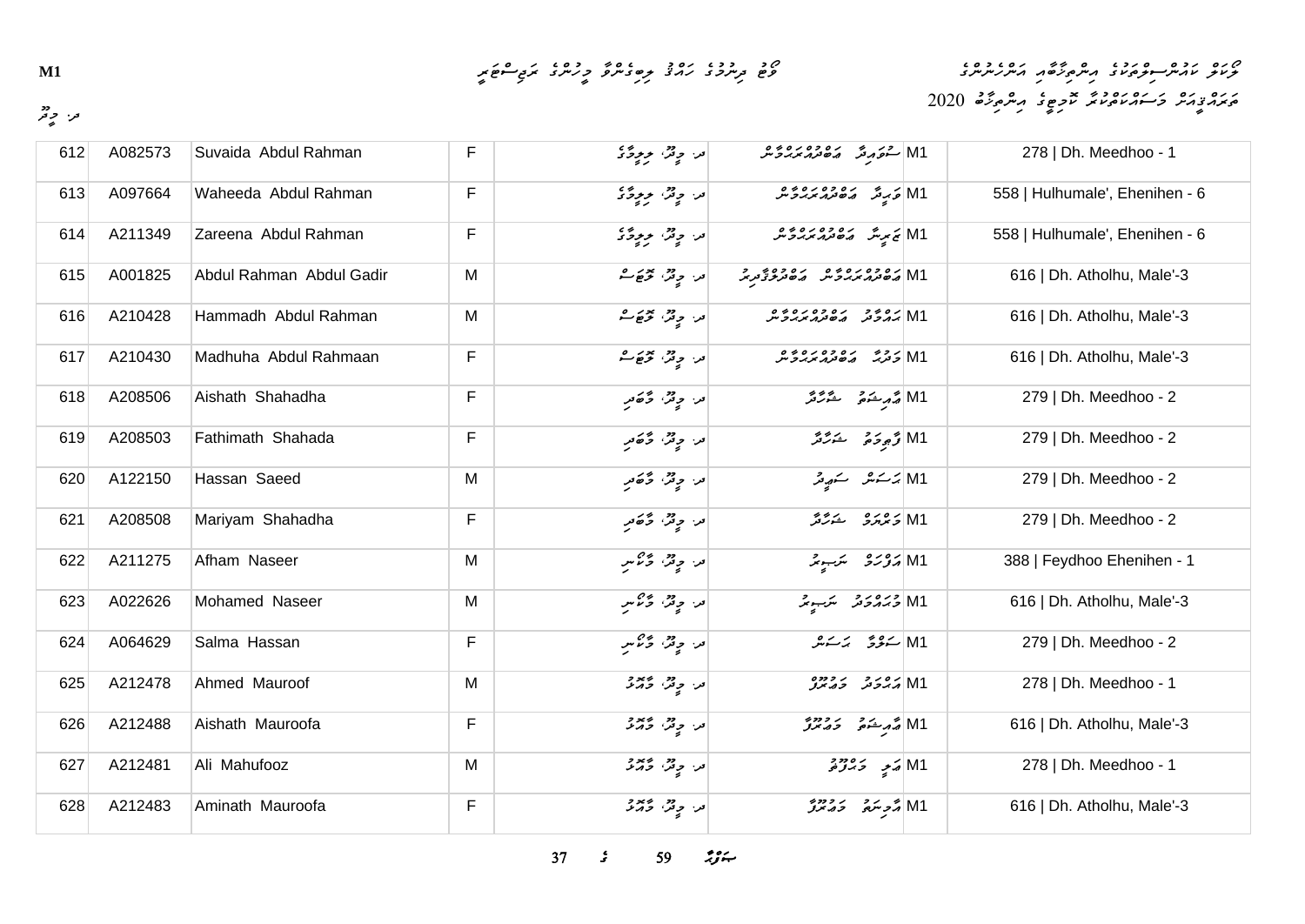| 612 | A082573 | Suvaida Abdul Rahman | F | ދ. މީދޫ، ލިލީމާގެ | M1 ސުވައިދާ އަބްދުއްރަޙްމާން | 278 \| Dh. Meedhoo - 1 |
|---|---|---|---|---|---|---|
| 613 | A097664 | Waheeda Abdul Rahman | F | ދ. މީދޫ، ލިލީމާގެ | M1 ވަހީދާ އަބްދުއްރަޙްމާން | 558 \| Hulhumale', Ehenihen - 6 |
| 614 | A211349 | Zareena Abdul Rahman | F | ދ. މީދޫ، ލިލީމާގެ | M1 ޒަރީނާ އަބްދުއްރަޙްމާން | 558 \| Hulhumale', Ehenihen - 6 |
| 615 | A001825 | Abdul Rahman Abdul Gadir | M | ދ. މީދޫ، ލޯޓަސް | M1 އަބްދުއްރަޙްމާން އަބްދުލްޤާދިރު | 616 \| Dh. Atholhu, Male'-3 |
| 616 | A210428 | Hammadh Abdul Rahman | M | ދ. މީދޫ، ލޯޓަސް | M1 ހައްމާދު އަބްދުއްރަޙްމާން | 616 \| Dh. Atholhu, Male'-3 |
| 617 | A210430 | Madhuha Abdul Rahmaan | F | ދ. މީދޫ، ލޯޓަސް | M1 މަދުހާ އަބްދުއްރަޙްމާން | 616 \| Dh. Atholhu, Male'-3 |
| 618 | A208506 | Aishath Shahadha | F | ދ. މީދޫ، މާބަރި | M1 އާއިޝަތު ޝަހާދާ | 279 \| Dh. Meedhoo - 2 |
| 619 | A208503 | Fathimath Shahada | F | ދ. މީދޫ، މާބަރި | M1 ފާތިމަތު ޝަހާދާ | 279 \| Dh. Meedhoo - 2 |
| 620 | A122150 | Hassan Saeed | M | ދ. މީދޫ، މާބަރި | M1 ހަސަން ސަޢީދު | 279 \| Dh. Meedhoo - 2 |
| 621 | A208508 | Mariyam Shahadha | F | ދ. މީދޫ، މާބަރި | M1 މަރިޔަމް ޝަހާދާ | 279 \| Dh. Meedhoo - 2 |
| 622 | A211275 | Afham Naseer | M | ދ. މީދޫ، މާނިސް | M1 އަފްހަމް ނަސީރު | 388 \| Feydhoo Ehenihen - 1 |
| 623 | A022626 | Mohamed Naseer | M | ދ. މީދޫ، މާނިސް | M1 މުޙައްމަދު ނަސީރު | 616 \| Dh. Atholhu, Male'-3 |
| 624 | A064629 | Salma Hassan | F | ދ. މީދޫ، މާނިސް | M1 ސަލްމާ ހަސަން | 279 \| Dh. Meedhoo - 2 |
| 625 | A212478 | Ahmed Mauroof | M | ދ. މީދޫ، މާއުރު | M1 އަޙްމަދު މައުރޫފު | 278 \| Dh. Meedhoo - 1 |
| 626 | A212488 | Aishath Mauroofa | F | ދ. މީދޫ، މާއުރު | M1 އާއިޝަތު މައުރޫފާ | 616 \| Dh. Atholhu, Male'-3 |
| 627 | A212481 | Ali Mahufooz | M | ދ. މީދޫ، މާއުރު | M1 ޢަލީ މަޙްފޫޡު | 278 \| Dh. Meedhoo - 1 |
| 628 | A212483 | Aminath Mauroofa | F | ދ. މީދޫ، މާއުރު | M1 އާމިނަތު މައުރޫފާ | 616 \| Dh. Atholhu, Male'-3 |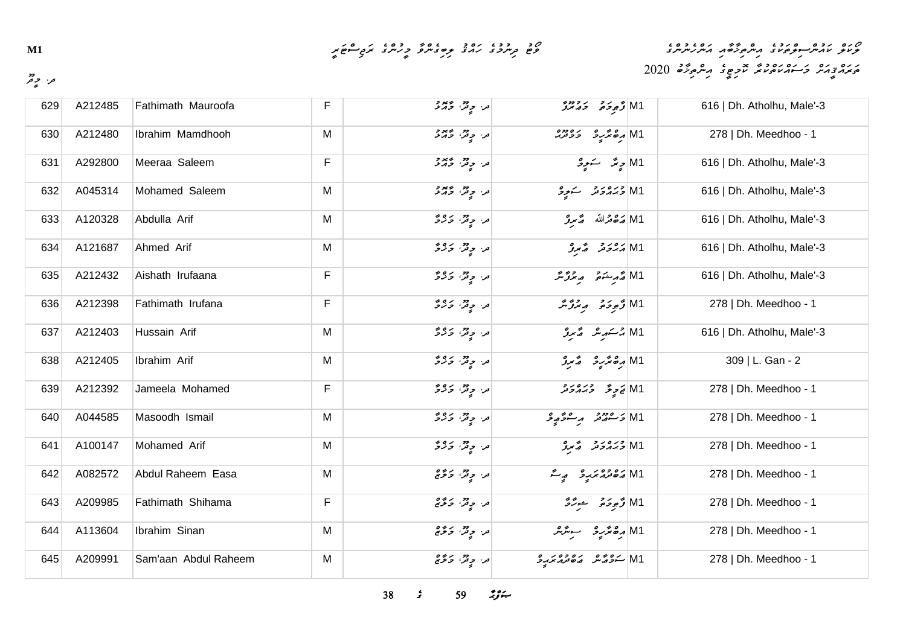| 629 | A212485 | Fathimath Mauroofa | F | ދ. މީދޫ، މާހުރަ | M1 ފާތިމަތު މައުރޫފާ | 616 \| Dh. Atholhu, Male'-3 |
|---|---|---|---|---|---|---|
| 630 | A212480 | Ibrahim Mamdhooh | M | ދ. މީދޫ، މާހުރަ | M1 އިބްރާހީމް މަމްދޫޙް | 278 \| Dh. Meedhoo - 1 |
| 631 | A292800 | Meeraa Saleem | F | ދ. މީދޫ، މާހުރަ | M1 މީރާ ސަލީމް | 616 \| Dh. Atholhu, Male'-3 |
| 632 | A045314 | Mohamed Saleem | M | ދ. މީދޫ، މާހުރަ | M1 މުހައްމަދު ސަލީމް | 616 \| Dh. Atholhu, Male'-3 |
| 633 | A120328 | Abdulla Arif | M | ދ. މީދޫ، ވަޔަވާ | M1 އަބްދުﷲ އާރިފް | 616 \| Dh. Atholhu, Male'-3 |
| 634 | A121687 | Ahmed Arif | M | ދ. މީދޫ، ވަޔަވާ | M1 އަޙްމަދު އާރިފް | 616 \| Dh. Atholhu, Male'-3 |
| 635 | A212432 | Aishath Irufaana | F | ދ. މީދޫ، ވަޔަވާ | M1 އާއިޝަތު އިރުފާނާ | 616 \| Dh. Atholhu, Male'-3 |
| 636 | A212398 | Fathimath Irufana | F | ދ. މީދޫ، ވަޔަވާ | M1 ފާތިމަތު އިރުފާނާ | 278 \| Dh. Meedhoo - 1 |
| 637 | A212403 | Hussain Arif | M | ދ. މީދޫ، ވަޔަވާ | M1 ހުސައިން އާރިފް | 616 \| Dh. Atholhu, Male'-3 |
| 638 | A212405 | Ibrahim Arif | M | ދ. މީދޫ، ވަޔަވާ | M1 އިބްރާހީމް އާރިފް | 309 \| L. Gan - 2 |
| 639 | A212392 | Jameela Mohamed | F | ދ. މީދޫ، ވަޔަވާ | M1 ޖަމީލާ މުހައްމަދު | 278 \| Dh. Meedhoo - 1 |
| 640 | A044585 | Masoodh Ismail | M | ދ. މީދޫ، ވަޔަވާ | M1 މަސްޢޫދު އިސްމާއީލް | 278 \| Dh. Meedhoo - 1 |
| 641 | A100147 | Mohamed Arif | M | ދ. މީދޫ، ވަޔަވާ | M1 މުހައްމަދު އާރިފް | 278 \| Dh. Meedhoo - 1 |
| 642 | A082572 | Abdul Raheem Easa | M | ދ. މީދޫ، ވަލާޒް | M1 އަބްދުއްރަޙީމް ޢީސާ | 278 \| Dh. Meedhoo - 1 |
| 643 | A209985 | Fathimath Shihama | F | ދ. މީދޫ، ވަލާޒް | M1 ފާތިމަތު ޝިހާމާ | 278 \| Dh. Meedhoo - 1 |
| 644 | A113604 | Ibrahim Sinan | M | ދ. މީދޫ، ވަލާޒް | M1 އިބްރާހީމް ސިނާން | 278 \| Dh. Meedhoo - 1 |
| 645 | A209991 | Sam'aan Abdul Raheem | M | ދ. މީދޫ، ވަލާޒް | M1 ސަމްޢާން އަބްދުއްރަޙީމް | 278 \| Dh. Meedhoo - 1 |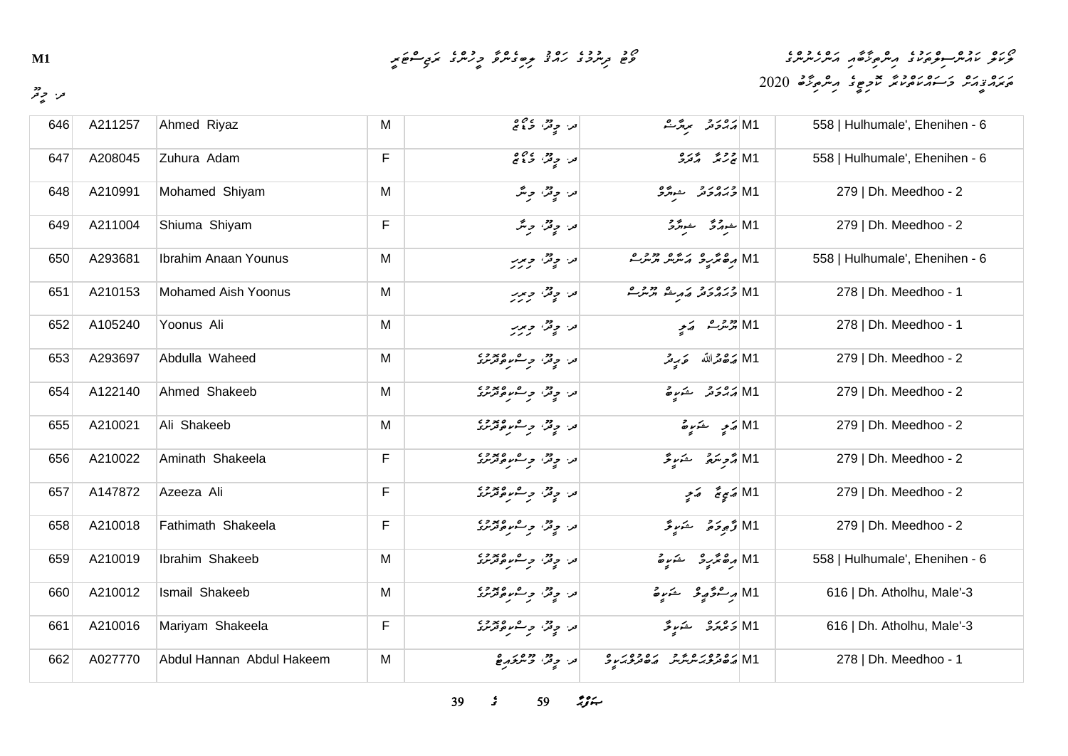| 646 | A211257 | Ahmed Riyaz | M | ދ. މީދޫ، ގުލްޝަން | M1 އަޙްމަދު ރިޔާޒު | 558 \| Hulhumale', Ehenihen - 6 |
|---|---|---|---|---|---|---|
| 647 | A208045 | Zuhura Adam | F | ދ. މީދޫ، ގުލްޝަން | M1 ޒުހުރާ އާދަމް | 558 \| Hulhumale', Ehenihen - 6 |
| 648 | A210991 | Mohamed Shiyam | M | ދ. މީދޫ، މިނާ | M1 މުޙައްމަދު ޝިޔާމް | 279 \| Dh. Meedhoo - 2 |
| 649 | A211004 | Shiuma Shiyam | F | ދ. މީދޫ، މިނާ | M1 ޝިއުމާ ޝިޔާމް | 279 \| Dh. Meedhoo - 2 |
| 650 | A293681 | Ibrahim Anaan Younus | M | ދ. މީދޫ، މިރިރި | M1 އިބްރާހީމް އަނާން ޔޫނުސް | 558 \| Hulhumale', Ehenihen - 6 |
| 651 | A210153 | Mohamed Aish Yoonus | M | ދ. މީދޫ، މިރިރި | M1 މުޙައްމަދު އައިޝް ޔޫނުސް | 278 \| Dh. Meedhoo - 1 |
| 652 | A105240 | Yoonus Ali | M | ދ. މީދޫ، މިރިރި | M1 ޔޫނުސް އަލި | 278 \| Dh. Meedhoo - 1 |
| 653 | A293697 | Abdulla Waheed | M | ދ. މީދޫ، މިސްކިތުމަގުހުރި | M1 އަބްދުﷲ ވަޙީދު | 279 \| Dh. Meedhoo - 2 |
| 654 | A122140 | Ahmed Shakeeb | M | ދ. މީދޫ، މިސްކިތުމަގުހުރި | M1 އަޙްމަދު ޝަކީބު | 279 \| Dh. Meedhoo - 2 |
| 655 | A210021 | Ali Shakeeb | M | ދ. މީދޫ، މިސްކިތުމަގުހުރި | M1 އަލި ޝަކީބު | 279 \| Dh. Meedhoo - 2 |
| 656 | A210022 | Aminath Shakeela | F | ދ. މީދޫ، މިސްކިތުމަގުހުރި | M1 އާމިނަތު ޝަކީލާ | 279 \| Dh. Meedhoo - 2 |
| 657 | A147872 | Azeeza Ali | F | ދ. މީދޫ، މިސްކިތުމަގުހުރި | M1 އަޒީޒާ އަލި | 279 \| Dh. Meedhoo - 2 |
| 658 | A210018 | Fathimath Shakeela | F | ދ. މީދޫ، މިސްކިތުމަގުހުރި | M1 ފާތިމަތު ޝަކީލާ | 279 \| Dh. Meedhoo - 2 |
| 659 | A210019 | Ibrahim Shakeeb | M | ދ. މީދޫ، މިސްކިތުމަގުހުރި | M1 އިބްރާހީމް ޝަކީބު | 558 \| Hulhumale', Ehenihen - 6 |
| 660 | A210012 | Ismail Shakeeb | M | ދ. މީދޫ، މިސްކިތުމަގުހުރި | M1 އިސްމާއީލް ޝަކީބު | 616 \| Dh. Atholhu, Male'-3 |
| 661 | A210016 | Mariyam Shakeela | F | ދ. މީދޫ، މިސްކިތުމަގުހުރި | M1 މަރިޔަމް ޝަކީލާ | 616 \| Dh. Atholhu, Male'-3 |
| 662 | A027770 | Abdul Hannan Abdul Hakeem | M | ދ. މީދޫ، މޫންލައިޓް | M1 އަބްދުލްހަންނާން އަބްދުލްހަކީމް | 278 \| Dh. Meedhoo - 1 |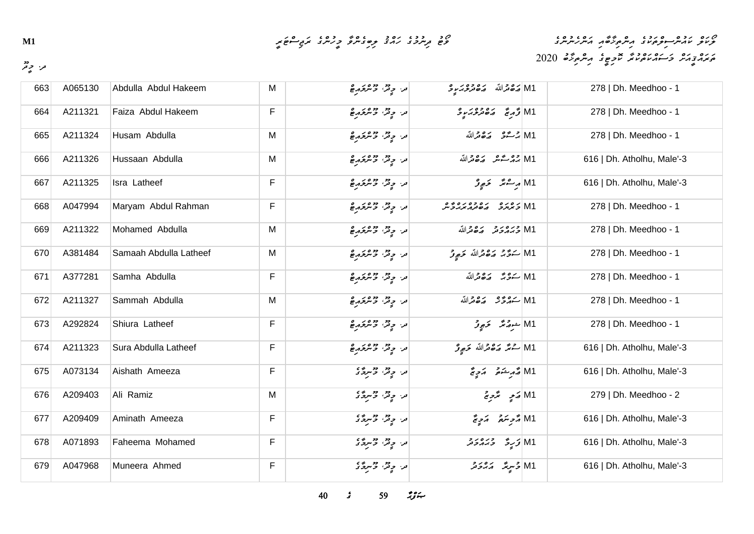| 663 | A065130 | Abdulla Abdul Hakeem | M | ދ. މީދޫ، މޫނިމާއިޖު | M1 ޢަބްދުﷲ ޢަބްދުލްޙަކީމް | 278 \| Dh. Meedhoo - 1 |
|---|---|---|---|---|---|---|
| 664 | A211321 | Faiza Abdul Hakeem | F | ދ. މީދޫ، މޫނިމާއިޖު | M1 ފާއިޒާ ޢަބްދުލްޙަކީމް | 278 \| Dh. Meedhoo - 1 |
| 665 | A211324 | Husam Abdulla | M | ދ. މީދޫ، މޫނިމާއިޖު | M1 ހުސާމް ޢަބްދުﷲ | 278 \| Dh. Meedhoo - 1 |
| 666 | A211326 | Hussaan Abdulla | M | ދ. މީދޫ، މޫނިމާއިޖު | M1 ހުސްސާން ޢަބްދުﷲ | 616 \| Dh. Atholhu, Male'-3 |
| 667 | A211325 | Isra Latheef | F | ދ. މީދޫ، މޫނިމާއިޖު | M1 އިސްރާ ލަޠީފް | 616 \| Dh. Atholhu, Male'-3 |
| 668 | A047994 | Maryam Abdul Rahman | F | ދ. މީދޫ، މޫނިމާއިޖު | M1 މަރްޔަމް ޢަބްދުއްރަޙްމާން | 278 \| Dh. Meedhoo - 1 |
| 669 | A211322 | Mohamed Abdulla | M | ދ. މީދޫ، މޫނިމާއިޖު | M1 މުޙައްމަދު ޢަބްދުﷲ | 278 \| Dh. Meedhoo - 1 |
| 670 | A381484 | Samaah Abdulla Latheef | M | ދ. މީދޫ، މޫނިމާއިޖު | M1 ސަމާޙް ޢަބްދުﷲ ލަޠީފް | 278 \| Dh. Meedhoo - 1 |
| 671 | A377281 | Samha Abdulla | F | ދ. މީދޫ، މޫނިމާއިޖު | M1 ސަމްހާ ޢަބްދުﷲ | 278 \| Dh. Meedhoo - 1 |
| 672 | A211327 | Sammah Abdulla | M | ދ. މީދޫ، މޫނިމާއިޖު | M1 ސައްމާހް ޢަބްދުﷲ | 278 \| Dh. Meedhoo - 1 |
| 673 | A292824 | Shiura Latheef | F | ދ. މީދޫ، މޫނިމާއިޖު | M1 ޝިއުރާ ލަޠީފް | 278 \| Dh. Meedhoo - 1 |
| 674 | A211323 | Sura Abdulla Latheef | F | ދ. މީދޫ، މޫނިމާއިޖު | M1 ސުރާ ޢަބްދުﷲ ލަޠީފް | 616 \| Dh. Atholhu, Male'-3 |
| 675 | A073134 | Aishath Ameeza | F | ދ. މީދޫ، މޫނިމާގެ | M1 ޢާއިޝަތު އަމީޒާ | 616 \| Dh. Atholhu, Male'-3 |
| 676 | A209403 | Ali Ramiz | M | ދ. މީދޫ، މޫނިމާގެ | M1 އަލި ރާމިޒު | 279 \| Dh. Meedhoo - 2 |
| 677 | A209409 | Aminath Ameeza | F | ދ. މީދޫ، މޫނިމާގެ | M1 އާމިނަތު އަމީޒާ | 616 \| Dh. Atholhu, Male'-3 |
| 678 | A071893 | Faheema Mohamed | F | ދ. މީދޫ، މޫނިމާގެ | M1 ފަހީމާ މުޙައްމަދު | 616 \| Dh. Atholhu, Male'-3 |
| 679 | A047968 | Muneera Ahmed | F | ދ. މީދޫ، މޫނިމާގެ | M1 މުނީރާ އަޙްމަދު | 616 \| Dh. Atholhu, Male'-3 |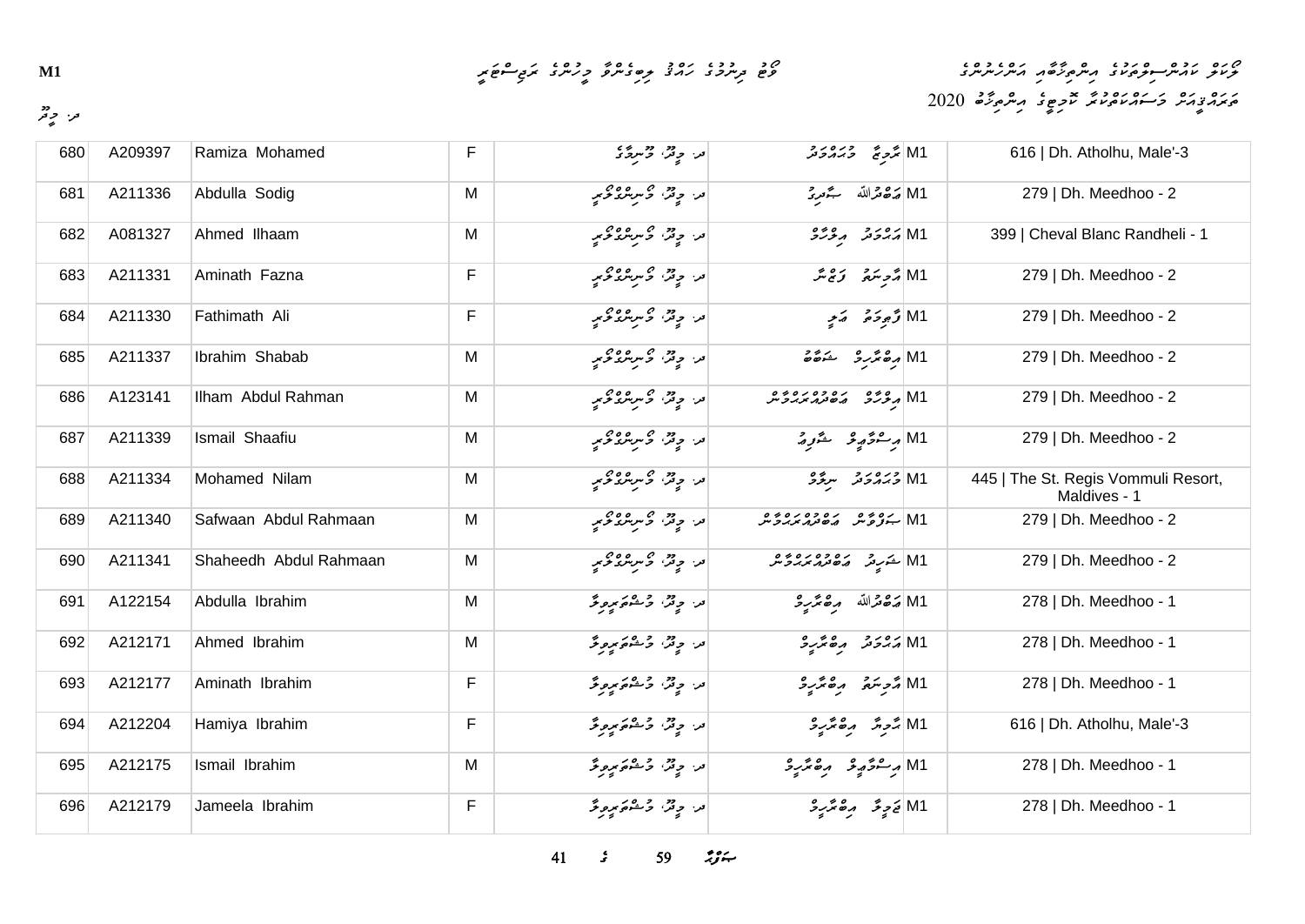| 680 | A209397 | Ramiza Mohamed | F | ދ. މީދޫ، މޫނިމާގެ | M1 ރާމިޒާ މުހައްމަދު | 616 \| Dh. Atholhu, Male'-3 |
|---|---|---|---|---|---|---|
| 681 | A211336 | Abdulla Sodig | M | ދ. މީދޫ، މޯނިންގްވިލާ | M1 އަބްދުﷲ ޞާދިޤު | 279 \| Dh. Meedhoo - 2 |
| 682 | A081327 | Ahmed Ilhaam | M | ދ. މީދޫ، މޯނިންގްވިލާ | M1 އަޙްމަދު އިލްހާމް | 399 \| Cheval Blanc Randheli - 1 |
| 683 | A211331 | Aminath Fazna | F | ދ. މީދޫ، މޯނިންގްވިލާ | M1 އާމިނަތު ފަޒްނާ | 279 \| Dh. Meedhoo - 2 |
| 684 | A211330 | Fathimath Ali | F | ދ. މީދޫ، މޯނިންގްވިލާ | M1 ފާތިމަތު ޢަލީ | 279 \| Dh. Meedhoo - 2 |
| 685 | A211337 | Ibrahim Shabab | M | ދ. މީދޫ، މޯނިންގްވިލާ | M1 އިބްރާހިމް ޝަބާބް | 279 \| Dh. Meedhoo - 2 |
| 686 | A123141 | Ilham Abdul Rahman | M | ދ. މީދޫ، މޯނިންގްވިލާ | M1 އިލްހާމް އަބްދުއްރަޙްމާން | 279 \| Dh. Meedhoo - 2 |
| 687 | A211339 | Ismail Shaafiu | M | ދ. މީދޫ، މޯނިންގްވިލާ | M1 އިސްމާޢީލް ޝާފިޢު | 279 \| Dh. Meedhoo - 2 |
| 688 | A211334 | Mohamed Nilam | M | ދ. މީދޫ، މޯނިންގްވިލާ | M1 މުހައްމަދު ނިލާމް | 445 \| The St. Regis Vommuli Resort, Maldives - 1 |
| 689 | A211340 | Safwaan Abdul Rahmaan | M | ދ. މީދޫ، މޯނިންގްވިލާ | M1 ސަފްވާން އަބްދުއްރަޙްމާން | 279 \| Dh. Meedhoo - 2 |
| 690 | A211341 | Shaheedh Abdul Rahmaan | M | ދ. މީދޫ، މޯނިންގްވިލާ | M1 ޝަހީދު އަބްދުއްރަޙްމާން | 279 \| Dh. Meedhoo - 2 |
| 691 | A122154 | Abdulla Ibrahim | M | ދ. މީދޫ، މުޝްތަރީވިލާ | M1 އަބްދުﷲ އިބްރާހިމް | 278 \| Dh. Meedhoo - 1 |
| 692 | A212171 | Ahmed Ibrahim | M | ދ. މީދޫ، މުޝްތަރީވިލާ | M1 އަޙްމަދު އިބްރާހިމް | 278 \| Dh. Meedhoo - 1 |
| 693 | A212177 | Aminath Ibrahim | F | ދ. މީދޫ، މުޝްތަރީވިލާ | M1 އާމިނަތު އިބްރާހިމް | 278 \| Dh. Meedhoo - 1 |
| 694 | A212204 | Hamiya Ibrahim | F | ދ. މީދޫ، މުޝްތަރީވިލާ | M1 ހާމިޔާ އިބްރާހިމް | 616 \| Dh. Atholhu, Male'-3 |
| 695 | A212175 | Ismail Ibrahim | M | ދ. މީދޫ، މުޝްތަރީވިލާ | M1 އިސްމާޢީލް އިބްރާހިމް | 278 \| Dh. Meedhoo - 1 |
| 696 | A212179 | Jameela Ibrahim | F | ދ. މީދޫ، މުޝްތަރީވިލާ | M1 ޖަމީލާ އިބްރާހިމް | 278 \| Dh. Meedhoo - 1 |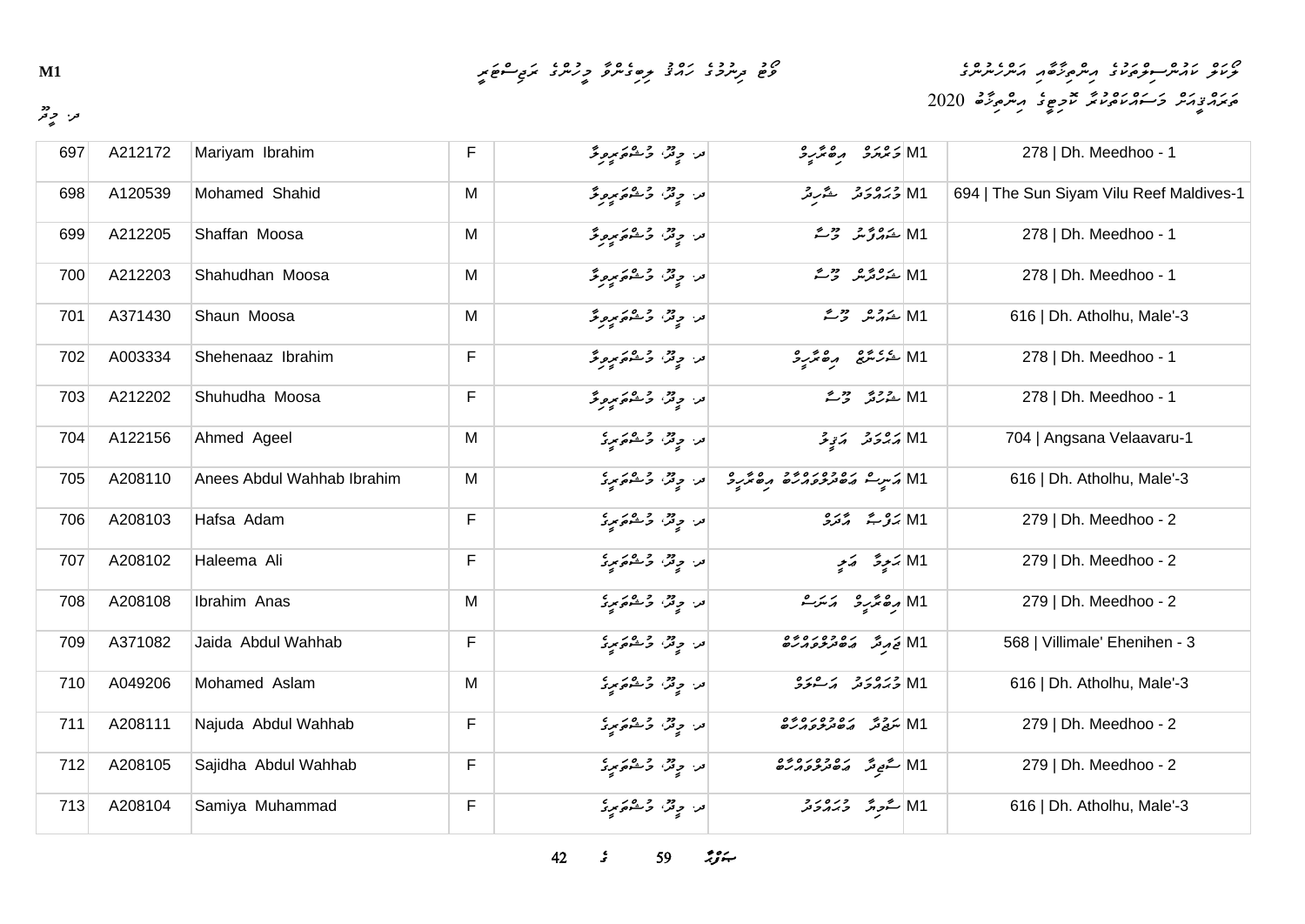| 697 | A212172 | Mariyam Ibrahim | F | ދ. މީދޫ، މުސްތަޤީމުވިލާ | M1 ވަރިއަމް އިބްރާހީމް | 278 \| Dh. Meedhoo - 1 |
|---|---|---|---|---|---|---|
| 698 | A120539 | Mohamed Shahid | M | ދ. މީދޫ، މުސްތަޤީމުވިލާ | M1 މުހައްމަދު ޝާހިދު | 694 \| The Sun Siyam Vilu Reef Maldives-1 |
| 699 | A212205 | Shaffan Moosa | M | ދ. މީދޫ، މުސްތަޤީމުވިލާ | M1 ޝައްފާން މޫސާ | 278 \| Dh. Meedhoo - 1 |
| 700 | A212203 | Shahudhan Moosa | M | ދ. މީދޫ، މުސްތަޤީމުވިލާ | M1 ޝަހުދާން މޫސާ | 278 \| Dh. Meedhoo - 1 |
| 701 | A371430 | Shaun Moosa | M | ދ. މީދޫ، މުސްތަޤީމުވިލާ | M1 ޝައުން މޫސާ | 616 \| Dh. Atholhu, Male'-3 |
| 702 | A003334 | Shehenaaz Ibrahim | F | ދ. މީދޫ، މުސްތަޤީމުވިލާ | M1 ޝެހެނާޒް އިބްރާހީމް | 278 \| Dh. Meedhoo - 1 |
| 703 | A212202 | Shuhudha Moosa | F | ދ. މީދޫ، މުސްތަޤީމުވިލާ | M1 ޝުހުދާ މޫސާ | 278 \| Dh. Meedhoo - 1 |
| 704 | A122156 | Ahmed Ageel | M | ދ. މީދޫ، މުސްތަޤީމީގެ | M1 އަހްމަދު އަޤީލް | 704 \| Angsana Velaavaru-1 |
| 705 | A208110 | Anees Abdul Wahhab Ibrahim | M | ދ. މީދޫ، މުސްތަޤީމީގެ | M1 އަނީސް އަބްދުލްވައްހާބް އިބްރާހީމް | 616 \| Dh. Atholhu, Male'-3 |
| 706 | A208103 | Hafsa Adam | F | ދ. މީދޫ، މުސްތަޤީމީގެ | M1 ހަފްސާ އާދަމް | 279 \| Dh. Meedhoo - 2 |
| 707 | A208102 | Haleema Ali | F | ދ. މީދޫ، މުސްތަޤީމީގެ | M1 ހަލީމާ އަލި | 279 \| Dh. Meedhoo - 2 |
| 708 | A208108 | Ibrahim Anas | M | ދ. މީދޫ، މުސްތަޤީމީގެ | M1 އިބްރާހީމް އަނަސް | 279 \| Dh. Meedhoo - 2 |
| 709 | A371082 | Jaida Abdul Wahhab | F | ދ. މީދޫ، މުސްތަޤީމީގެ | M1 ޖައިދާ އަބްދުލްވައްހާބް | 568 \| Villimale' Ehenihen - 3 |
| 710 | A049206 | Mohamed Aslam | M | ދ. މީދޫ، މުސްތަޤީމީގެ | M1 މުހައްމަދު އަސްލަމް | 616 \| Dh. Atholhu, Male'-3 |
| 711 | A208111 | Najuda Abdul Wahhab | F | ދ. މީދޫ، މުސްތަޤީމީގެ | M1 ނަޖޫދާ އަބްދުލްވައްހާބް | 279 \| Dh. Meedhoo - 2 |
| 712 | A208105 | Sajidha Abdul Wahhab | F | ދ. މީދޫ، މުސްތަޤީމީގެ | M1 ސާޖިދާ އަބްދުލްވައްހާބް | 279 \| Dh. Meedhoo - 2 |
| 713 | A208104 | Samiya Muhammad | F | ދ. މީދޫ، މުސްތަޤީމީގެ | M1 ސާމިޔާ މުހައްމަދު | 616 \| Dh. Atholhu, Male'-3 |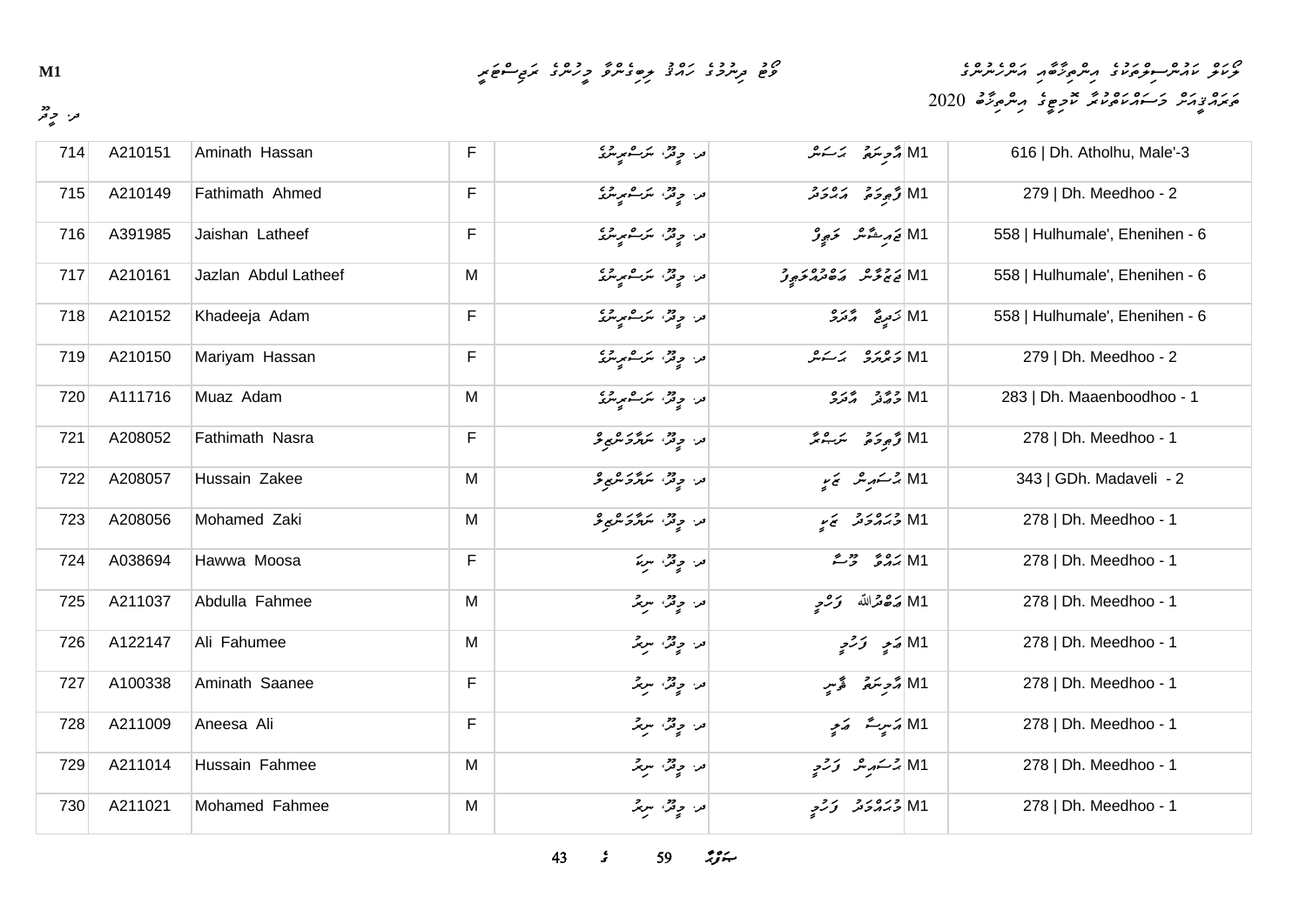| 714 | A210151 | Aminath Hassan | F | ދ. މީދޫ، ނަސްރީނުގެ | M1 އާމިނަތު ހަސަން | 616 \| Dh. Atholhu, Male'-3 |
|---|---|---|---|---|---|---|
| 715 | A210149 | Fathimath Ahmed | F | ދ. މީދޫ، ނަސްރީނުގެ | M1 ފާތިމަތު އަޙްމަދު | 279 \| Dh. Meedhoo - 2 |
| 716 | A391985 | Jaishan Latheef | F | ދ. މީދޫ، ނަސްރީނުގެ | M1 ޖައިޝާން ލަޠީފް | 558 \| Hulhumale', Ehenihen - 6 |
| 717 | A210161 | Jazlan Abdul Latheef | M | ދ. މީދޫ، ނަސްރީނުގެ | M1 ޖަޒްލާން އަބްދުލްލަޠީފް | 558 \| Hulhumale', Ehenihen - 6 |
| 718 | A210152 | Khadeeja Adam | F | ދ. މީދޫ، ނަސްރީނުގެ | M1 ޚަދީޖާ އާދަމް | 558 \| Hulhumale', Ehenihen - 6 |
| 719 | A210150 | Mariyam Hassan | F | ދ. މީދޫ، ނަސްރީނުގެ | M1 މަރިޔަމް ހަސަން | 279 \| Dh. Meedhoo - 2 |
| 720 | A111716 | Muaz Adam | M | ދ. މީދޫ، ނަސްރީނުގެ | M1 މުޢާޛު އާދަމް | 283 \| Dh. Maaenboodhoo - 1 |
| 721 | A208052 | Fathimath Nasra | F | ދ. މީދޫ، ނަރުގިސްވިލާ | M1 ފާތިމަތު ނަސްރާ | 278 \| Dh. Meedhoo - 1 |
| 722 | A208057 | Hussain Zakee | M | ދ. މީދޫ، ނަރުގިސްވިލާ | M1 ޙުސައިން ޒަކީ | 343 \| GDh. Madaveli - 2 |
| 723 | A208056 | Mohamed Zaki | M | ދ. މީދޫ، ނަރުގިސްވިލާ | M1 މުޙައްމަދު ޒަކީ | 278 \| Dh. Meedhoo - 1 |
| 724 | A038694 | Hawwa Moosa | F | ދ. މީދޫ، ނިޔަ | M1 ޙައްވާ މޫސާ | 278 \| Dh. Meedhoo - 1 |
| 725 | A211037 | Abdulla Fahmee | M | ދ. މީދޫ، ނިރު | M1 އަބްދުﷲ ފަހުމީ | 278 \| Dh. Meedhoo - 1 |
| 726 | A122147 | Ali Fahumee | M | ދ. މީދޫ، ނިރު | M1 އަލީ ފަހުމީ | 278 \| Dh. Meedhoo - 1 |
| 727 | A100338 | Aminath Saanee | F | ދ. މީދޫ، ނިރު | M1 އާމިނަތު ޘާނީ | 278 \| Dh. Meedhoo - 1 |
| 728 | A211009 | Aneesa Ali | F | ދ. މީދޫ، ނިރު | M1 އަނީސާ އަލީ | 278 \| Dh. Meedhoo - 1 |
| 729 | A211014 | Hussain Fahmee | M | ދ. މީދޫ، ނިރު | M1 ޙުސައިން ފަހުމީ | 278 \| Dh. Meedhoo - 1 |
| 730 | A211021 | Mohamed Fahmee | M | ދ. މީދޫ، ނިރު | M1 މުޙައްމަދު ފަހުމީ | 278 \| Dh. Meedhoo - 1 |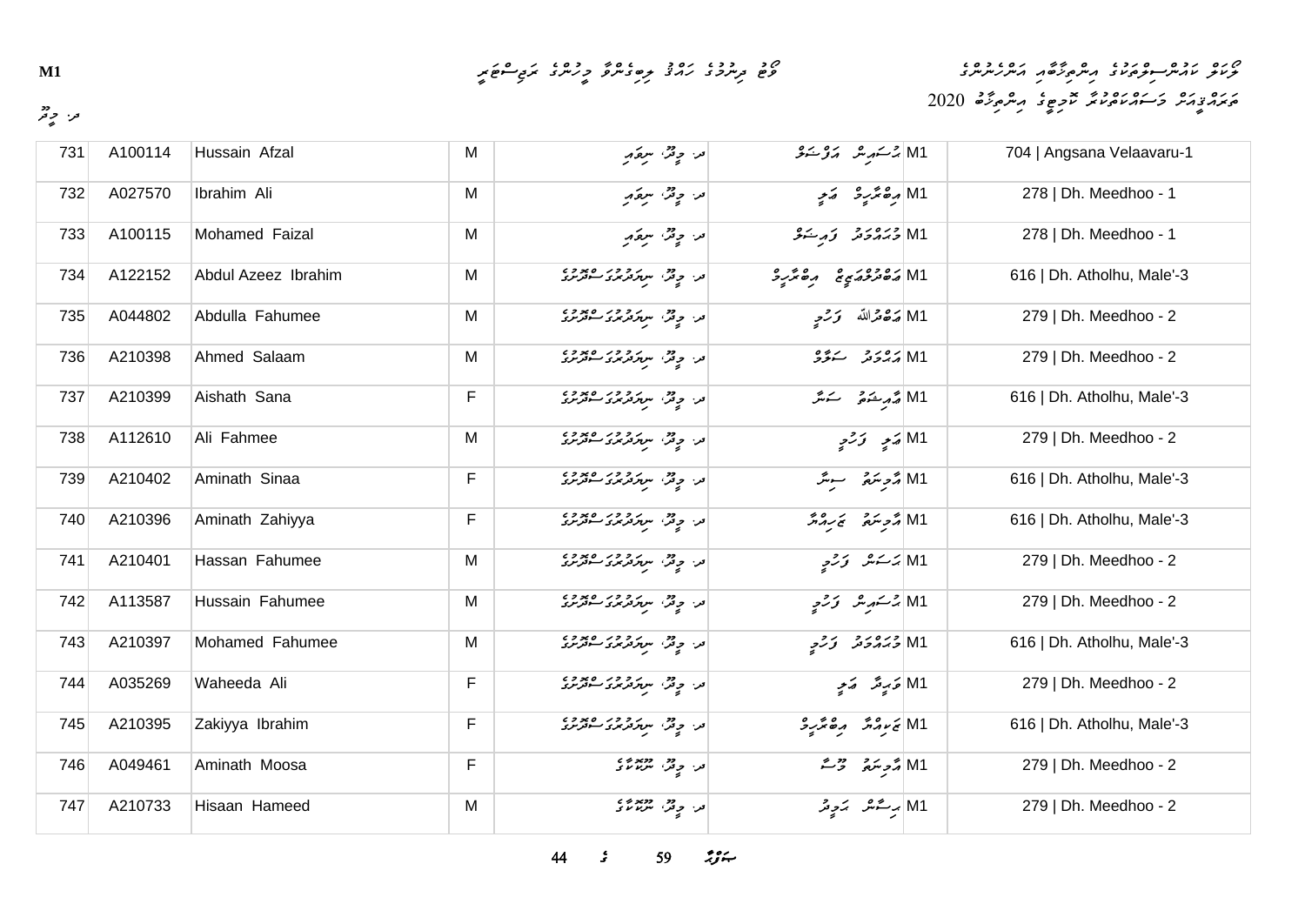| 731 | A100114 | Hussain Afzal | M | ދ. މީދޫ، ނިޔަމީ | M1 ހުސައިން އަފްޒަލް | 704 \| Angsana Velaavaru-1 |
|---|---|---|---|---|---|---|
| 732 | A027570 | Ibrahim Ali | M | ދ. މީދޫ، ނިޔަމީ | M1 އިބްރާހީމް ޢަލީ | 278 \| Dh. Meedhoo - 1 |
| 733 | A100115 | Mohamed Faizal | M | ދ. މީދޫ، ނިޔަމީ | M1 މުޙައްމަދު ފައިޞަލް | 278 \| Dh. Meedhoo - 1 |
| 734 | A122152 | Abdul Azeez Ibrahim | M | ދ. މީދޫ، ނިޔަދުރުގެ ސަރަހައްދު | M1 ޢަބްދުލްޢަޒީޒު އިބްރާހީމް | 616 \| Dh. Atholhu, Male'-3 |
| 735 | A044802 | Abdulla Fahumee | M | ދ. މީދޫ، ނިޔަދުރުގެ ސަރަހައްދު | M1 އަބްދުﷲ ފަހުމީ | 279 \| Dh. Meedhoo - 2 |
| 736 | A210398 | Ahmed Salaam | M | ދ. މީދޫ، ނިޔަދުރުގެ ސަރަހައްދު | M1 އަޙްމަދު ސަލާމް | 279 \| Dh. Meedhoo - 2 |
| 737 | A210399 | Aishath Sana | F | ދ. މީދޫ، ނިޔަދުރުގެ ސަރަހައްދު | M1 އާއިޝަތު ސަނާ | 616 \| Dh. Atholhu, Male'-3 |
| 738 | A112610 | Ali Fahmee | M | ދ. މީދޫ، ނިޔަދުރުގެ ސަރަހައްދު | M1 ޢަލީ ފަހުމީ | 279 \| Dh. Meedhoo - 2 |
| 739 | A210402 | Aminath Sinaa | F | ދ. މީދޫ، ނިޔަދުރުގެ ސަރަހައްދު | M1 އާމިނަތު ސިނާ | 616 \| Dh. Atholhu, Male'-3 |
| 740 | A210396 | Aminath Zahiyya | F | ދ. މީދޫ، ނިޔަދުރުގެ ސަރަހައްދު | M1 އާމިނަތު ޒާހިއްޔާ | 616 \| Dh. Atholhu, Male'-3 |
| 741 | A210401 | Hassan Fahumee | M | ދ. މީދޫ، ނިޔަދުރުގެ ސަރަހައްދު | M1 ޙަސަން ފަހުމީ | 279 \| Dh. Meedhoo - 2 |
| 742 | A113587 | Hussain Fahumee | M | ދ. މީދޫ، ނިޔަދުރުގެ ސަރަހައްދު | M1 ހުސައިން ފަހުމީ | 279 \| Dh. Meedhoo - 2 |
| 743 | A210397 | Mohamed Fahumee | M | ދ. މީދޫ، ނިޔަދުރުގެ ސަރަހައްދު | M1 މުޙައްމަދު ފަހުމީ | 616 \| Dh. Atholhu, Male'-3 |
| 744 | A035269 | Waheeda Ali | F | ދ. މީދޫ، ނިޔަދުރުގެ ސަރަހައްދު | M1 ވަޙީދާ ޢަލީ | 279 \| Dh. Meedhoo - 2 |
| 745 | A210395 | Zakiyya Ibrahim | F | ދ. މީދޫ، ނިޔަދުރުގެ ސަރަހައްދު | M1 ޒަކިއްޔާ އިބްރާހީމް | 616 \| Dh. Atholhu, Male'-3 |
| 746 | A049461 | Aminath Moosa | F | ދ. މީދޫ، ނޫރާނީގެ | M1 އާމިނަތު މޫސާ | 279 \| Dh. Meedhoo - 2 |
| 747 | A210733 | Hisaan Hameed | M | ދ. މީދޫ، ނޫރާނީގެ | M1 ހިސާން ޙަމީދު | 279 \| Dh. Meedhoo - 2 |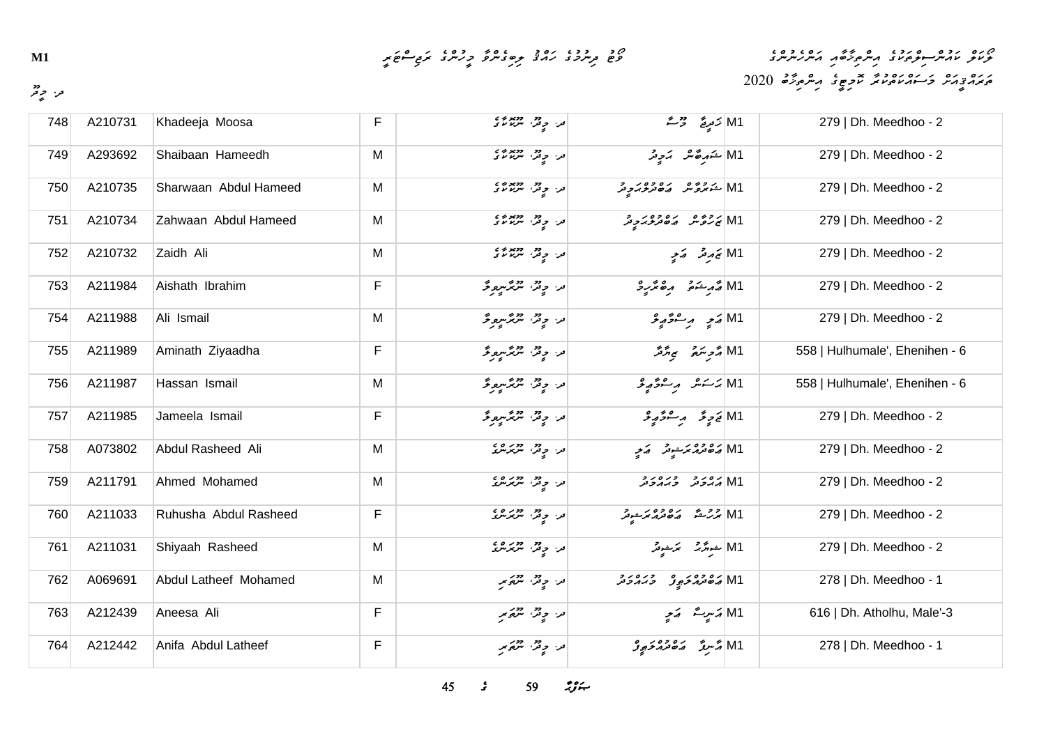| 748 | A210731 | Khadeeja Moosa | F | ދ. މީދޫ، ނޫނާގެ | ޚަދީޖާ މޫސާ M1 | 279 \| Dh. Meedhoo - 2 |
|---|---|---|---|---|---|---|
| 749 | A293692 | Shaibaan Hameedh | M | ދ. މީދޫ، ނޫނާގެ | ޝައިބާން ހަމީދު M1 | 279 \| Dh. Meedhoo - 2 |
| 750 | A210735 | Sharwaan Abdul Hameed | M | ދ. މީދޫ، ނޫނާގެ | ޝަރުވާން އަބްދުލްހަމީދު M1 | 279 \| Dh. Meedhoo - 2 |
| 751 | A210734 | Zahwaan Abdul Hameed | M | ދ. މީދޫ، ނޫނާގެ | ޒަހްވާން އަބްދުލްހަމީދު M1 | 279 \| Dh. Meedhoo - 2 |
| 752 | A210732 | Zaidh Ali | M | ދ. މީދޫ، ނޫނާގެ | ޒައިދު އަލީ M1 | 279 \| Dh. Meedhoo - 2 |
| 753 | A211984 | Aishath Ibrahim | F | ދ. މީދޫ، ނޫރާނީވިލާ | އައިށަތު އިބްރާހީމް M1 | 279 \| Dh. Meedhoo - 2 |
| 754 | A211988 | Ali Ismail | M | ދ. މީދޫ، ނޫރާނީވިލާ | އަލީ އިސްމާއީލް M1 | 279 \| Dh. Meedhoo - 2 |
| 755 | A211989 | Aminath Ziyaadha | F | ދ. މީދޫ، ނޫރާނީވިލާ | އާމިނަތު ޒިޔާދާ M1 | 558 \| Hulhumale', Ehenihen - 6 |
| 756 | A211987 | Hassan Ismail | M | ދ. މީދޫ، ނޫރާނީވިލާ | ހަސަން އިސްމާއީލް M1 | 558 \| Hulhumale', Ehenihen - 6 |
| 757 | A211985 | Jameela Ismail | F | ދ. މީދޫ، ނޫރާނީވިލާ | ޖަމީލާ އިސްމާއީލް M1 | 279 \| Dh. Meedhoo - 2 |
| 758 | A073802 | Abdul Rasheed Ali | M | ދ. މީދޫ، ނޫރަނގެ | އަބްދުއްރަޝީދު އަލީ M1 | 279 \| Dh. Meedhoo - 2 |
| 759 | A211791 | Ahmed Mohamed | M | ދ. މީދޫ، ނޫރަނގެ | އަހްމަދު މުހައްމަދު M1 | 279 \| Dh. Meedhoo - 2 |
| 760 | A211033 | Ruhusha Abdul Rasheed | F | ދ. މީދޫ، ނޫރަނގެ | ރުހުޝާ އަބްދުއްރަޝީދު M1 | 279 \| Dh. Meedhoo - 2 |
| 761 | A211031 | Shiyaah Rasheed | M | ދ. މީދޫ، ނޫރަނގެ | ޝިޔާހު ރަޝީދު M1 | 279 \| Dh. Meedhoo - 2 |
| 762 | A069691 | Abdul Latheef Mohamed | M | ދ. މީދޫ، ނޫޒަރ | އަބްދުއްލަޠީފު މުހައްމަދު M1 | 278 \| Dh. Meedhoo - 1 |
| 763 | A212439 | Aneesa Ali | F | ދ. މީދޫ، ނޫޒަރ | އަނީސާ އަލީ M1 | 616 \| Dh. Atholhu, Male'-3 |
| 764 | A212442 | Anifa Abdul Latheef | F | ދ. މީދޫ، ނޫޒަރ | އާނިފާ އަބްދުއްލަޠީފު M1 | 278 \| Dh. Meedhoo - 1 |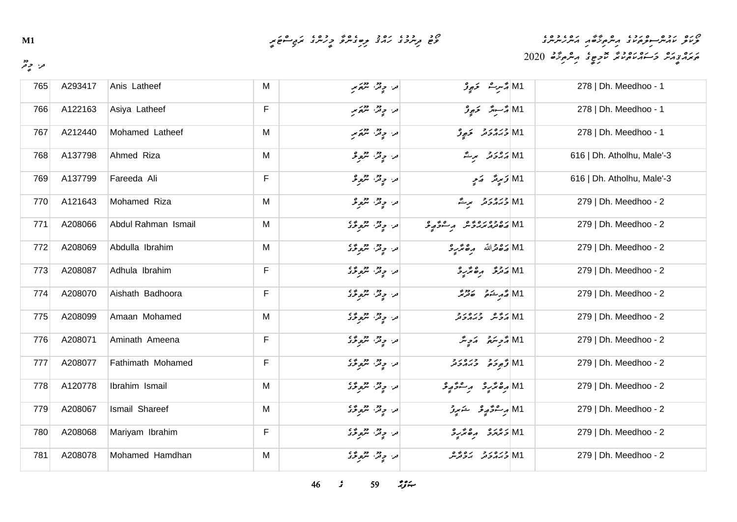| 765 | A293417 | Anis Latheef | M | ދ. މީދޫ، ނޫރަނި | M1 އަނީސް ލަތީފް | 278 \| Dh. Meedhoo - 1 |
|---|---|---|---|---|---|---|
| 766 | A122163 | Asiya Latheef | F | ދ. މީދޫ، ނޫރަނި | M1 އާސިޔާ ލަތީފް | 278 \| Dh. Meedhoo - 1 |
| 767 | A212440 | Mohamed Latheef | M | ދ. މީދޫ، ނޫރަނި | M1 މުޙައްމަދު ލަތީފް | 278 \| Dh. Meedhoo - 1 |
| 768 | A137798 | Ahmed Riza | M | ދ. މީދޫ، ނޫރުވާ | M1 އަޙްމަދު ރިޒާ | 616 \| Dh. Atholhu, Male'-3 |
| 769 | A137799 | Fareeda Ali | F | ދ. މީދޫ، ނޫރުވާ | M1 ފަރީދާ ޢަލީ | 616 \| Dh. Atholhu, Male'-3 |
| 770 | A121643 | Mohamed Riza | M | ދ. މީދޫ، ނޫރުވާ | M1 މުޙައްމަދު ރިޟާ | 279 \| Dh. Meedhoo - 2 |
| 771 | A208066 | Abdul Rahman Ismail | M | ދ. މީދޫ، ނޫރުވާގެ | M1 ޢަބްދުއްރަޙްމާން އިސްމާޢީލް | 279 \| Dh. Meedhoo - 2 |
| 772 | A208069 | Abdulla Ibrahim | M | ދ. މީދޫ، ނޫރުވާގެ | M1 ޢަބްދުﷲ އިބްރާހީމް | 279 \| Dh. Meedhoo - 2 |
| 773 | A208087 | Adhula Ibrahim | F | ދ. މީދޫ، ނޫރުވާގެ | M1 ޢަދުލާ އިބްރާހީމް | 279 \| Dh. Meedhoo - 2 |
| 774 | A208070 | Aishath Badhoora | F | ދ. މީދޫ، ނޫރުވާގެ | M1 އާއިޝަތު ބަދޫރާ | 279 \| Dh. Meedhoo - 2 |
| 775 | A208099 | Amaan Mohamed | M | ދ. މީދޫ، ނޫރުވާގެ | M1 އަމާން މުޙައްމަދު | 279 \| Dh. Meedhoo - 2 |
| 776 | A208071 | Aminath Ameena | F | ދ. މީދޫ، ނޫރުވާގެ | M1 އާމިނަތު އަމީނާ | 279 \| Dh. Meedhoo - 2 |
| 777 | A208077 | Fathimath Mohamed | F | ދ. މީދޫ، ނޫރުވާގެ | M1 ފާތިމަތު މުޙައްމަދު | 279 \| Dh. Meedhoo - 2 |
| 778 | A120778 | Ibrahim Ismail | M | ދ. މީދޫ، ނޫރުވާގެ | M1 އިބްރާހީމް އިސްމާޢީލް | 279 \| Dh. Meedhoo - 2 |
| 779 | A208067 | Ismail Shareef | M | ދ. މީދޫ، ނޫރުވާގެ | M1 އިސްމާޢީލް ޝަރީފް | 279 \| Dh. Meedhoo - 2 |
| 780 | A208068 | Mariyam Ibrahim | F | ދ. މީދޫ، ނޫރުވާގެ | M1 މަރިޔަމް އިބްރާހީމް | 279 \| Dh. Meedhoo - 2 |
| 781 | A208078 | Mohamed Hamdhan | M | ދ. މީދޫ، ނޫރުވާގެ | M1 މުޙައްމަދު ހަމްދާން | 279 \| Dh. Meedhoo - 2 |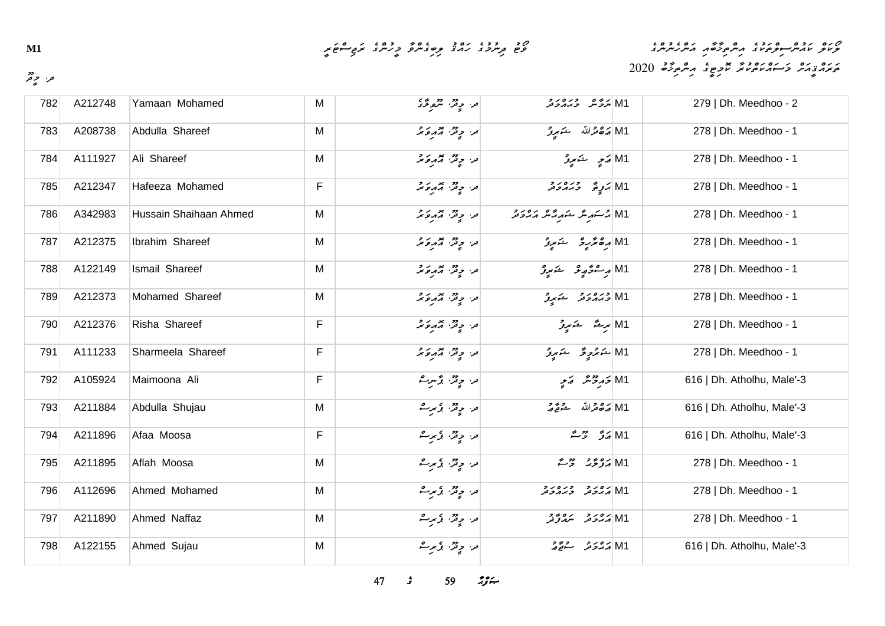| 782 | A212748 | Yamaan Mohamed | M | ދ. މީދޫ، ނޫރުވާގެ | M1 ޔަމާން މުހައްމަދު | 279 \| Dh. Meedhoo - 2 |
|---|---|---|---|---|---|---|
| 783 | A208738 | Abdulla Shareef | M | ދ. މީދޫ، އާއިލަބަރު | M1 އަބްދުﷲ ޝަރީފު | 278 \| Dh. Meedhoo - 1 |
| 784 | A111927 | Ali Shareef | M | ދ. މީދޫ، އާއިލަބަރު | M1 އަލި ޝަރީފު | 278 \| Dh. Meedhoo - 1 |
| 785 | A212347 | Hafeeza Mohamed | F | ދ. މީދޫ، އާއިލަބަރު | M1 ހަފީޒާ މުހައްމަދު | 278 \| Dh. Meedhoo - 1 |
| 786 | A342983 | Hussain Shaihaan Ahmed | M | ދ. މީދޫ، އާއިލަބަރު | M1 ހުސައިން ޝައިހާން އަހުމަދު | 278 \| Dh. Meedhoo - 1 |
| 787 | A212375 | Ibrahim Shareef | M | ދ. މީދޫ، އާއިލަބަރު | M1 އިބްރާހީމް ޝަރީފު | 278 \| Dh. Meedhoo - 1 |
| 788 | A122149 | Ismail Shareef | M | ދ. މީދޫ، އާއިލަބަރު | M1 އިސްމާއިލް ޝަރީފު | 278 \| Dh. Meedhoo - 1 |
| 789 | A212373 | Mohamed Shareef | M | ދ. މީދޫ، އާއިލަބަރު | M1 މުހައްމަދު ޝަރީފު | 278 \| Dh. Meedhoo - 1 |
| 790 | A212376 | Risha Shareef | F | ދ. މީދޫ، އާއިލަބަރު | M1 ރިޝާ ޝަރީފު | 278 \| Dh. Meedhoo - 1 |
| 791 | A111233 | Sharmeela Shareef | F | ދ. މީދޫ، އާއިލަބަރު | M1 ޝަރްމީލާ ޝަރީފު | 278 \| Dh. Meedhoo - 1 |
| 792 | A105924 | Maimoona Ali | F | ދ. މީދޫ، ފޮނިސް | M1 މައިމޫނާ އަލި | 616 \| Dh. Atholhu, Male'-3 |
| 793 | A211884 | Abdulla Shujau | M | ދ. މީދޫ، ފޮނިސް | M1 އަބްދުﷲ ޝުޖާޢު | 616 \| Dh. Atholhu, Male'-3 |
| 794 | A211896 | Afaa Moosa | F | ދ. މީދޫ، ފޮނިސް | M1 އަފާ މޫސާ | 616 \| Dh. Atholhu, Male'-3 |
| 795 | A211895 | Aflah Moosa | M | ދ. މީދޫ، ފޮނިސް | M1 އަފްލަޙް މޫސާ | 278 \| Dh. Meedhoo - 1 |
| 796 | A112696 | Ahmed Mohamed | M | ދ. މީދޫ، ފޮނިސް | M1 އަހުމަދު މުހައްމަދު | 278 \| Dh. Meedhoo - 1 |
| 797 | A211890 | Ahmed Naffaz | M | ދ. މީދޫ، ފޮނިސް | M1 އަހުމަދު ނައްފާޒު | 278 \| Dh. Meedhoo - 1 |
| 798 | A122155 | Ahmed Sujau | M | ދ. މީދޫ، ފޮނިސް | M1 އަހުމަދު ސުޖާޢު | 616 \| Dh. Atholhu, Male'-3 |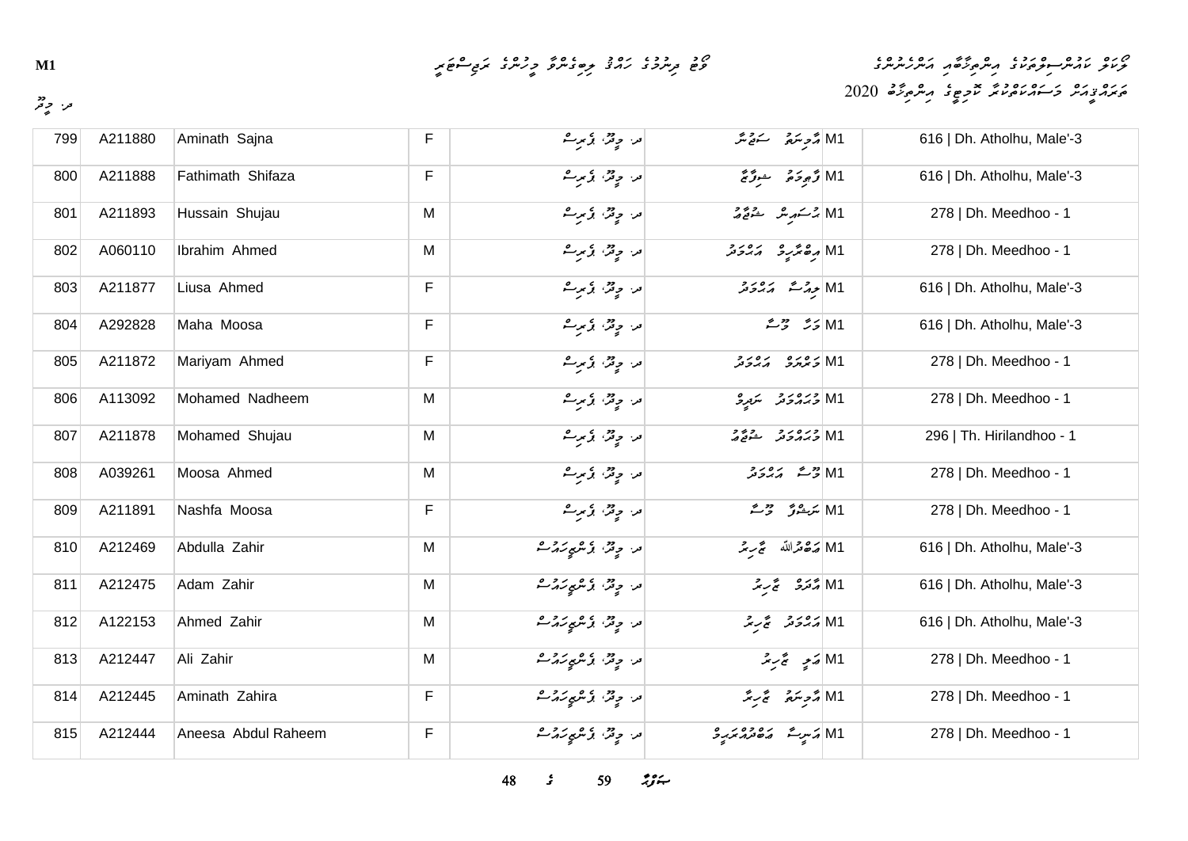| 799 | A211880 | Aminath Sajna | F | ދ. މީދޫ، ޖެހިލިސް | M1 މާޔިނަތު ސަޖްނާ | 616 \| Dh. Atholhu, Male'-3 |
|---|---|---|---|---|---|---|
| 800 | A211888 | Fathimath Shifaza | F | ދ. މީދޫ، ޖެހިލިސް | M1 ފާތިމަތު ޝިފާޒާ | 616 \| Dh. Atholhu, Male'-3 |
| 801 | A211893 | Hussain Shujau | M | ދ. މީދޫ، ޖެހިލިސް | M1 ހުސައިން ޝުޖާޢު | 278 \| Dh. Meedhoo - 1 |
| 802 | A060110 | Ibrahim Ahmed | M | ދ. މީދޫ، ޖެހިލިސް | M1 އިބްރާހީމް އަހްމަދު | 278 \| Dh. Meedhoo - 1 |
| 803 | A211877 | Liusa Ahmed | F | ދ. މީދޫ، ޖެހިލިސް | M1 ލިއުސާ އަހްމަދު | 616 \| Dh. Atholhu, Male'-3 |
| 804 | A292828 | Maha Moosa | F | ދ. މީދޫ، ޖެހިލިސް | M1 މަހާ މޫސާ | 616 \| Dh. Atholhu, Male'-3 |
| 805 | A211872 | Mariyam Ahmed | F | ދ. މީދޫ، ޖެހިލިސް | M1 މަރިޔަމް އަހްމަދު | 278 \| Dh. Meedhoo - 1 |
| 806 | A113092 | Mohamed Nadheem | M | ދ. މީދޫ، ޖެހިލިސް | M1 މުހައްމަދު ނަދީމް | 278 \| Dh. Meedhoo - 1 |
| 807 | A211878 | Mohamed Shujau | M | ދ. މީދޫ، ޖެހިލިސް | M1 މުހައްމަދު ޝުޖާޢު | 296 \| Th. Hirilandhoo - 1 |
| 808 | A039261 | Moosa Ahmed | M | ދ. މީދޫ، ޖެހިލިސް | M1 މޫސާ އަހްމަދު | 278 \| Dh. Meedhoo - 1 |
| 809 | A211891 | Nashfa Moosa | F | ދ. މީދޫ، ޖެހިލިސް | M1 ނަޝްފާ މޫސާ | 278 \| Dh. Meedhoo - 1 |
| 810 | A212469 | Abdulla Zahir | M | ދ. މީދޫ، ޖެންޓަލްހައުސް | M1 އަބްދުﷲ ޒާހިރު | 616 \| Dh. Atholhu, Male'-3 |
| 811 | A212475 | Adam Zahir | M | ދ. މީދޫ، ޖެންޓަލްހައުސް | M1 އާދަމް ޒާހިރު | 616 \| Dh. Atholhu, Male'-3 |
| 812 | A122153 | Ahmed Zahir | M | ދ. މީދޫ، ޖެންޓަލްހައުސް | M1 އަހްމަދު ޒާހިރު | 616 \| Dh. Atholhu, Male'-3 |
| 813 | A212447 | Ali Zahir | M | ދ. މީދޫ، ޖެންޓަލްހައުސް | M1 އަލި ޒާހިރު | 278 \| Dh. Meedhoo - 1 |
| 814 | A212445 | Aminath Zahira | F | ދ. މީދޫ، ޖެންޓަލްހައުސް | M1 އާމިނަތު ޒާހިރާ | 278 \| Dh. Meedhoo - 1 |
| 815 | A212444 | Aneesa Abdul Raheem | F | ދ. މީދޫ، ޖެންޓަލްހައުސް | M1 އަނީސާ އަބްދުއްރަހީމް | 278 \| Dh. Meedhoo - 1 |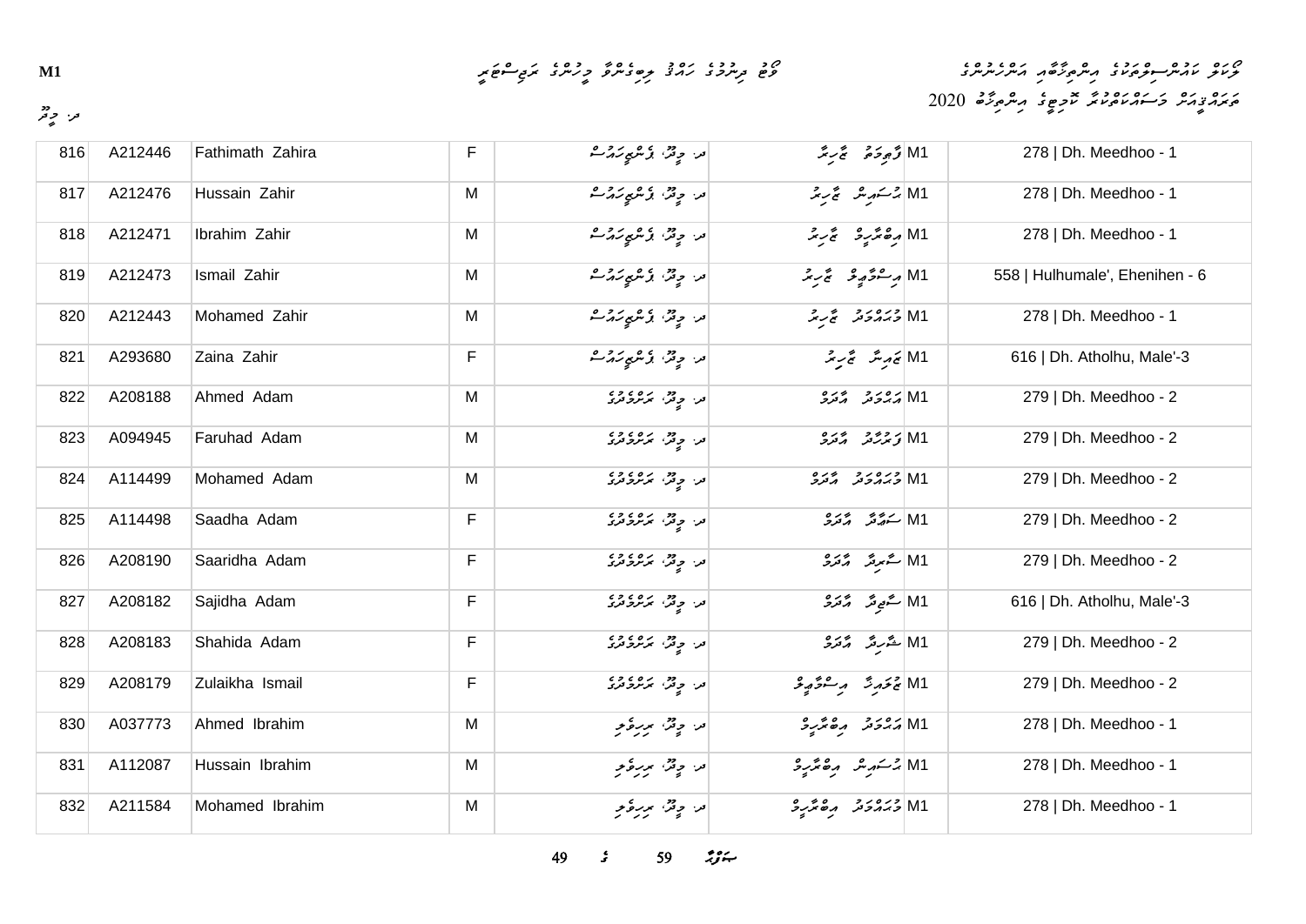| 816 | A212446 | Fathimath Zahira | F | ދ. މީދޫ، ފެންޏަރުމަސް | M1 ފާތިމަތު ޒާހިރާ | 278 \| Dh. Meedhoo - 1 |
|---|---|---|---|---|---|---|
| 817 | A212476 | Hussain Zahir | M | ދ. މީދޫ، ފެންޏަރުމަސް | M1 ހުސައިން ޒާހިރު | 278 \| Dh. Meedhoo - 1 |
| 818 | A212471 | Ibrahim Zahir | M | ދ. މީދޫ، ފެންޏަރުމަސް | M1 އިބްރާހީމް ޒާހިރު | 278 \| Dh. Meedhoo - 1 |
| 819 | A212473 | Ismail Zahir | M | ދ. މީދޫ، ފެންޏަރުމަސް | M1 އިސްމާޢީލް ޒާހިރު | 558 \| Hulhumale', Ehenihen - 6 |
| 820 | A212443 | Mohamed Zahir | M | ދ. މީދޫ، ފެންޏަރުމަސް | M1 މުހައްމަދު ޒާހިރު | 278 \| Dh. Meedhoo - 1 |
| 821 | A293680 | Zaina Zahir | F | ދ. މީދޫ، ފެންޏަރުމަސް | M1 ޒައިނާ ޒާހިރު | 616 \| Dh. Atholhu, Male'-3 |
| 822 | A208188 | Ahmed Adam | M | ދ. މީދޫ، ރަންވެލިގެ | M1 އަހްމަދު އާދަމް | 279 \| Dh. Meedhoo - 2 |
| 823 | A094945 | Faruhad Adam | M | ދ. މީދޫ، ރަންވެލިގެ | M1 ފަރުހާދު އާދަމް | 279 \| Dh. Meedhoo - 2 |
| 824 | A114499 | Mohamed Adam | M | ދ. މީދޫ، ރަންވެލިގެ | M1 މުހައްމަދު އާދަމް | 279 \| Dh. Meedhoo - 2 |
| 825 | A114498 | Saadha Adam | F | ދ. މީދޫ، ރަންވެލިގެ | M1 ސަޢާދާ އާދަމް | 279 \| Dh. Meedhoo - 2 |
| 826 | A208190 | Saaridha Adam | F | ދ. މީދޫ، ރަންވެލިގެ | M1 ސާރިދާ އާދަމް | 279 \| Dh. Meedhoo - 2 |
| 827 | A208182 | Sajidha Adam | F | ދ. މީދޫ، ރަންވެލިގެ | M1 ސާޖިދާ އާދަމް | 616 \| Dh. Atholhu, Male'-3 |
| 828 | A208183 | Shahida Adam | F | ދ. މީދޫ، ރަންވެލިގެ | M1 ޝާހިދާ އާދަމް | 279 \| Dh. Meedhoo - 2 |
| 829 | A208179 | Zulaikha Ismail | F | ދ. މީދޫ، ރަންވެލިގެ | M1 ޒުލައިހާ އިސްމާޢީލް | 279 \| Dh. Meedhoo - 2 |
| 830 | A037773 | Ahmed Ibrahim | M | ދ. މީދޫ، ނިރިވާރ | M1 އަހްމަދު އިބްރާހީމް | 278 \| Dh. Meedhoo - 1 |
| 831 | A112087 | Hussain Ibrahim | M | ދ. މީދޫ، ނިރިވާރ | M1 ހުސައިން އިބްރާހީމް | 278 \| Dh. Meedhoo - 1 |
| 832 | A211584 | Mohamed Ibrahim | M | ދ. މީދޫ، ނިރިވާރ | M1 މުހައްމަދު އިބްރާހީމް | 278 \| Dh. Meedhoo - 1 |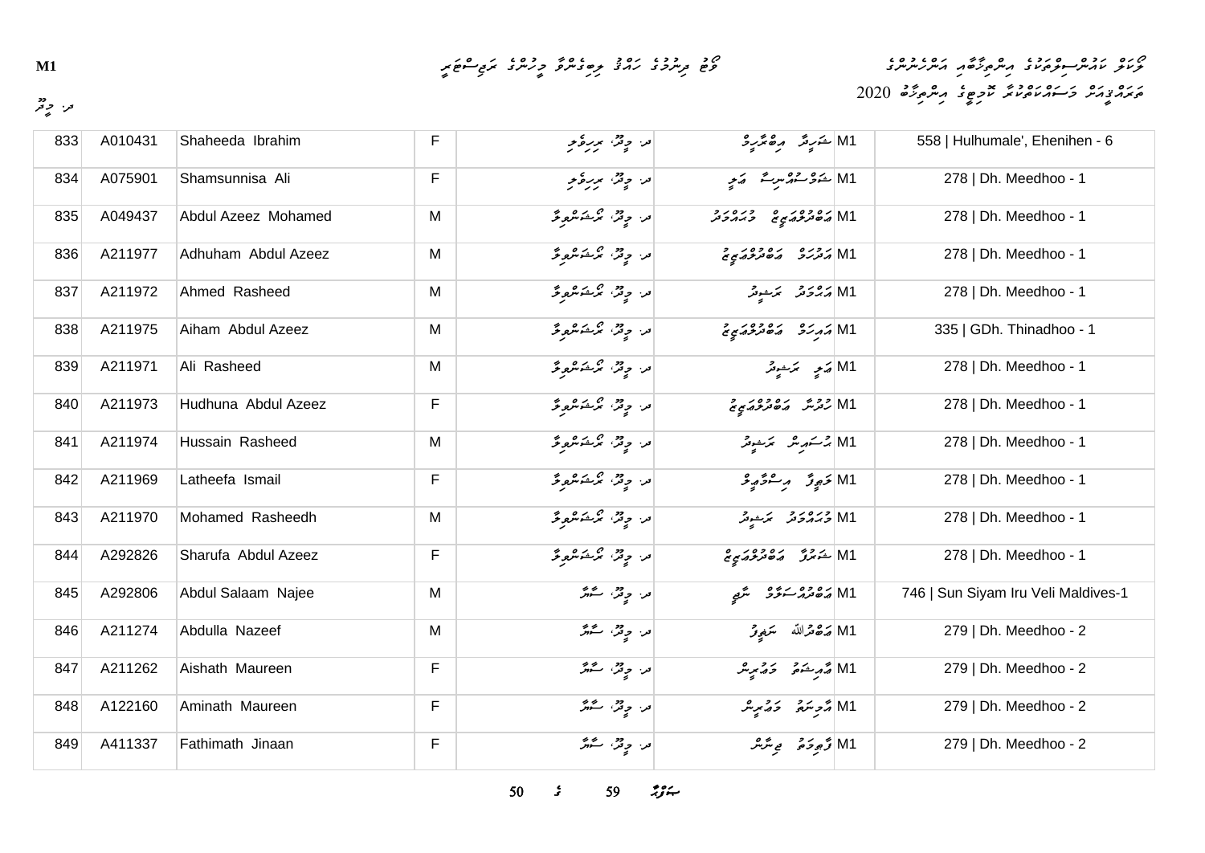| 833 | A010431 | Shaheeda Ibrahim | F | ދ. މީދޫ، ރިހިލާލު | M1 ޝަހީދާ އިބްރާހީމް | 558 \| Hulhumale', Ehenihen - 6 |
|---|---|---|---|---|---|---|
| 834 | A075901 | Shamsunnisa Ali | F | ދ. މީދޫ، ރިހިލާލު | M1 ޝަމްސުންނިސާ ޢަލީ | 278 \| Dh. Meedhoo - 1 |
| 835 | A049437 | Abdul Azeez Mohamed | M | ދ. މީދޫ، ރޯޝަންވިލާ | M1 ޢަބްދުލްޢަޒީޒު މުޙައްމަދު | 278 \| Dh. Meedhoo - 1 |
| 836 | A211977 | Adhuham Abdul Azeez | M | ދ. މީދޫ، ރޯޝަންވިލާ | M1 އަދުހަމް ޢަބްދުލްޢަޒީޒު | 278 \| Dh. Meedhoo - 1 |
| 837 | A211972 | Ahmed Rasheed | M | ދ. މީދޫ، ރޯޝަންވިލާ | M1 އަޙްމަދު ރަޝީދު | 278 \| Dh. Meedhoo - 1 |
| 838 | A211975 | Aiham Abdul Azeez | M | ދ. މީދޫ، ރޯޝަންވިލާ | M1 އައިހަމް ޢަބްދުލްޢަޒީޒު | 335 \| GDh. Thinadhoo - 1 |
| 839 | A211971 | Ali Rasheed | M | ދ. މީދޫ، ރޯޝަންވިލާ | M1 ޢަލީ ރަޝީދު | 278 \| Dh. Meedhoo - 1 |
| 840 | A211973 | Hudhuna Abdul Azeez | F | ދ. މީދޫ، ރޯޝަންވިލާ | M1 ހުދުނާ ޢަބްދުލްޢަޒީޒު | 278 \| Dh. Meedhoo - 1 |
| 841 | A211974 | Hussain Rasheed | M | ދ. މީދޫ، ރޯޝަންވިލާ | M1 ޙުސައިން ރަޝީދު | 278 \| Dh. Meedhoo - 1 |
| 842 | A211969 | Latheefa Ismail | F | ދ. މީދޫ، ރޯޝަންވިލާ | M1 ލަތީފާ އިސްމާޢީލް | 278 \| Dh. Meedhoo - 1 |
| 843 | A211970 | Mohamed Rasheedh | M | ދ. މީދޫ، ރޯޝަންވިލާ | M1 މުޙައްމަދު ރަޝީދު | 278 \| Dh. Meedhoo - 1 |
| 844 | A292826 | Sharufa Abdul Azeez | F | ދ. މީދޫ، ރޯޝަންވިލާ | M1 ޝަރުފާ ޢަބްދުލްޢަޒީޒު | 278 \| Dh. Meedhoo - 1 |
| 845 | A292806 | Abdul Salaam Najee | M | ދ. މީދޫ، ސާނާ | M1 ޢަބްދުއްސަލާމް ނާޖީ | 746 \| Sun Siyam Iru Veli Maldives-1 |
| 846 | A211274 | Abdulla Nazeef | M | ދ. މީދޫ، ސާނާ | M1 ޢަބްދުﷲ ނަޒީފު | 279 \| Dh. Meedhoo - 2 |
| 847 | A211262 | Aishath Maureen | F | ދ. މީދޫ، ސާނާ | M1 ޢާއިޝަތު މައުރީން | 279 \| Dh. Meedhoo - 2 |
| 848 | A122160 | Aminath Maureen | F | ދ. މީދޫ، ސާނާ | M1 އާމިނަތު މައުރީން | 279 \| Dh. Meedhoo - 2 |
| 849 | A411337 | Fathimath Jinaan | F | ދ. މީދޫ، ސާނާ | M1 ފާތިމަތު ޖިނާން | 279 \| Dh. Meedhoo - 2 |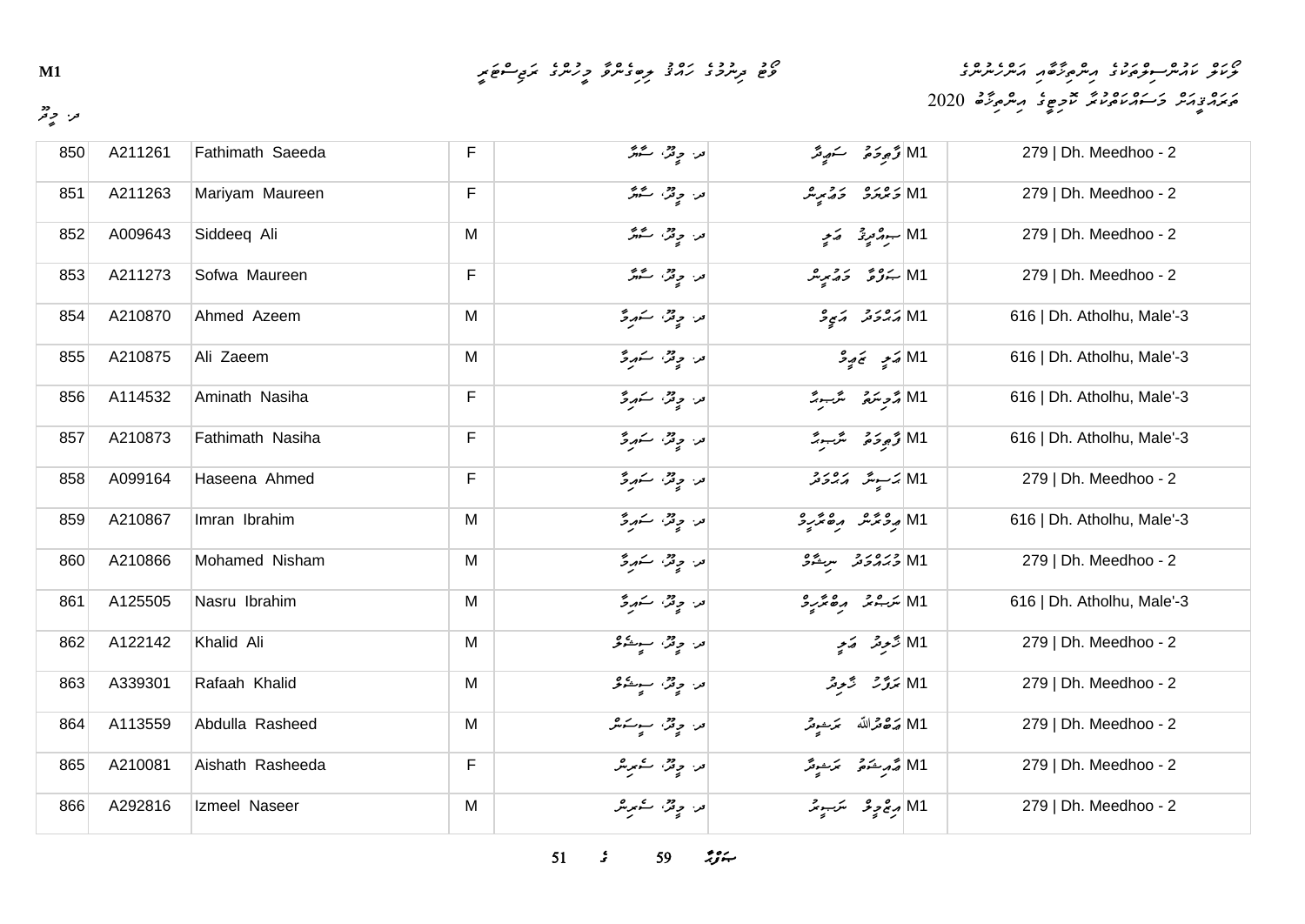| 850 | A211261 | Fathimath Saeeda | F | ދ. މީދޫ، ސާޔާ | M1 ފާތިމަތު ސައީދާ | 279 \| Dh. Meedhoo - 2 |
|---|---|---|---|---|---|---|
| 851 | A211263 | Mariyam Maureen | F | ދ. މީދޫ، ސާޔާ | M1 މަރިޔަމް މައުރީން | 279 \| Dh. Meedhoo - 2 |
| 852 | A009643 | Siddeeq Ali | M | ދ. މީދޫ، ސާޔާ | M1 ސިއްދީޤު އަލި | 279 \| Dh. Meedhoo - 2 |
| 853 | A211273 | Sofwa Maureen | F | ދ. މީދޫ، ސާޔާ | M1 ސަފްވާ މައުރީން | 279 \| Dh. Meedhoo - 2 |
| 854 | A210870 | Ahmed Azeem | M | ދ. މީދޫ، ސައިމާ | M1 އަހުމަދު އަޒީމް | 616 \| Dh. Atholhu, Male'-3 |
| 855 | A210875 | Ali Zaeem | M | ދ. މީދޫ، ސައިމާ | M1 އަލި ޒައީމް | 616 \| Dh. Atholhu, Male'-3 |
| 856 | A114532 | Aminath Nasiha | F | ދ. މީދޫ، ސައިމާ | M1 އާމިނަތު ނާސިހާ | 616 \| Dh. Atholhu, Male'-3 |
| 857 | A210873 | Fathimath Nasiha | F | ދ. މީދޫ، ސައިމާ | M1 ފާތިމަތު ނާސިހާ | 616 \| Dh. Atholhu, Male'-3 |
| 858 | A099164 | Haseena Ahmed | F | ދ. މީދޫ، ސައިމާ | M1 ހަސީނާ އަހުމަދު | 279 \| Dh. Meedhoo - 2 |
| 859 | A210867 | Imran Ibrahim | M | ދ. މީދޫ، ސައިމާ | M1 އިމްރާން އިބްރާހީމް | 616 \| Dh. Atholhu, Male'-3 |
| 860 | A210866 | Mohamed Nisham | M | ދ. މީދޫ، ސައިމާ | M1 މުހައްމަދު ނިޝާމް | 279 \| Dh. Meedhoo - 2 |
| 861 | A125505 | Nasru Ibrahim | M | ދ. މީދޫ، ސައިމާ | M1 ނަސްރު އިބްރާހީމް | 616 \| Dh. Atholhu, Male'-3 |
| 862 | A122142 | Khalid Ali | M | ދ. މީދޫ، ސިލްވާ | M1 ޚާލިދު އަލި | 279 \| Dh. Meedhoo - 2 |
| 863 | A339301 | Rafaah Khalid | M | ދ. މީދޫ، ސިލްވާ | M1 ރަފާހު ޚާލިދު | 279 \| Dh. Meedhoo - 2 |
| 864 | A113559 | Abdulla Rasheed | M | ދ. މީދޫ، ސިލްކަން | M1 އަބްދުﷲ ރަޝީދު | 279 \| Dh. Meedhoo - 2 |
| 865 | A210081 | Aishath Rasheeda | F | ދ. މީދޫ، ސެރިން | M1 އާއިޝަތު ރަޝީދާ | 279 \| Dh. Meedhoo - 2 |
| 866 | A292816 | Izmeel Naseer | M | ދ. މީދޫ، ސެރިން | M1 އިޒްމީލް ނަސީރު | 279 \| Dh. Meedhoo - 2 |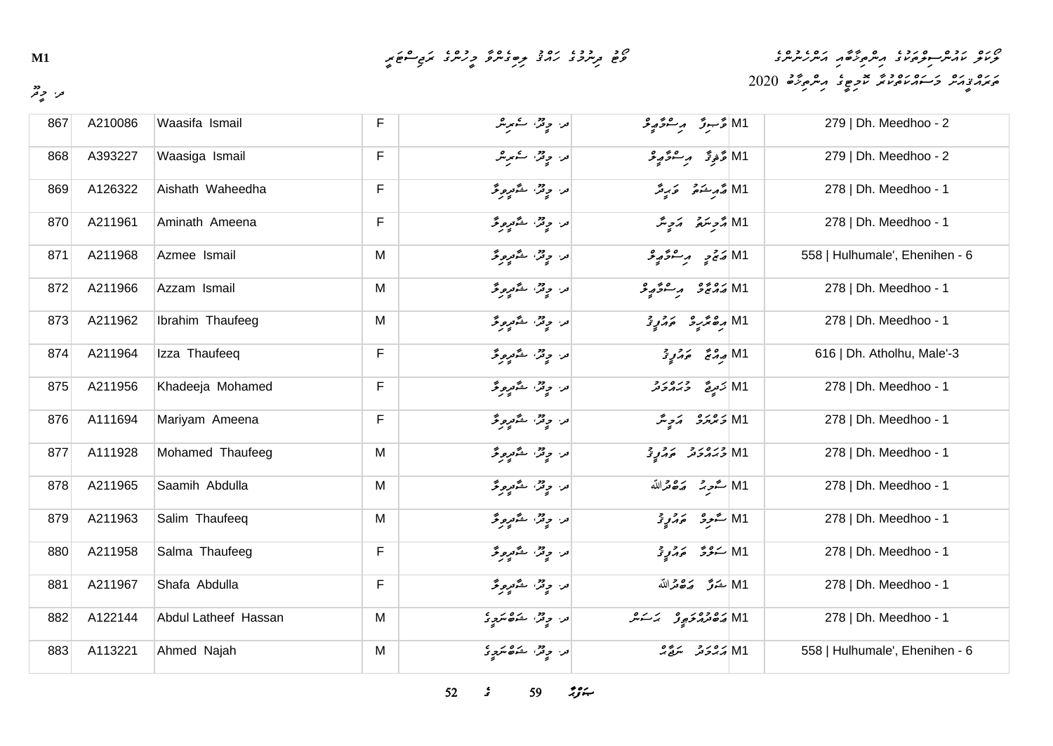| 867 | A210086 | Waasifa Ismail | F | ދ. މީދޫ، ސަރަނި | ވާސިފާ އިސްމާޢީލު M1 | 279 \| Dh. Meedhoo - 2 |
|---|---|---|---|---|---|---|
| 868 | A393227 | Waasiga Ismail | F | ދ. މީދޫ، ސަރަނި | ވާޝިގާ އިސްމާޢީލު M1 | 279 \| Dh. Meedhoo - 2 |
| 869 | A126322 | Aishath Waheedha | F | ދ. މީދޫ، ޝާދީވިލާ | އާއިޝަތު ވަހީދާ M1 | 278 \| Dh. Meedhoo - 1 |
| 870 | A211961 | Aminath Ameena | F | ދ. މީދޫ، ޝާދީވިލާ | އާމިނަތު އަމީނާ M1 | 278 \| Dh. Meedhoo - 1 |
| 871 | A211968 | Azmee Ismail | M | ދ. މީދޫ، ޝާދީވިލާ | އަޒްމީ އިސްމާޢީލު M1 | 558 \| Hulhumale', Ehenihen - 6 |
| 872 | A211966 | Azzam Ismail | M | ދ. މީދޫ، ޝާދީވިލާ | އައްޒާމް އިސްމާޢީލު M1 | 278 \| Dh. Meedhoo - 1 |
| 873 | A211962 | Ibrahim Thaufeeg | M | ދ. މީދޫ، ޝާދީވިލާ | އިބްރާހީމް ތައުފީގު M1 | 278 \| Dh. Meedhoo - 1 |
| 874 | A211964 | Izza Thaufeeq | F | ދ. މީދޫ، ޝާދީވިލާ | އިއްޒާ ތައުފީޤު M1 | 616 \| Dh. Atholhu, Male'-3 |
| 875 | A211956 | Khadeeja Mohamed | F | ދ. މީދޫ، ޝާދީވިލާ | ޚަދީޖާ މުހައްމަދު M1 | 278 \| Dh. Meedhoo - 1 |
| 876 | A111694 | Mariyam Ameena | F | ދ. މީދޫ، ޝާދީވިލާ | މަރިޔަމް އަމީނާ M1 | 278 \| Dh. Meedhoo - 1 |
| 877 | A111928 | Mohamed Thaufeeg | M | ދ. މީދޫ، ޝާދީވިލާ | މުހައްމަދު ތައުފީގު M1 | 278 \| Dh. Meedhoo - 1 |
| 878 | A211965 | Saamih Abdulla | M | ދ. މީދޫ، ޝާދީވިލާ | ސާމިހު އަބްދުﷲ M1 | 278 \| Dh. Meedhoo - 1 |
| 879 | A211963 | Salim Thaufeeq | M | ދ. މީދޫ، ޝާދީވިލާ | ސާލިމް ތައުފީޤު M1 | 278 \| Dh. Meedhoo - 1 |
| 880 | A211958 | Salma Thaufeeg | F | ދ. މީދޫ، ޝާދީވިލާ | ސަލްމާ ތައުފީގު M1 | 278 \| Dh. Meedhoo - 1 |
| 881 | A211967 | Shafa Abdulla | F | ދ. މީދޫ، ޝާދީވިލާ | ޝަފާ އަބްދުﷲ M1 | 278 \| Dh. Meedhoo - 1 |
| 882 | A122144 | Abdul Latheef Hassan | M | ދ. މީދޫ، ޝަރަބްނަމްގެ | އަބްދުއްލަޠީފު ހަސަން M1 | 278 \| Dh. Meedhoo - 1 |
| 883 | A113221 | Ahmed Najah | M | ދ. މީދޫ، ޝަރަބްނަމްގެ | އަހްމަދު ނަޖާހު M1 | 558 \| Hulhumale', Ehenihen - 6 |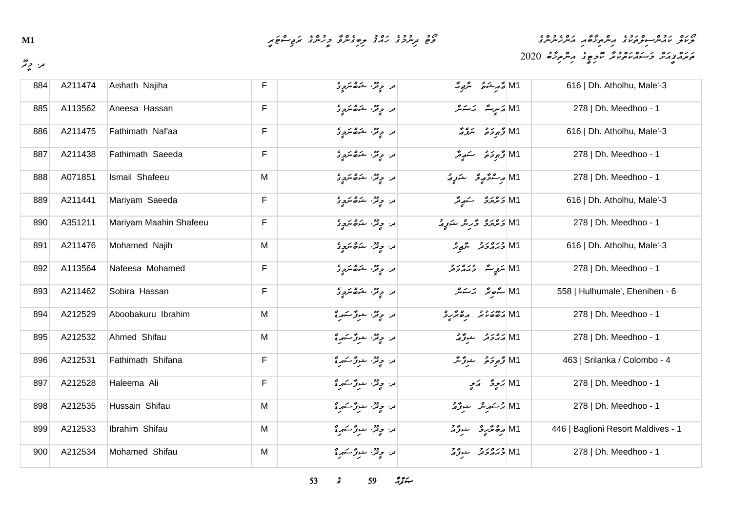| 884 | A211474 | Aishath Najiha | F | ދ. މީދޫ، ޝަބްނަމީގެ | M1 ޢައިޝަތު ނާޖިހާ | 616 \| Dh. Atholhu, Male'-3 |
|---|---|---|---|---|---|---|
| 885 | A113562 | Aneesa Hassan | F | ދ. މީދޫ، ޝަބްނަމީގެ | M1 އަނީސާ ހަސަން | 278 \| Dh. Meedhoo - 1 |
| 886 | A211475 | Fathimath Naf'aa | F | ދ. މީދޫ، ޝަބްނަމީގެ | M1 ފާތިމަތު ނަފްއާ | 616 \| Dh. Atholhu, Male'-3 |
| 887 | A211438 | Fathimath Saeeda | F | ދ. މީދޫ، ޝަބްނަމީގެ | M1 ފާތިމަތު ސައީދާ | 278 \| Dh. Meedhoo - 1 |
| 888 | A071851 | Ismail Shafeeu | M | ދ. މީދޫ، ޝަބްނަމީގެ | M1 އިސްމާއީލް ޝަފީޢު | 278 \| Dh. Meedhoo - 1 |
| 889 | A211441 | Mariyam Saeeda | F | ދ. މީދޫ، ޝަބްނަމީގެ | M1 މަރިޔަމް ސައީދާ | 616 \| Dh. Atholhu, Male'-3 |
| 890 | A351211 | Mariyam Maahin Shafeeu | F | ދ. މީދޫ، ޝަބްނަމީގެ | M1 މަރިޔަމް މާހިން ޝަފީޢު | 278 \| Dh. Meedhoo - 1 |
| 891 | A211476 | Mohamed Najih | M | ދ. މީދޫ، ޝަބްނަމީގެ | M1 މުޙައްމަދު ނާޖިހް | 616 \| Dh. Atholhu, Male'-3 |
| 892 | A113564 | Nafeesa Mohamed | F | ދ. މީދޫ، ޝަބްނަމީގެ | M1 ނަފީސާ މުޙައްމަދު | 278 \| Dh. Meedhoo - 1 |
| 893 | A211462 | Sobira Hassan | F | ދ. މީދޫ، ޝަބްނަމީގެ | M1 ޞާބިރާ ހަސަން | 558 \| Hulhumale', Ehenihen - 6 |
| 894 | A212529 | Aboobakuru Ibrahim | M | ދ. މީދޫ، ޝިފާސަރައި | M1 އަބޫބަކުރު އިބްރާހީމް | 278 \| Dh. Meedhoo - 1 |
| 895 | A212532 | Ahmed Shifau | M | ދ. މީދޫ، ޝިފާސަރައި | M1 އަޙްމަދު ޝިފާއު | 278 \| Dh. Meedhoo - 1 |
| 896 | A212531 | Fathimath Shifana | F | ދ. މީދޫ، ޝިފާސަރައި | M1 ފާތިމަތު ޝިފާނާ | 463 \| Srilanka / Colombo - 4 |
| 897 | A212528 | Haleema Ali | F | ދ. މީދޫ، ޝިފާސަރައި | M1 ހަލީމާ ޢަލީ | 278 \| Dh. Meedhoo - 1 |
| 898 | A212535 | Hussain Shifau | M | ދ. މީދޫ، ޝިފާސަރައި | M1 ހުސައިން ޝިފާއު | 278 \| Dh. Meedhoo - 1 |
| 899 | A212533 | Ibrahim Shifau | M | ދ. މީދޫ، ޝިފާސަރައި | M1 އިބްރާހީމް ޝިފާއު | 446 \| Baglioni Resort Maldives - 1 |
| 900 | A212534 | Mohamed Shifau | M | ދ. މީދޫ، ޝިފާސަރައި | M1 މުޙައްމަދު ޝިފާއު | 278 \| Dh. Meedhoo - 1 |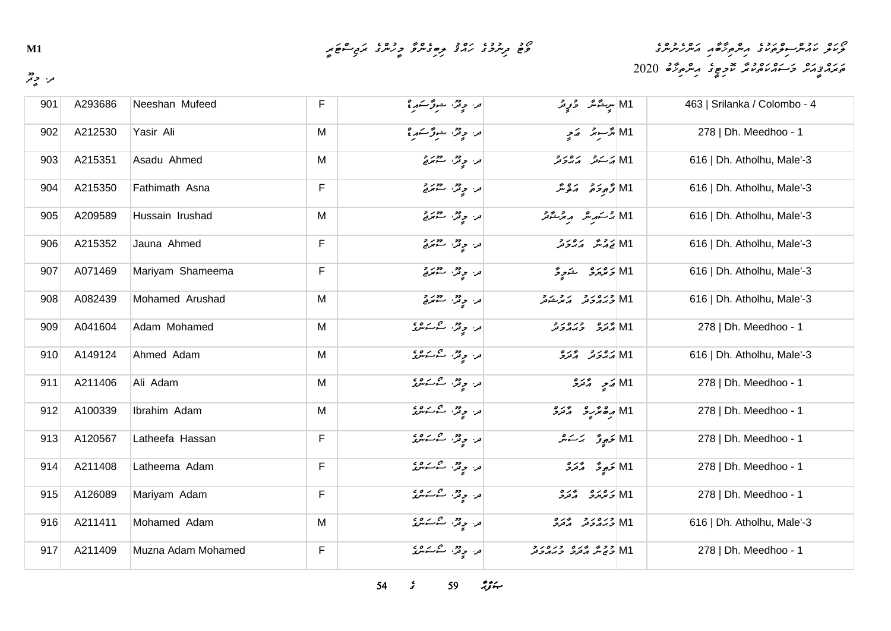ދ. މީދޫ

| 901 | A293686 | Neeshan Mufeed | F | ދ. މީދޫ، ޝިފާސަރުޖ | M1 ނީޝާން މުފީދު | 463 \| Srilanka / Colombo - 4 |
|---|---|---|---|---|---|---|
| 902 | A212530 | Yasir Ali | M | ދ. މީދޫ، ޝިފާސަރުޖ | M1 ޔާސިރު ޢަލީ | 278 \| Dh. Meedhoo - 1 |
| 903 | A215351 | Asadu Ahmed | M | ދ. މީދޫ، ސޫރަޖް | M1 އަސަދު އަޙްމަދު | 616 \| Dh. Atholhu, Male'-3 |
| 904 | A215350 | Fathimath Asna | F | ދ. މީދޫ، ސޫރަޖް | M1 ފާތިމަތު އަސްނާ | 616 \| Dh. Atholhu, Male'-3 |
| 905 | A209589 | Hussain Irushad | M | ދ. މީދޫ، ސޫރަޖް | M1 ހުސައިން އިރުޝާދު | 616 \| Dh. Atholhu, Male'-3 |
| 906 | A215352 | Jauna Ahmed | F | ދ. މީދޫ، ސޫރަޖް | M1 ޖައުނާ އަޙްމަދު | 616 \| Dh. Atholhu, Male'-3 |
| 907 | A071469 | Mariyam Shameema | F | ދ. މީދޫ، ސޫރަޖް | M1 މަރިޔަމް ޝަމީމާ | 616 \| Dh. Atholhu, Male'-3 |
| 908 | A082439 | Mohamed Arushad | M | ދ. މީދޫ، ސޫރަޖް | M1 މުޙައްމަދު އަރުޝަދު | 616 \| Dh. Atholhu, Male'-3 |
| 909 | A041604 | Adam Mohamed | M | ދ. މީދޫ، ސާސަންދީ | M1 އާދަމް މުޙައްމަދު | 278 \| Dh. Meedhoo - 1 |
| 910 | A149124 | Ahmed Adam | M | ދ. މީދޫ، ސާސަންދީ | M1 އަޙްމަދު އާދަމް | 616 \| Dh. Atholhu, Male'-3 |
| 911 | A211406 | Ali Adam | M | ދ. މީދޫ، ސާސަންދީ | M1 ޢަލީ އާދަމް | 278 \| Dh. Meedhoo - 1 |
| 912 | A100339 | Ibrahim Adam | M | ދ. މީދޫ، ސާސަންދީ | M1 އިބްރާހީމް އާދަމް | 278 \| Dh. Meedhoo - 1 |
| 913 | A120567 | Latheefa Hassan | F | ދ. މީދޫ، ސާސަންދީ | M1 ލަޠީފާ ޙަސަން | 278 \| Dh. Meedhoo - 1 |
| 914 | A211408 | Latheema Adam | F | ދ. މީދޫ، ސާސަންދީ | M1 ލަޠީމާ އާދަމް | 278 \| Dh. Meedhoo - 1 |
| 915 | A126089 | Mariyam Adam | F | ދ. މީދޫ، ސާސަންދީ | M1 މަރިޔަމް އާދަމް | 278 \| Dh. Meedhoo - 1 |
| 916 | A211411 | Mohamed Adam | M | ދ. މީދޫ، ސާސަންދީ | M1 މުޙައްމަދު އާދަމް | 616 \| Dh. Atholhu, Male'-3 |
| 917 | A211409 | Muzna Adam Mohamed | F | ދ. މީދޫ، ސާސަންދީ | M1 މުޒްނާ އާދަމް މުޙައްމަދު | 278 \| Dh. Meedhoo - 1 |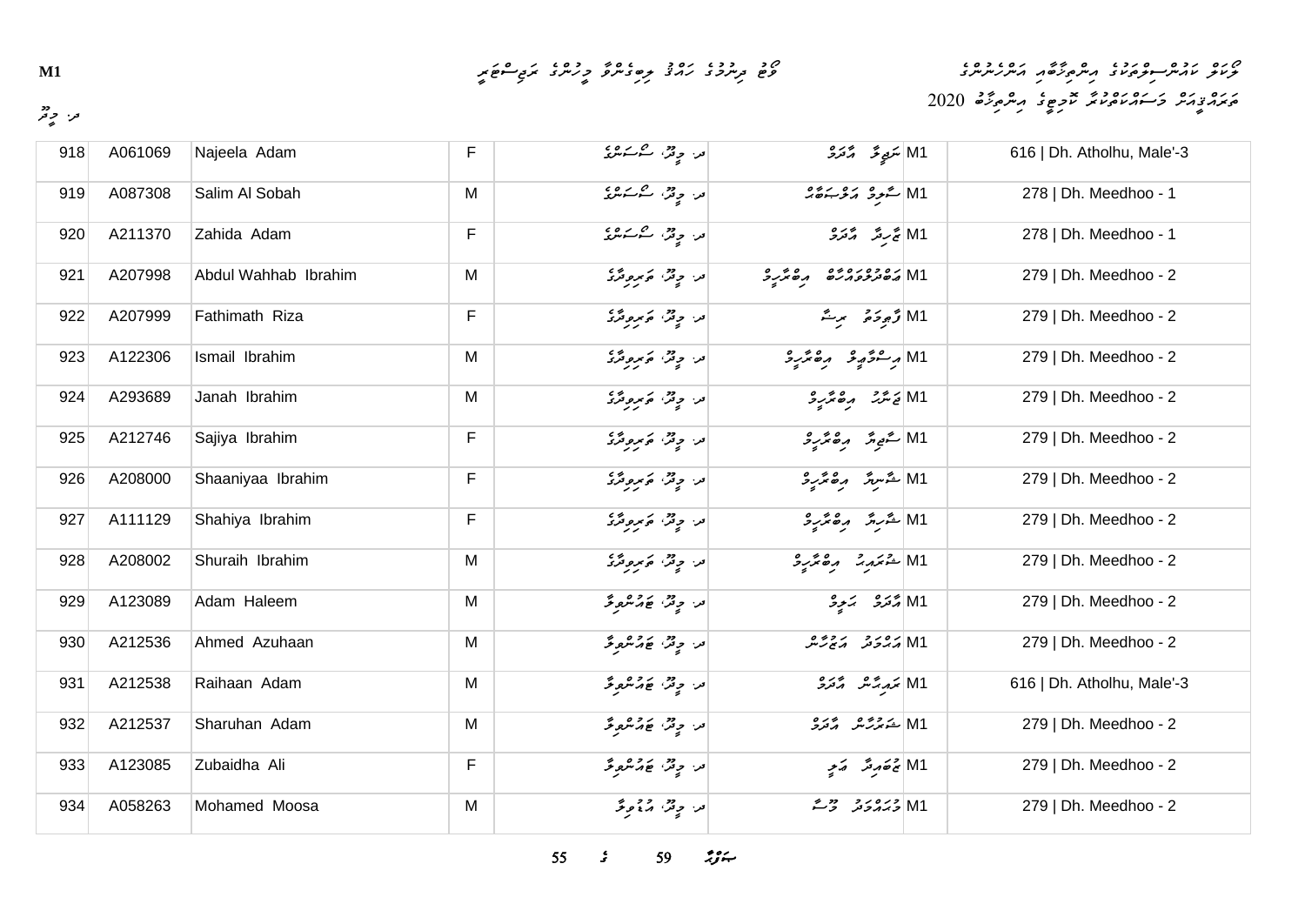| 918 | A061069 | Najeela Adam | F | ދ. މީދޫ، ސާސަންގެ | M1 ނަޖީލާ އާދަމް | 616 \| Dh. Atholhu, Male'-3 |
|---|---|---|---|---|---|---|
| 919 | A087308 | Salim Al Sobah | M | ދ. މީދޫ، ސާސަންގެ | M1 ސާލިމް އަލްސަބާހް | 278 \| Dh. Meedhoo - 1 |
| 920 | A211370 | Zahida Adam | F | ދ. މީދޫ، ސާސަންގެ | M1 ޒާހިދާ އާދަމް | 278 \| Dh. Meedhoo - 1 |
| 921 | A207998 | Abdul Wahhab Ibrahim | M | ދ. މީދޫ، ތަރިވިއްލާ | M1 އަބްދުލްވައްހާބް އިބްރާހީމް | 279 \| Dh. Meedhoo - 2 |
| 922 | A207999 | Fathimath Riza | F | ދ. މީދޫ، ތަރިވިއްލާ | M1 ފާތިމަތު ރިޟާ | 279 \| Dh. Meedhoo - 2 |
| 923 | A122306 | Ismail Ibrahim | M | ދ. މީދޫ، ތަރިވިއްލާ | M1 އިސްމާޢީލް އިބްރާހީމް | 279 \| Dh. Meedhoo - 2 |
| 924 | A293689 | Janah Ibrahim | M | ދ. މީދޫ، ތަރިވިއްލާ | M1 ޖަނާހް އިބްރާހީމް | 279 \| Dh. Meedhoo - 2 |
| 925 | A212746 | Sajiya Ibrahim | F | ދ. މީދޫ، ތަރިވިއްލާ | M1 ސާޖިޔާ އިބްރާހީމް | 279 \| Dh. Meedhoo - 2 |
| 926 | A208000 | Shaaniyaa Ibrahim | F | ދ. މީދޫ، ތަރިވިއްލާ | M1 ޝާނިޔާ އިބްރާހީމް | 279 \| Dh. Meedhoo - 2 |
| 927 | A111129 | Shahiya Ibrahim | F | ދ. މީދޫ، ތަރިވިއްލާ | M1 ޝާހިޔާ އިބްރާހީމް | 279 \| Dh. Meedhoo - 2 |
| 928 | A208002 | Shuraih Ibrahim | M | ދ. މީދޫ، ތަރިވިއްލާ | M1 ޝުރައިހް އިބްރާހީމް | 279 \| Dh. Meedhoo - 2 |
| 929 | A123089 | Adam Haleem | M | ދ. މީދޫ، ޖައުހަރީވާ | M1 އާދަމް ހަލީމް | 279 \| Dh. Meedhoo - 2 |
| 930 | A212536 | Ahmed Azuhaan | M | ދ. މީދޫ، ޖައުހަރީވާ | M1 އަހްމަދު އަޒުހާން | 279 \| Dh. Meedhoo - 2 |
| 931 | A212538 | Raihaan Adam | M | ދ. މީދޫ، ޖައުހަރީވާ | M1 ރައިހާން އާދަމް | 616 \| Dh. Atholhu, Male'-3 |
| 932 | A212537 | Sharuhan Adam | M | ދ. މީދޫ، ޖައުހަރީވާ | M1 ޝަރުހާން އާދަމް | 279 \| Dh. Meedhoo - 2 |
| 933 | A123085 | Zubaidha Ali | F | ދ. މީދޫ، ޖައުހަރީވާ | M1 ޒުބައިދާ އަލި | 279 \| Dh. Meedhoo - 2 |
| 934 | A058263 | Mohamed Moosa | M | ދ. މީދޫ، އުޖާލާ | M1 މުހައްމަދު މޫސާ | 279 \| Dh. Meedhoo - 2 |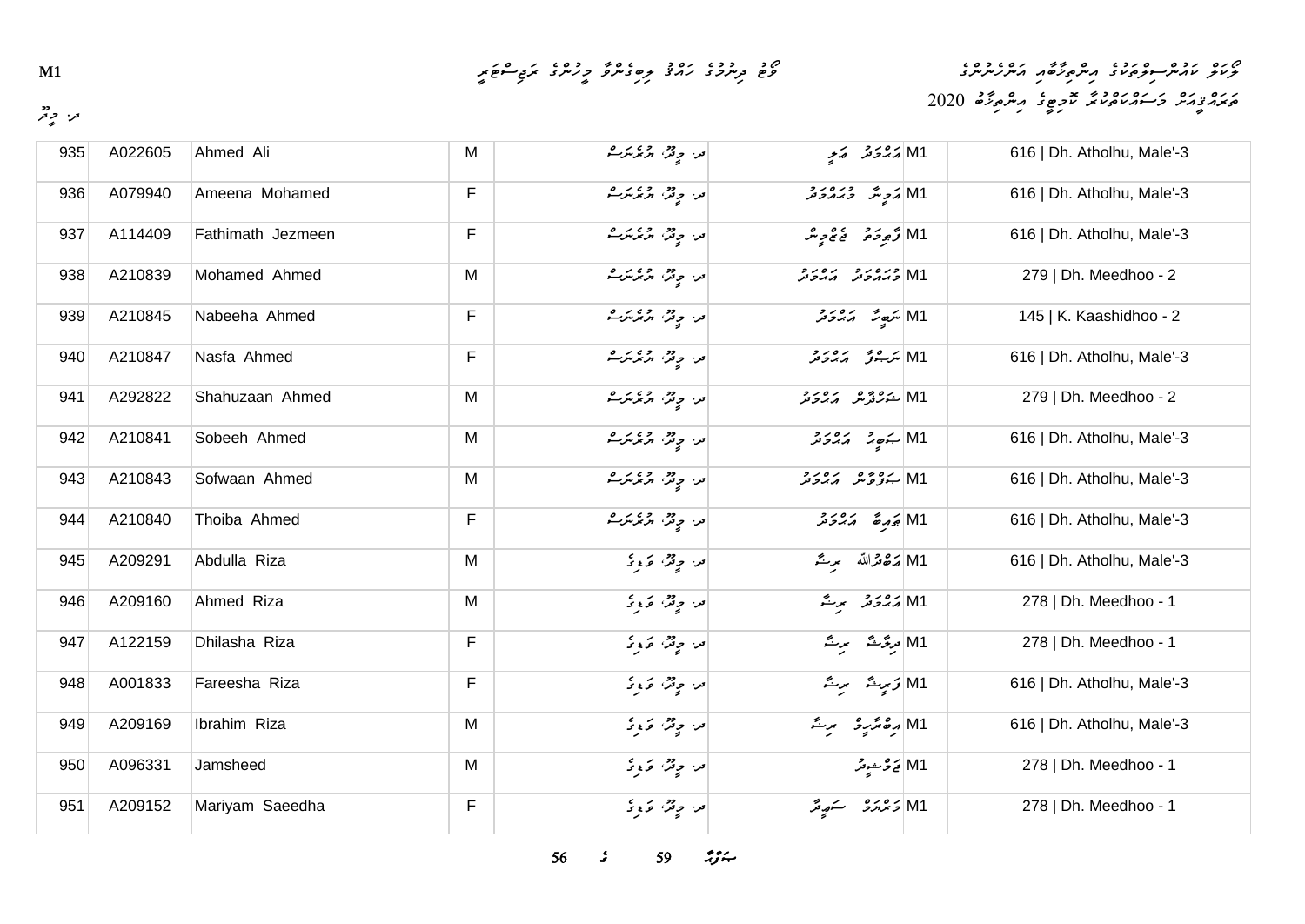| 935 | A022605 | Ahmed Ali | M | ދ. މީދޫ، އޮރެންޖުސް | M1 އަޙްމަދު ޢަލީ | 616 \| Dh. Atholhu, Male'-3 |
|---|---|---|---|---|---|---|
| 936 | A079940 | Ameena Mohamed | F | ދ. މީދޫ، އޮރެންޖުސް | M1 އަމީނާ މުޙައްމަދު | 616 \| Dh. Atholhu, Male'-3 |
| 937 | A114409 | Fathimath Jezmeen | F | ދ. މީދޫ، އޮރެންޖުސް | M1 ފާތިމަތު ޖެޒްމީން | 616 \| Dh. Atholhu, Male'-3 |
| 938 | A210839 | Mohamed Ahmed | M | ދ. މީދޫ، އޮރެންޖުސް | M1 މުޙައްމަދު އަޙްމަދު | 279 \| Dh. Meedhoo - 2 |
| 939 | A210845 | Nabeeha Ahmed | F | ދ. މީދޫ، އޮރެންޖުސް | M1 ނަބީހާ އަޙްމަދު | 145 \| K. Kaashidhoo - 2 |
| 940 | A210847 | Nasfa Ahmed | F | ދ. މީދޫ، އޮރެންޖުސް | M1 ނަސްފާ އަޙްމަދު | 616 \| Dh. Atholhu, Male'-3 |
| 941 | A292822 | Shahuzaan Ahmed | M | ދ. މީދޫ، އޮރެންޖުސް | M1 ޝަހުޒާން އަޙްމަދު | 279 \| Dh. Meedhoo - 2 |
| 942 | A210841 | Sobeeh Ahmed | M | ދ. މީދޫ، އޮރެންޖުސް | M1 ޞަބީޙް އަޙްމަދު | 616 \| Dh. Atholhu, Male'-3 |
| 943 | A210843 | Sofwaan Ahmed | M | ދ. މީދޫ، އޮރެންޖުސް | M1 ޞަފްވާން އަޙްމަދު | 616 \| Dh. Atholhu, Male'-3 |
| 944 | A210840 | Thoiba Ahmed | F | ދ. މީދޫ، އޮރެންޖުސް | M1 ޠައިބާ އަޙްމަދު | 616 \| Dh. Atholhu, Male'-3 |
| 945 | A209291 | Abdulla Riza | M | ދ. މީދޫ، ވަލީގެ | M1 އަބްދުﷲ ރިޟާ | 616 \| Dh. Atholhu, Male'-3 |
| 946 | A209160 | Ahmed Riza | M | ދ. މީދޫ، ވަލީގެ | M1 އަޙްމަދު ރިޟާ | 278 \| Dh. Meedhoo - 1 |
| 947 | A122159 | Dhilasha Riza | F | ދ. މީދޫ، ވަލީގެ | M1 ދިލާޝާ ރިޟާ | 278 \| Dh. Meedhoo - 1 |
| 948 | A001833 | Fareesha Riza | F | ދ. މީދޫ، ވަލީގެ | M1 ފަރީޝާ ރިޟާ | 616 \| Dh. Atholhu, Male'-3 |
| 949 | A209169 | Ibrahim Riza | M | ދ. މީދޫ، ވަލީގެ | M1 އިބްރާހީމް ރިޟާ | 616 \| Dh. Atholhu, Male'-3 |
| 950 | A096331 | Jamsheed | M | ދ. މީދޫ، ވަލީގެ | M1 ޖަމްޝީދު | 278 \| Dh. Meedhoo - 1 |
| 951 | A209152 | Mariyam Saeedha | F | ދ. މީދޫ، ވަލީގެ | M1 މަރިޔަމް ސަޢީދާ | 278 \| Dh. Meedhoo - 1 |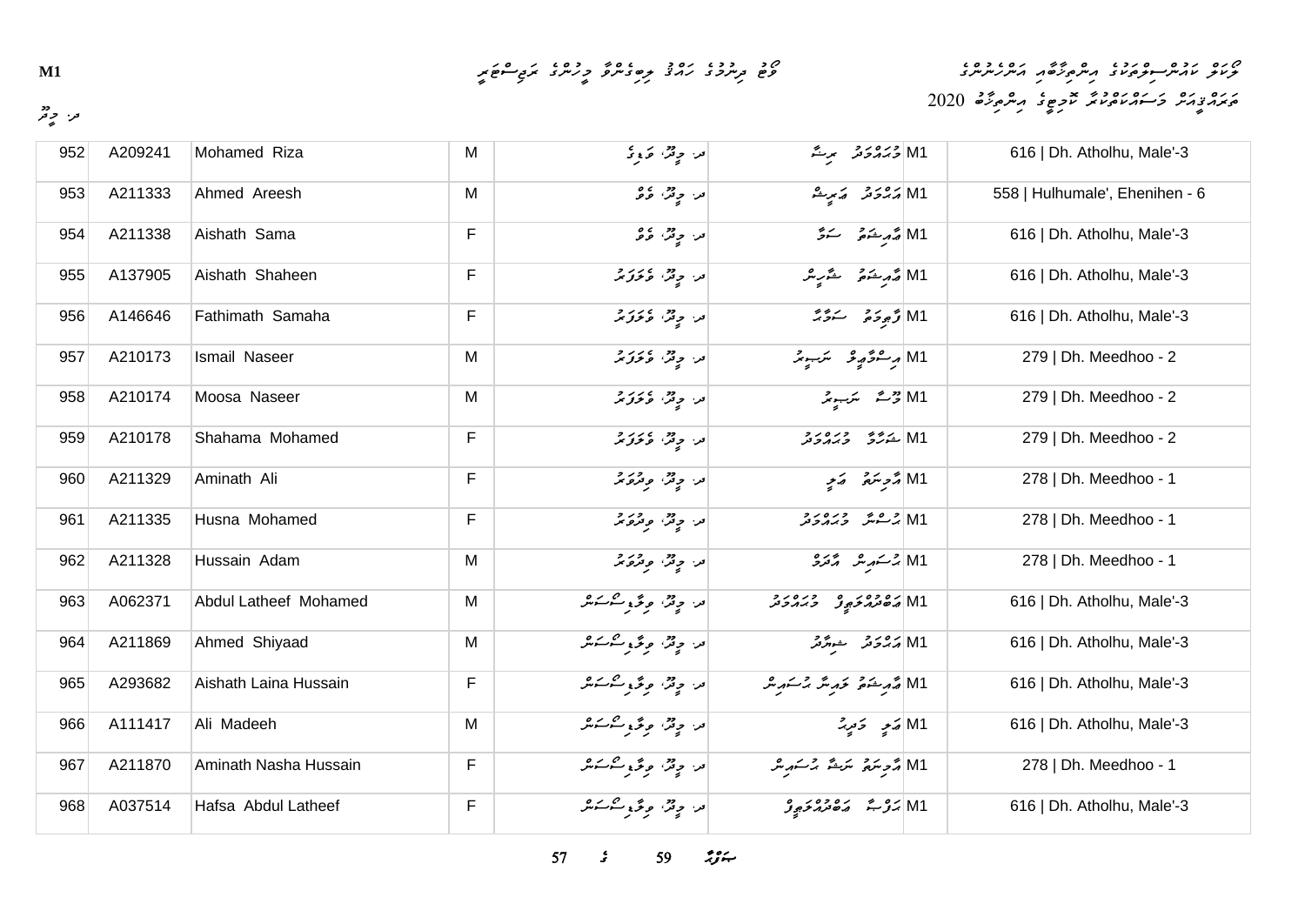ދ. މީދޫ

| 952 | A209241 | Mohamed Riza | M | ދ. މީދޫ، ޢަޒީޒީ | M1 މުހައްމަދު ރިޟާ | 616 \| Dh. Atholhu, Male'-3 |
|---|---|---|---|---|---|---|
| 953 | A211333 | Ahmed Areesh | M | ދ. މީދޫ، ވެވް | M1 އަހްމަދު އަރީޝް | 558 \| Hulhumale', Ehenihen - 6 |
| 954 | A211338 | Aishath Sama | F | ދ. މީދޫ، ވެވް | M1 އާއިޝަތު ސަމާ | 616 \| Dh. Atholhu, Male'-3 |
| 955 | A137905 | Aishath Shaheen | F | ދ. މީދޫ، ވެލަވަރު | M1 އާއިޝަތު ޝާހީން | 616 \| Dh. Atholhu, Male'-3 |
| 956 | A146646 | Fathimath Samaha | F | ދ. މީދޫ، ވެލަވަރު | M1 ފާތިމަތު ސަމާހާ | 616 \| Dh. Atholhu, Male'-3 |
| 957 | A210173 | Ismail Naseer | M | ދ. މީދޫ، ވެލަވަރު | M1 އިސްމާޢީލް ނަސީރު | 279 \| Dh. Meedhoo - 2 |
| 958 | A210174 | Moosa Naseer | M | ދ. މީދޫ، ވެލަވަރު | M1 މޫސާ ނަސީރު | 279 \| Dh. Meedhoo - 2 |
| 959 | A210178 | Shahama Mohamed | F | ދ. މީދޫ، ވެލަވަރު | M1 ޝަހާމާ މުހައްމަދު | 279 \| Dh. Meedhoo - 2 |
| 960 | A211329 | Aminath Ali | F | ދ. މީދޫ، ވިދުވަރު | M1 އާމިނަތު އަލި | 278 \| Dh. Meedhoo - 1 |
| 961 | A211335 | Husna Mohamed | F | ދ. މީދޫ، ވިދުވަރު | M1 ހުސްނާ މުހައްމަދު | 278 \| Dh. Meedhoo - 1 |
| 962 | A211328 | Hussain Adam | M | ދ. މީދޫ، ވިދުވަރު | M1 ހުސައިން އާދަމް | 278 \| Dh. Meedhoo - 1 |
| 963 | A062371 | Abdul Latheef Mohamed | M | ދ. މީދޫ، ވިލާ ސަންސަން | M1 އަބްދުލްލަޠީފް މުހައްމަދު | 616 \| Dh. Atholhu, Male'-3 |
| 964 | A211869 | Ahmed Shiyaad | M | ދ. މީދޫ، ވިލާ ސަންސަން | M1 އަހްމަދު ޝިޔާދު | 616 \| Dh. Atholhu, Male'-3 |
| 965 | A293682 | Aishath Laina Hussain | F | ދ. މީދޫ، ވިލާ ސަންސަން | M1 އާއިޝަތު ލައިނާ ހުސައިން | 616 \| Dh. Atholhu, Male'-3 |
| 966 | A111417 | Ali Madeeh | M | ދ. މީދޫ، ވިލާ ސަންސަން | M1 އަލި މަދީހު | 616 \| Dh. Atholhu, Male'-3 |
| 967 | A211870 | Aminath Nasha Hussain | F | ދ. މީދޫ، ވިލާ ސަންސަން | M1 އާމިނަތު ނަޝާ ހުސައިން | 278 \| Dh. Meedhoo - 1 |
| 968 | A037514 | Hafsa Abdul Latheef | F | ދ. މީދޫ، ވިލާ ސަންސަން | M1 ހަފްސާ އަބްދުލްލަޠީފް | 616 \| Dh. Atholhu, Male'-3 |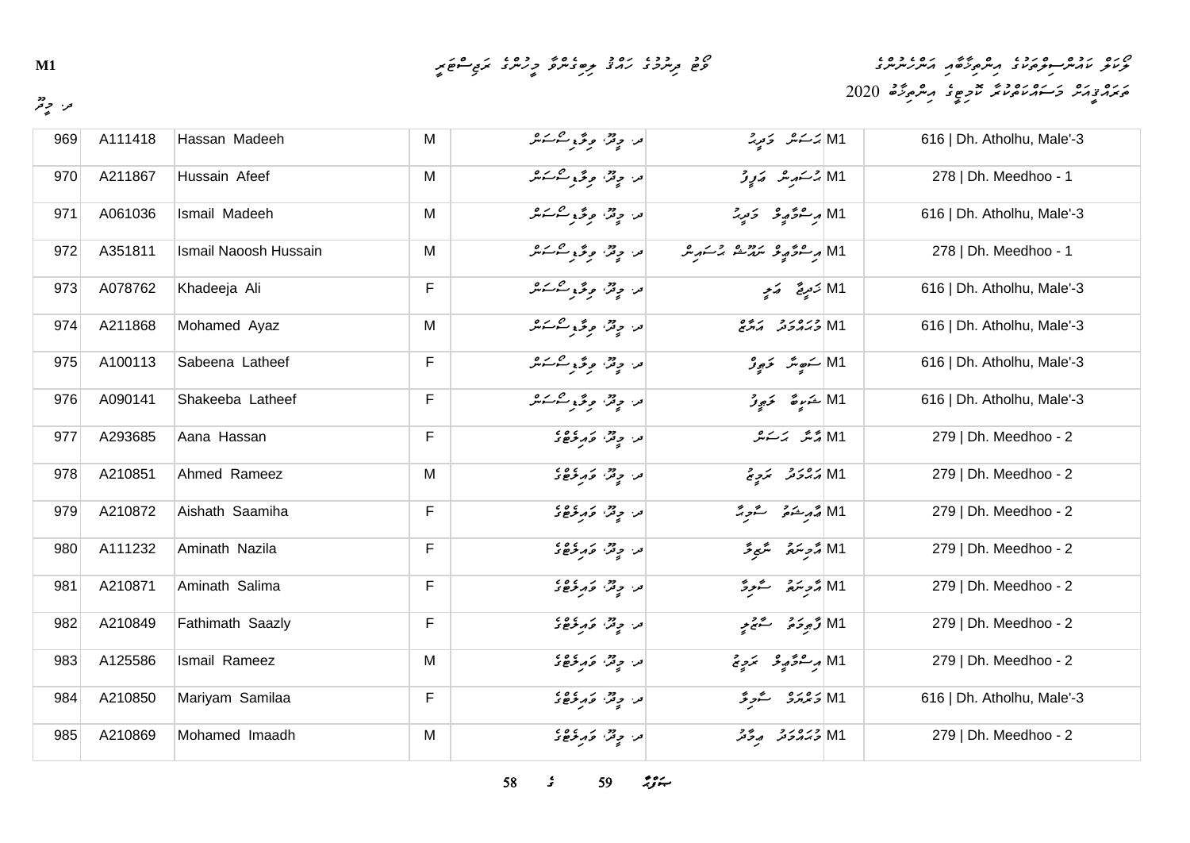| 969 | A111418 | Hassan Madeeh | M | ދ. މީދޫ، ވިލާގެ ސްކަން | M1 ބަސަން މަދީހު | 616 \| Dh. Atholhu, Male'-3 |
|---|---|---|---|---|---|---|
| 970 | A211867 | Hussain Afeef | M | ދ. މީދޫ، ވިލާގެ ސްކަން | M1 ހުސައިން އަފީފު | 278 \| Dh. Meedhoo - 1 |
| 971 | A061036 | Ismail Madeeh | M | ދ. މީދޫ، ވިލާގެ ސްކަން | M1 އިސްމާއީލް މަދީހު | 616 \| Dh. Atholhu, Male'-3 |
| 972 | A351811 | Ismail Naoosh Hussain | M | ދ. މީދޫ، ވިލާގެ ސްކަން | M1 އިސްމާއީލް ނައޫޝް ހުސައިން | 278 \| Dh. Meedhoo - 1 |
| 973 | A078762 | Khadeeja Ali | F | ދ. މީދޫ، ވިލާގެ ސްކަން | M1 ޚަދީޖާ އަލި | 616 \| Dh. Atholhu, Male'-3 |
| 974 | A211868 | Mohamed Ayaz | M | ދ. މީދޫ، ވިލާގެ ސްކަން | M1 މުހައްމަދު އަޔާޒް | 616 \| Dh. Atholhu, Male'-3 |
| 975 | A100113 | Sabeena Latheef | F | ދ. މީދޫ، ވިލާގެ ސްކަން | M1 ސަބީނާ ލަޠީފު | 616 \| Dh. Atholhu, Male'-3 |
| 976 | A090141 | Shakeeba Latheef | F | ދ. މީދޫ، ވިލާގެ ސްކަން | M1 ޝަކީބާ ލަޠީފު | 616 \| Dh. Atholhu, Male'-3 |
| 977 | A293685 | Aana Hassan | F | ދ. މީދޫ، ވައިލޫޓޭ | M1 އާނާ ހަސަން | 279 \| Dh. Meedhoo - 2 |
| 978 | A210851 | Ahmed Rameez | M | ދ. މީދޫ، ވައިލޫޓޭ | M1 އަހުމަދު ރަމީޒު | 279 \| Dh. Meedhoo - 2 |
| 979 | A210872 | Aishath Saamiha | F | ދ. މީދޫ، ވައިލޫޓޭ | M1 އާއިޝަތު ސާމިހާ | 279 \| Dh. Meedhoo - 2 |
| 980 | A111232 | Aminath Nazila | F | ދ. މީދޫ، ވައިލޫޓޭ | M1 އާމިނަތު ނާޒިލާ | 279 \| Dh. Meedhoo - 2 |
| 981 | A210871 | Aminath Salima | F | ދ. މީދޫ، ވައިލޫޓޭ | M1 އާމިނަތު ސާލިމާ | 279 \| Dh. Meedhoo - 2 |
| 982 | A210849 | Fathimath Saazly | F | ދ. މީދޫ، ވައިލޫޓޭ | M1 ފާތިމަތު ސާޒްލީ | 279 \| Dh. Meedhoo - 2 |
| 983 | A125586 | Ismail Rameez | M | ދ. މީދޫ، ވައިލޫޓޭ | M1 އިސްމާއީލް ރަމީޒު | 279 \| Dh. Meedhoo - 2 |
| 984 | A210850 | Mariyam Samilaa | F | ދ. މީދޫ، ވައިލޫޓޭ | M1 މަރިޔަމް ސާމިލާ | 616 \| Dh. Atholhu, Male'-3 |
| 985 | A210869 | Mohamed Imaadh | M | ދ. މީދޫ، ވައިލޫޓޭ | M1 މުހައްމަދު އިމާދު | 279 \| Dh. Meedhoo - 2 |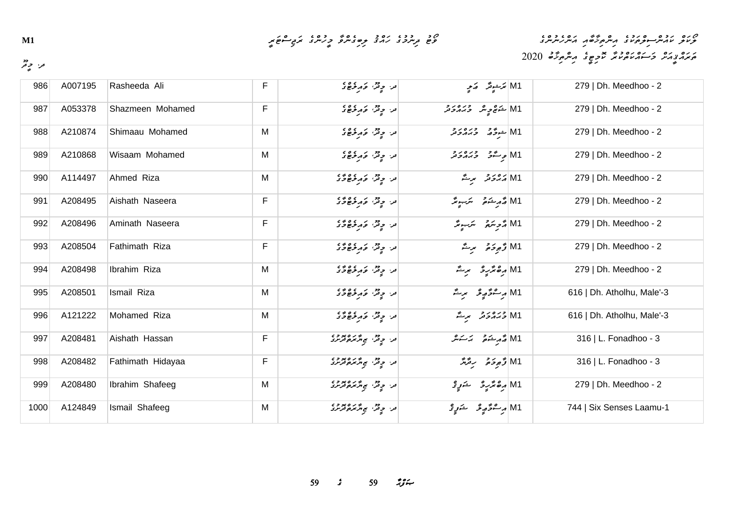| | | | | | | |
|---|---|---|---|---|---|---|
| 986 | A007195 | Rasheeda Ali | F | ދ. މީދޫ، ވައިލެޓްގެ | M1 ރަޝީދާ ޢަލީ | 279 \| Dh. Meedhoo - 2 |
| 987 | A053378 | Shazmeen Mohamed | F | ދ. މީދޫ، ވައިލެޓްގެ | M1 ޝަޒްމީން މުހައްމަދު | 279 \| Dh. Meedhoo - 2 |
| 988 | A210874 | Shimaau Mohamed | M | ދ. މީދޫ، ވައިލެޓްގެ | M1 ޝިމާއު މުހައްމަދު | 279 \| Dh. Meedhoo - 2 |
| 989 | A210868 | Wisaam Mohamed | M | ދ. މީދޫ، ވައިލެޓްގެ | M1 ވިސާމް މުހައްމަދު | 279 \| Dh. Meedhoo - 2 |
| 990 | A114497 | Ahmed Riza | M | ދ. މީދޫ، ވައިލެޓްވިލާ | M1 އަހްމަދު ރިޟާ | 279 \| Dh. Meedhoo - 2 |
| 991 | A208495 | Aishath Naseera | F | ދ. މީދޫ، ވައިލެޓްވިލާ | M1 އާއިޝަތު ނަސީރާ | 279 \| Dh. Meedhoo - 2 |
| 992 | A208496 | Aminath Naseera | F | ދ. މީދޫ، ވައިލެޓްވިލާ | M1 އާމިނަތު ނަސީރާ | 279 \| Dh. Meedhoo - 2 |
| 993 | A208504 | Fathimath Riza | F | ދ. މީދޫ، ވައިލެޓްވިލާ | M1 ފާތިމަތު ރިޟާ | 279 \| Dh. Meedhoo - 2 |
| 994 | A208498 | Ibrahim Riza | M | ދ. މީދޫ، ވައިލެޓްވިލާ | M1 އިބްރާހީމް ރިޟާ | 279 \| Dh. Meedhoo - 2 |
| 995 | A208501 | Ismail Riza | M | ދ. މީދޫ، ވައިލެޓްވިލާ | M1 އިސްމާޢީލް ރިޟާ | 616 \| Dh. Atholhu, Male'-3 |
| 996 | A121222 | Mohamed Riza | M | ދ. މީދޫ، ވައިލެޓްވިލާ | M1 މުހައްމަދު ރިޟާ | 616 \| Dh. Atholhu, Male'-3 |
| 997 | A208481 | Aishath Hassan | F | ދ. މީދޫ، ޖައްރާބޯޑުހުރީ | M1 އާއިޝަތު ޙަސަން | 316 \| L. Fonadhoo - 3 |
| 998 | A208482 | Fathimath Hidayaa | F | ދ. މީދޫ، ޖައްރާބޯޑުހުރީ | M1 ފާތިމަތު ހިދާޔާ | 316 \| L. Fonadhoo - 3 |
| 999 | A208480 | Ibrahim Shafeeg | M | ދ. މީދޫ، ޖައްރާބޯޑުހުރީ | M1 އިބްރާހީމް ޝަފީގު | 279 \| Dh. Meedhoo - 2 |
| 1000 | A124849 | Ismail Shafeeg | M | ދ. މީދޫ، ޖައްރާބޯޑުހުރީ | M1 އިސްމާޢީލް ޝަފީގު | 744 \| Six Senses Laamu-1 |